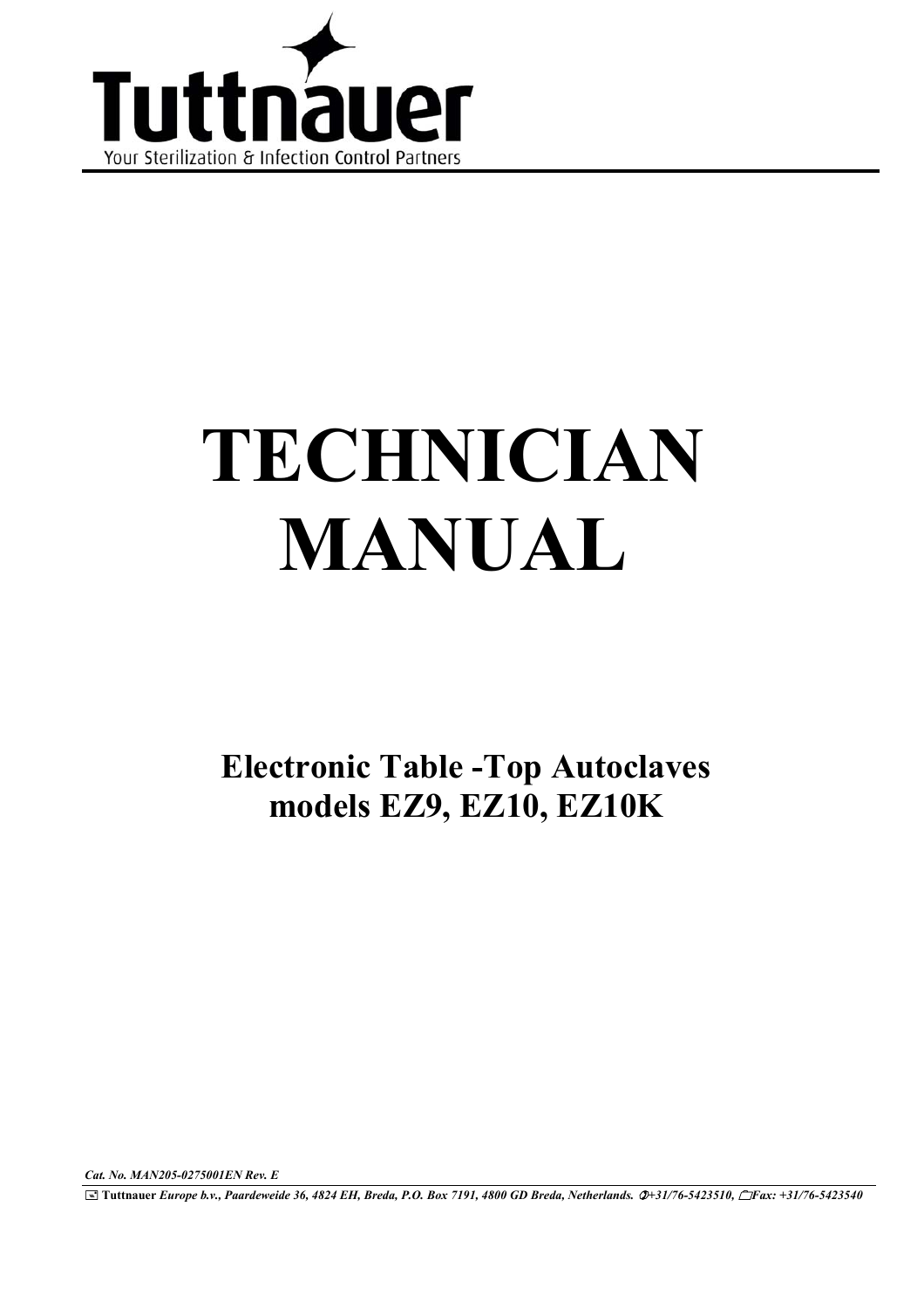Tuttnauer

Your Sterilization & Infection Control Partners

# TECHNICIAN MANUAL

## Electronic Table -Top Autoclaves models EZ9, EZ10, EZ10K

*Cat. No. MAN205-0275001EN Rev. E*

**Tuttnauer** *Europe b.v., Paardeweide 36, 4824 EH, Breda, P.O. Box 7191, 4800 GD Breda, Netherlands. +31/76-5423510, Fax: +31/76-5423540*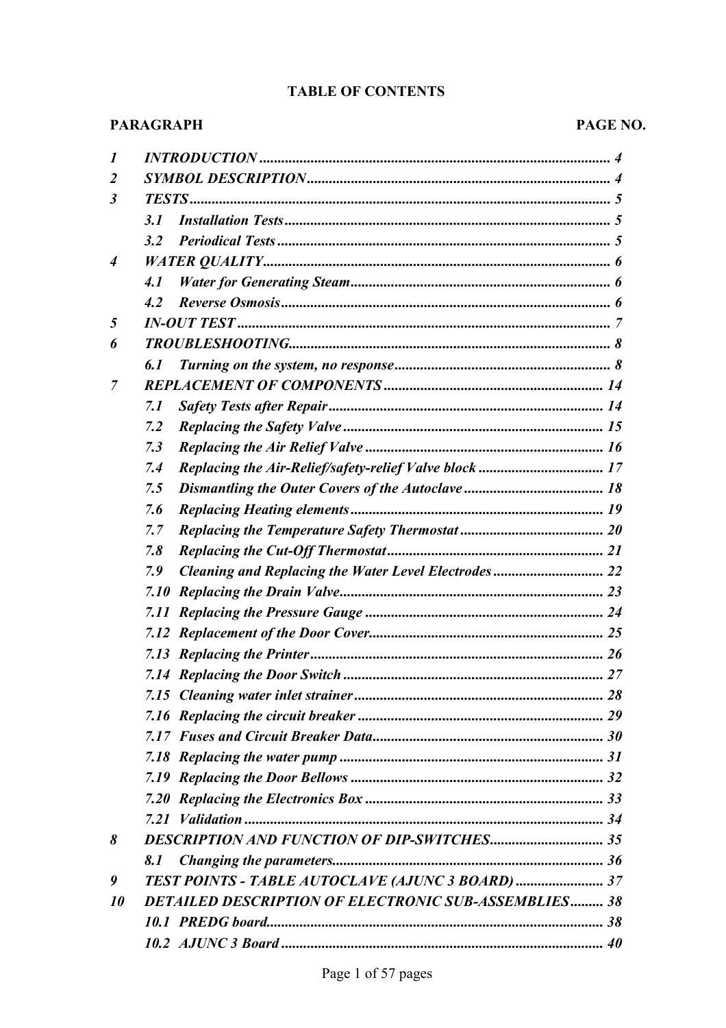# TABLE OF CONTENTS

| PARAGRAPH | | PAGE NO. |
|---|---|---|
| *1* | ***INTRODUCTION*** | ***4*** |
| *2* | ***SYMBOL DESCRIPTION*** | ***4*** |
| *3* | ***TESTS*** | ***5*** |
| | ***3.1 Installation Tests*** | ***5*** |
| | ***3.2 Periodical Tests*** | ***5*** |
| *4* | ***WATER QUALITY*** | ***6*** |
| | ***4.1 Water for Generating Steam*** | ***6*** |
| | ***4.2 Reverse Osmosis*** | ***6*** |
| *5* | ***IN-OUT TEST*** | ***7*** |
| *6* | ***TROUBLESHOOTING*** | ***8*** |
| | ***6.1 Turning on the system, no response*** | ***8*** |
| *7* | ***REPLACEMENT OF COMPONENTS*** | ***14*** |
| | ***7.1 Safety Tests after Repair*** | ***14*** |
| | ***7.2 Replacing the Safety Valve*** | ***15*** |
| | ***7.3 Replacing the Air Relief Valve*** | ***16*** |
| | ***7.4 Replacing the Air-Relief/safety-relief Valve block*** | ***17*** |
| | ***7.5 Dismantling the Outer Covers of the Autoclave*** | ***18*** |
| | ***7.6 Replacing Heating elements*** | ***19*** |
| | ***7.7 Replacing the Temperature Safety Thermostat*** | ***20*** |
| | ***7.8 Replacing the Cut-Off Thermostat*** | ***21*** |
| | ***7.9 Cleaning and Replacing the Water Level Electrodes*** | ***22*** |
| | ***7.10 Replacing the Drain Valve*** | ***23*** |
| | ***7.11 Replacing the Pressure Gauge*** | ***24*** |
| | ***7.12 Replacement of the Door Cover*** | ***25*** |
| | ***7.13 Replacing the Printer*** | ***26*** |
| | ***7.14 Replacing the Door Switch*** | ***27*** |
| | ***7.15 Cleaning water inlet strainer*** | ***28*** |
| | ***7.16 Replacing the circuit breaker*** | ***29*** |
| | ***7.17 Fuses and Circuit Breaker Data*** | ***30*** |
| | ***7.18 Replacing the water pump*** | ***31*** |
| | ***7.19 Replacing the Door Bellows*** | ***32*** |
| | ***7.20 Replacing the Electronics Box*** | ***33*** |
| | ***7.21 Validation*** | ***34*** |
| *8* | ***DESCRIPTION AND FUNCTION OF DIP-SWITCHES*** | ***35*** |
| | ***8.1 Changing the parameters*** | ***36*** |
| *9* | ***TEST POINTS - TABLE AUTOCLAVE (AJUNC 3 BOARD)*** | ***37*** |
| *10* | ***DETAILED DESCRIPTION OF ELECTRONIC SUB-ASSEMBLIES*** | ***38*** |
| | ***10.1 PREDG board*** | ***38*** |
| | ***10.2 AJUNC 3 Board*** | ***40*** |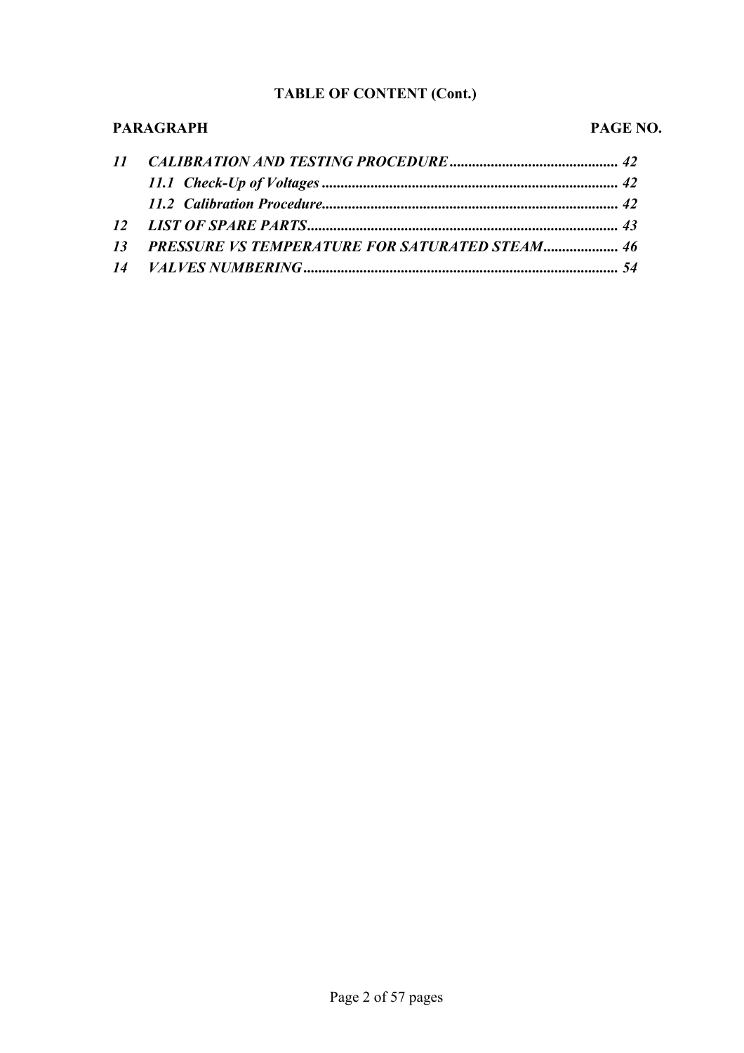**TABLE OF CONTENT (Cont.)**

| PARAGRAPH | | PAGE NO. |
|---|---|---|
| *11* | ***CALIBRATION AND TESTING PROCEDURE*** | *42* |
| | ***11.1 Check-Up of Voltages*** | *42* |
| | ***11.2 Calibration Procedure*** | *42* |
| *12* | ***LIST OF SPARE PARTS*** | *43* |
| *13* | ***PRESSURE VS TEMPERATURE FOR SATURATED STEAM*** | *46* |
| *14* | ***VALVES NUMBERING*** | *54* |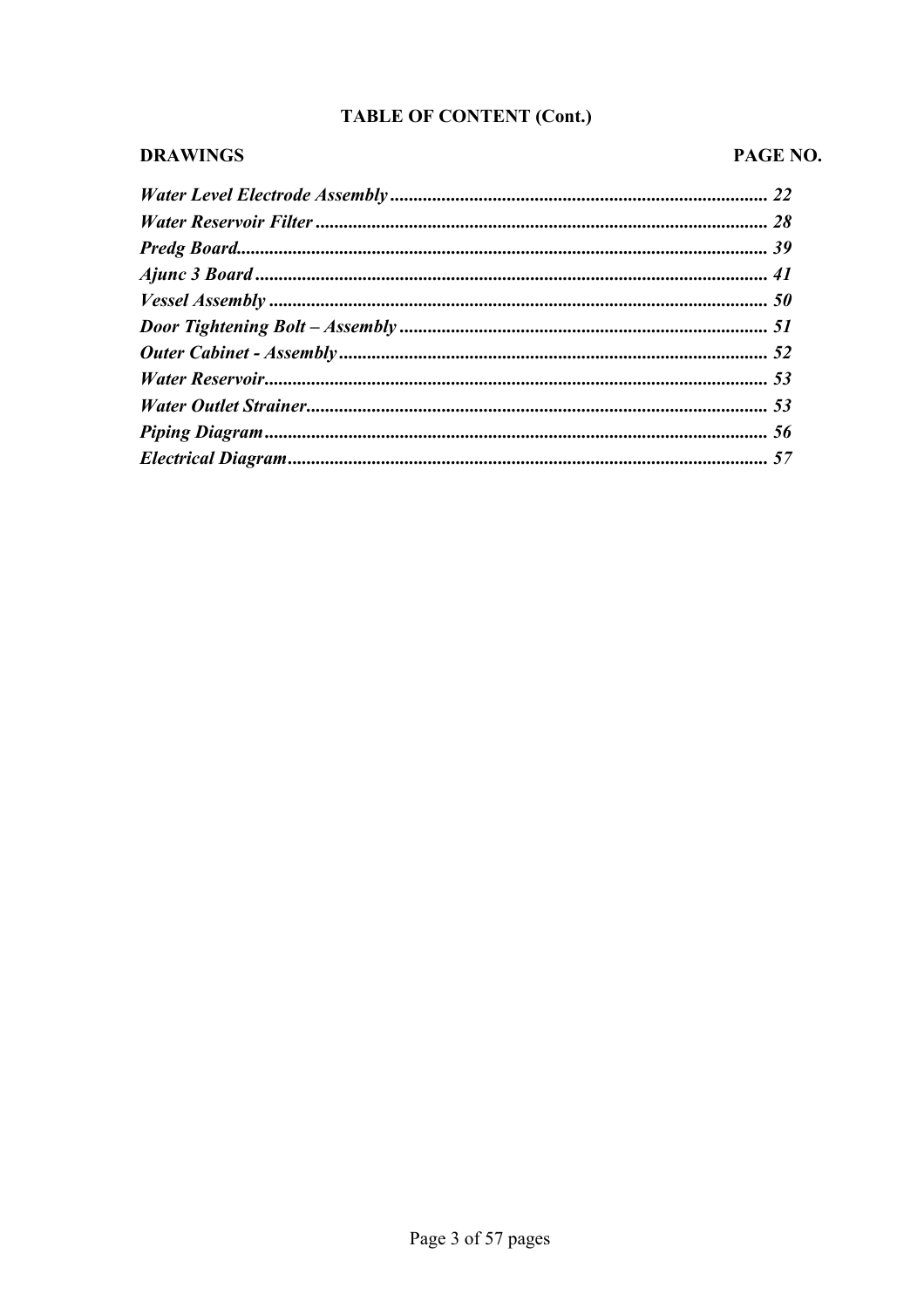## TABLE OF CONTENT (Cont.)

| DRAWINGS | PAGE NO. |
| --- | --- |
| ***Water Level Electrode Assembly*** | ***22*** |
| ***Water Reservoir Filter*** | ***28*** |
| ***Predg Board*** | ***39*** |
| ***Ajunc 3 Board*** | ***41*** |
| ***Vessel Assembly*** | ***50*** |
| ***Door Tightening Bolt – Assembly*** | ***51*** |
| ***Outer Cabinet - Assembly*** | ***52*** |
| ***Water Reservoir*** | ***53*** |
| ***Water Outlet Strainer*** | ***53*** |
| ***Piping Diagram*** | ***56*** |
| ***Electrical Diagram*** | ***57*** |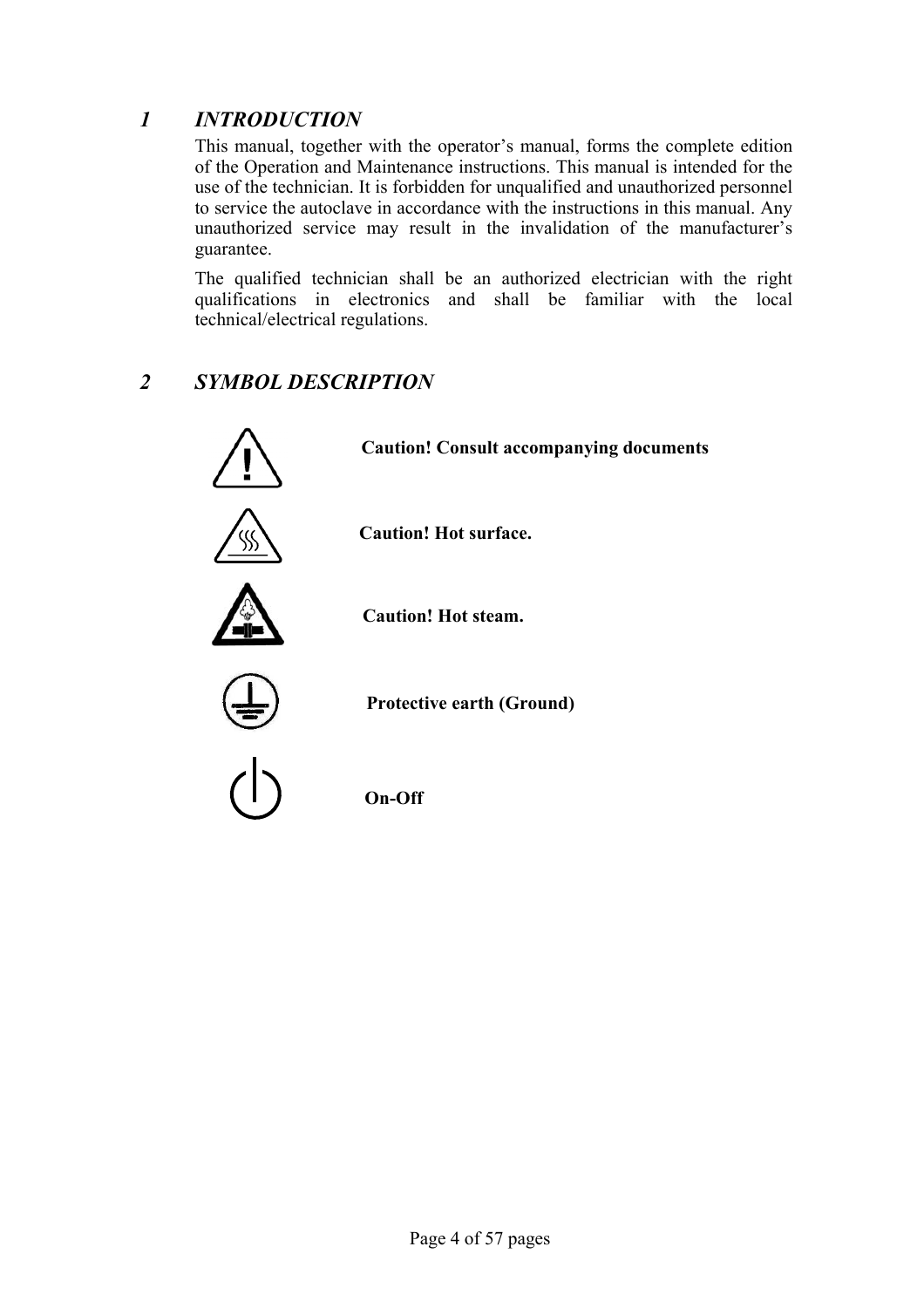## 1 INTRODUCTION

This manual, together with the operator's manual, forms the complete edition of the Operation and Maintenance instructions. This manual is intended for the use of the technician. It is forbidden for unqualified and unauthorized personnel to service the autoclave in accordance with the instructions in this manual. Any unauthorized service may result in the invalidation of the manufacturer's guarantee.

The qualified technician shall be an authorized electrician with the right qualifications in electronics and shall be familiar with the local technical/electrical regulations.

## 2 SYMBOL DESCRIPTION

**Caution! Consult accompanying documents**

**Caution! Hot surface.**

**Caution! Hot steam.**

**Protective earth (Ground)**

**On-Off**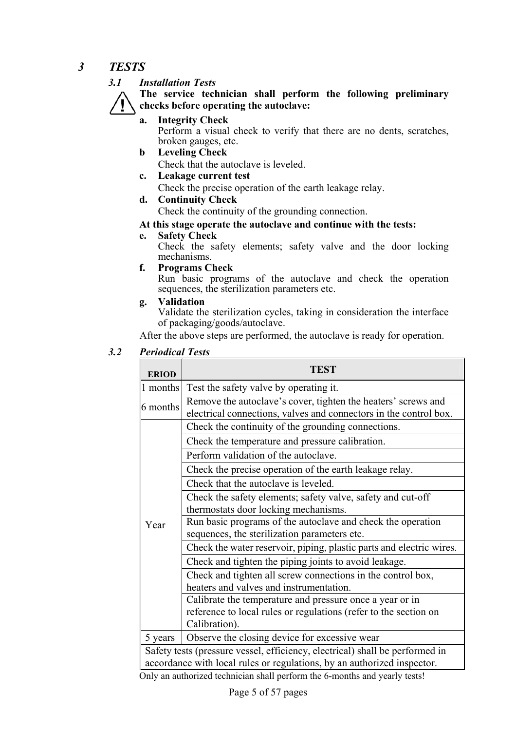# 3 TESTS

## 3.1 Installation Tests

**The service technician shall perform the following preliminary checks before operating the autoclave:**

**a. Integrity Check**
Perform a visual check to verify that there are no dents, scratches, broken gauges, etc.

**b Leveling Check**
Check that the autoclave is leveled.

**c. Leakage current test**
Check the precise operation of the earth leakage relay.

**d. Continuity Check**
Check the continuity of the grounding connection.

**At this stage operate the autoclave and continue with the tests:**

**e. Safety Check**
Check the safety elements; safety valve and the door locking mechanisms.

**f. Programs Check**
Run basic programs of the autoclave and check the operation sequences, the sterilization parameters etc.

**g. Validation**
Validate the sterilization cycles, taking in consideration the interface of packaging/goods/autoclave.

After the above steps are performed, the autoclave is ready for operation.

## 3.2 Periodical Tests

| ERIOD | TEST |
|---|---|
| 1 months | Test the safety valve by operating it. |
| 6 months | Remove the autoclave's cover, tighten the heaters' screws and electrical connections, valves and connectors in the control box. |
| Year | Check the continuity of the grounding connections. |
| | Check the temperature and pressure calibration. |
| | Perform validation of the autoclave. |
| | Check the precise operation of the earth leakage relay. |
| | Check that the autoclave is leveled. |
| | Check the safety elements; safety valve, safety and cut-off thermostats door locking mechanisms. |
| | Run basic programs of the autoclave and check the operation sequences, the sterilization parameters etc. |
| | Check the water reservoir, piping, plastic parts and electric wires. |
| | Check and tighten the piping joints to avoid leakage. |
| | Check and tighten all screw connections in the control box, heaters and valves and instrumentation. |
| | Calibrate the temperature and pressure once a year or in reference to local rules or regulations (refer to the section on Calibration). |
| 5 years | Observe the closing device for excessive wear |
| Safety tests (pressure vessel, efficiency, electrical) shall be performed in accordance with local rules or regulations, by an authorized inspector. | |

Only an authorized technician shall perform the 6-months and yearly tests!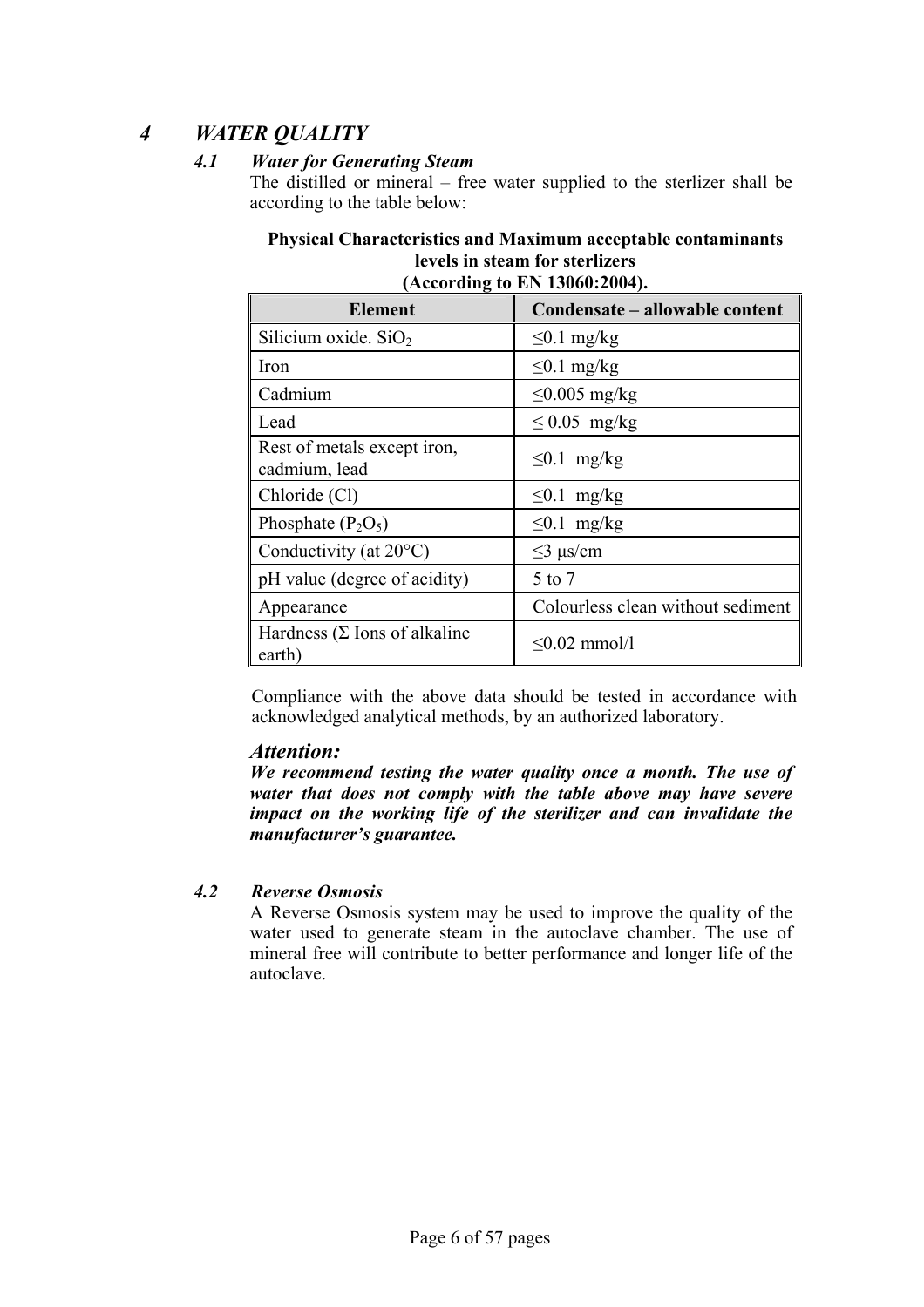# 4 *WATER QUALITY*

## 4.1 *Water for Generating Steam*

The distilled or mineral – free water supplied to the sterlizer shall be according to the table below:

**Physical Characteristics and Maximum acceptable contaminants levels in steam for sterlizers (According to EN 13060:2004).**

| Element | Condensate – allowable content |
|---|---|
| Silicium oxide. $SiO_2$ | ≤0.1 mg/kg |
| Iron | ≤0.1 mg/kg |
| Cadmium | ≤0.005 mg/kg |
| Lead | ≤ 0.05 mg/kg |
| Rest of metals except iron, cadmium, lead | ≤0.1 mg/kg |
| Chloride (Cl) | ≤0.1 mg/kg |
| Phosphate ($P_2O_5$) | ≤0.1 mg/kg |
| Conductivity (at 20°C) | ≤3 µs/cm |
| pH value (degree of acidity) | 5 to 7 |
| Appearance | Colourless clean without sediment |
| Hardness (Σ Ions of alkaline earth) | ≤0.02 mmol/l |

Compliance with the above data should be tested in accordance with acknowledged analytical methods, by an authorized laboratory.

***Attention:***

***We recommend testing the water quality once a month. The use of water that does not comply with the table above may have severe impact on the working life of the sterilizer and can invalidate the manufacturer's guarantee.***

## 4.2 *Reverse Osmosis*

A Reverse Osmosis system may be used to improve the quality of the water used to generate steam in the autoclave chamber. The use of mineral free will contribute to better performance and longer life of the autoclave.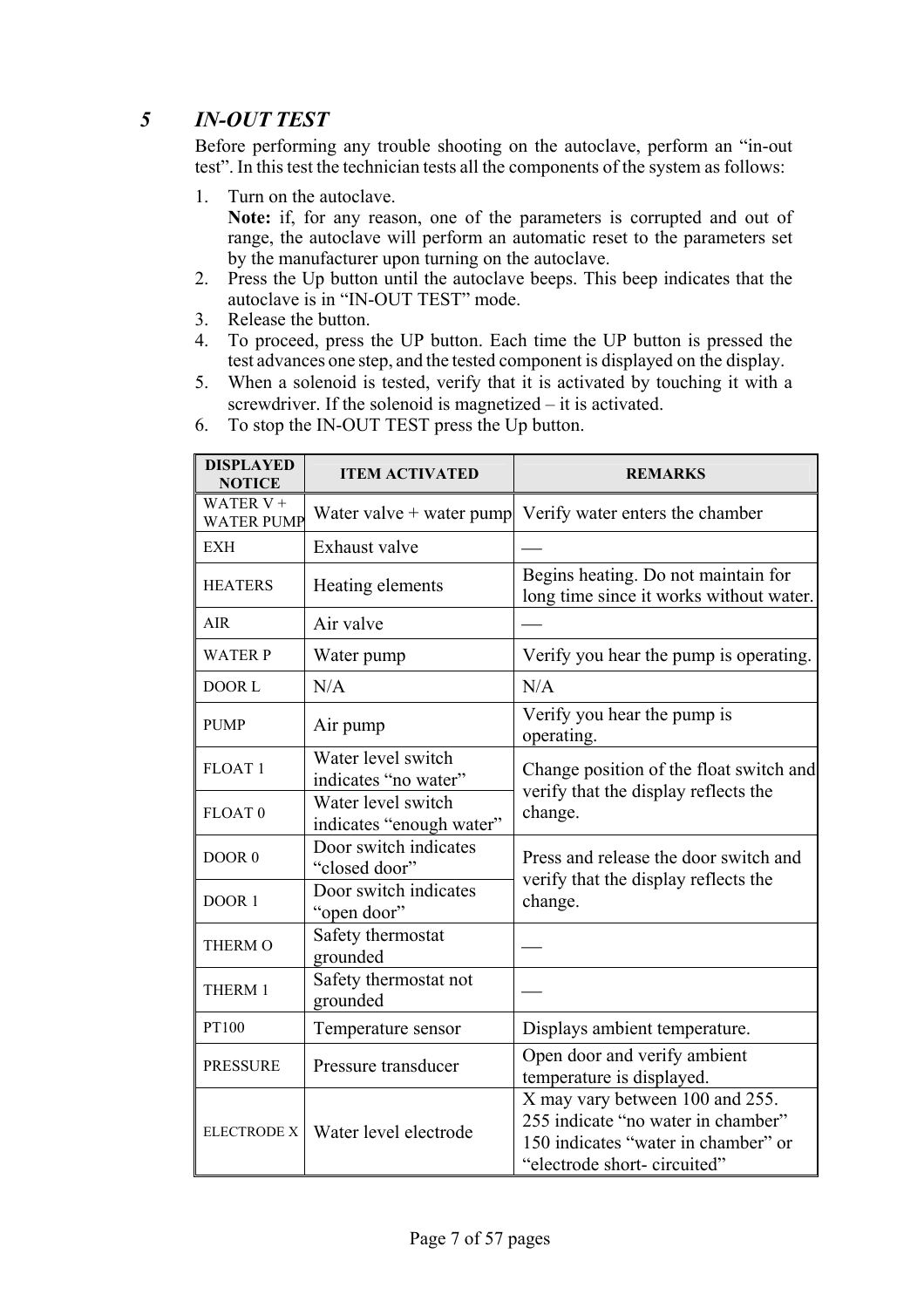# 5 IN-OUT TEST

Before performing any trouble shooting on the autoclave, perform an "in-out test". In this test the technician tests all the components of the system as follows:

1. Turn on the autoclave.
   **Note:** if, for any reason, one of the parameters is corrupted and out of range, the autoclave will perform an automatic reset to the parameters set by the manufacturer upon turning on the autoclave.
2. Press the Up button until the autoclave beeps. This beep indicates that the autoclave is in "IN-OUT TEST" mode.
3. Release the button.
4. To proceed, press the UP button. Each time the UP button is pressed the test advances one step, and the tested component is displayed on the display.
5. When a solenoid is tested, verify that it is activated by touching it with a screwdriver. If the solenoid is magnetized – it is activated.
6. To stop the IN-OUT TEST press the Up button.

| DISPLAYED NOTICE | ITEM ACTIVATED | REMARKS |
|---|---|---|
| WATER V + WATER PUMP | Water valve + water pump | Verify water enters the chamber |
| EXH | Exhaust valve | — |
| HEATERS | Heating elements | Begins heating. Do not maintain for long time since it works without water. |
| AIR | Air valve | — |
| WATER P | Water pump | Verify you hear the pump is operating. |
| DOOR L | N/A | N/A |
| PUMP | Air pump | Verify you hear the pump is operating. |
| FLOAT 1 | Water level switch indicates "no water" | Change position of the float switch and verify that the display reflects the change. |
| FLOAT 0 | Water level switch indicates "enough water" | |
| DOOR 0 | Door switch indicates "closed door" | Press and release the door switch and verify that the display reflects the change. |
| DOOR 1 | Door switch indicates "open door" | |
| THERM O | Safety thermostat grounded | — |
| THERM 1 | Safety thermostat not grounded | — |
| PT100 | Temperature sensor | Displays ambient temperature. |
| PRESSURE | Pressure transducer | Open door and verify ambient temperature is displayed. |
| ELECTRODE X | Water level electrode | X may vary between 100 and 255. 255 indicate "no water in chamber" 150 indicates "water in chamber" or "electrode short- circuited" |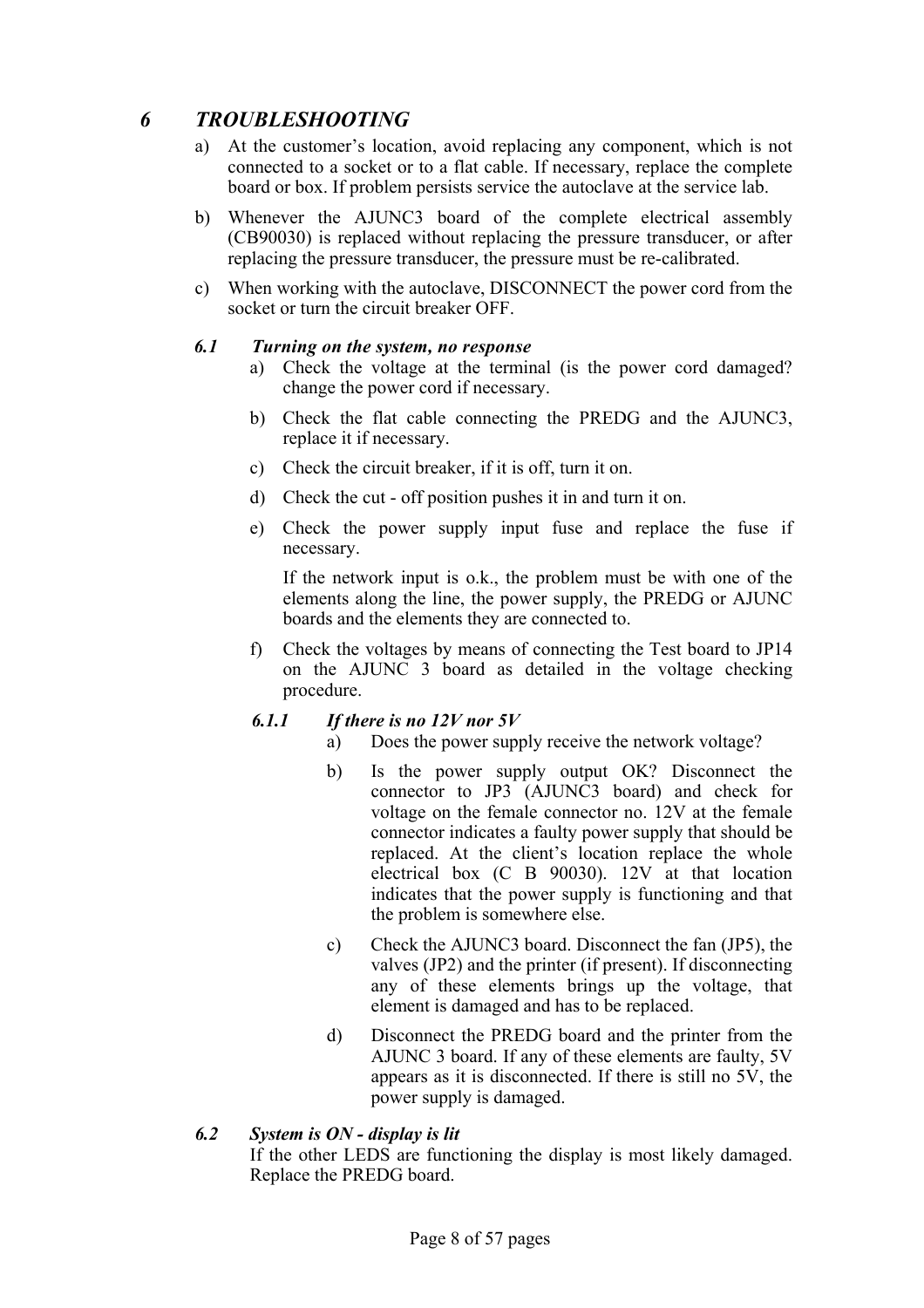# 6 *TROUBLESHOOTING*

a) At the customer's location, avoid replacing any component, which is not connected to a socket or to a flat cable. If necessary, replace the complete board or box. If problem persists service the autoclave at the service lab.

b) Whenever the AJUNC3 board of the complete electrical assembly (CB90030) is replaced without replacing the pressure transducer, or after replacing the pressure transducer, the pressure must be re-calibrated.

c) When working with the autoclave, DISCONNECT the power cord from the socket or turn the circuit breaker OFF.

## *6.1 Turning on the system, no response*

a) Check the voltage at the terminal (is the power cord damaged? change the power cord if necessary.

b) Check the flat cable connecting the PREDG and the AJUNC3, replace it if necessary.

c) Check the circuit breaker, if it is off, turn it on.

d) Check the cut - off position pushes it in and turn it on.

e) Check the power supply input fuse and replace the fuse if necessary.

If the network input is o.k., the problem must be with one of the elements along the line, the power supply, the PREDG or AJUNC boards and the elements they are connected to.

f) Check the voltages by means of connecting the Test board to JP14 on the AJUNC 3 board as detailed in the voltage checking procedure.

### *6.1.1 If there is no 12V nor 5V*

a) Does the power supply receive the network voltage?

b) Is the power supply output OK? Disconnect the connector to JP3 (AJUNC3 board) and check for voltage on the female connector no. 12V at the female connector indicates a faulty power supply that should be replaced. At the client's location replace the whole electrical box (C B 90030). 12V at that location indicates that the power supply is functioning and that the problem is somewhere else.

c) Check the AJUNC3 board. Disconnect the fan (JP5), the valves (JP2) and the printer (if present). If disconnecting any of these elements brings up the voltage, that element is damaged and has to be replaced.

d) Disconnect the PREDG board and the printer from the AJUNC 3 board. If any of these elements are faulty, 5V appears as it is disconnected. If there is still no 5V, the power supply is damaged.

## *6.2 System is ON - display is lit*

If the other LEDS are functioning the display is most likely damaged. Replace the PREDG board.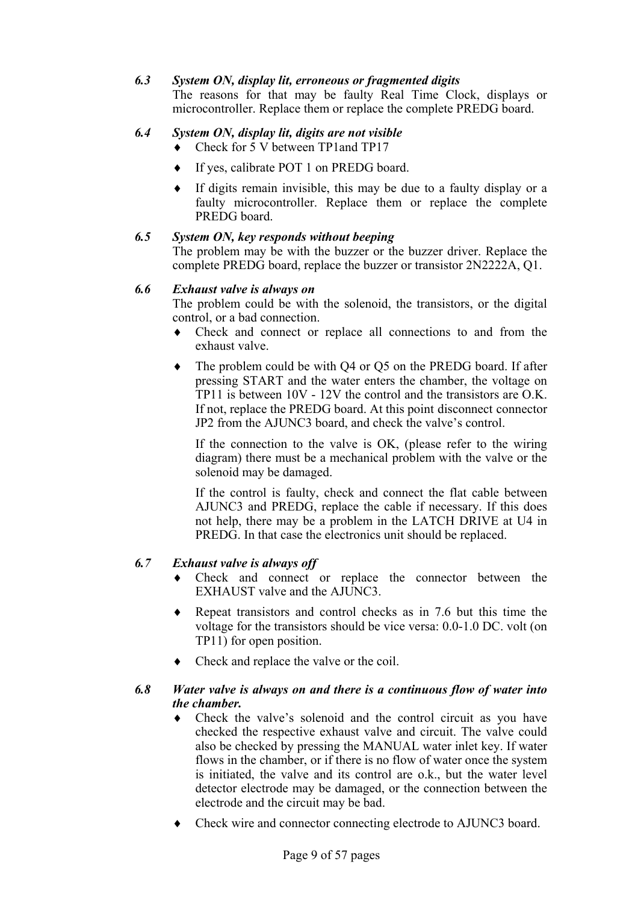### *6.3 System ON, display lit, erroneous or fragmented digits*

The reasons for that may be faulty Real Time Clock, displays or microcontroller. Replace them or replace the complete PREDG board.

### *6.4 System ON, display lit, digits are not visible*

- Check for 5 V between TP1and TP17
- If yes, calibrate POT 1 on PREDG board.
- If digits remain invisible, this may be due to a faulty display or a faulty microcontroller. Replace them or replace the complete PREDG board.

### *6.5 System ON, key responds without beeping*

The problem may be with the buzzer or the buzzer driver. Replace the complete PREDG board, replace the buzzer or transistor 2N2222A, Q1.

### *6.6 Exhaust valve is always on*

The problem could be with the solenoid, the transistors, or the digital control, or a bad connection.

- Check and connect or replace all connections to and from the exhaust valve.
- The problem could be with Q4 or Q5 on the PREDG board. If after pressing START and the water enters the chamber, the voltage on TP11 is between 10V - 12V the control and the transistors are O.K. If not, replace the PREDG board. At this point disconnect connector JP2 from the AJUNC3 board, and check the valve's control.

  If the connection to the valve is OK, (please refer to the wiring diagram) there must be a mechanical problem with the valve or the solenoid may be damaged.

  If the control is faulty, check and connect the flat cable between AJUNC3 and PREDG, replace the cable if necessary. If this does not help, there may be a problem in the LATCH DRIVE at U4 in PREDG. In that case the electronics unit should be replaced.

### *6.7 Exhaust valve is always off*

- Check and connect or replace the connector between the EXHAUST valve and the AJUNC3.
- Repeat transistors and control checks as in 7.6 but this time the voltage for the transistors should be vice versa: 0.0-1.0 DC. volt (on TP11) for open position.
- Check and replace the valve or the coil.

### *6.8 Water valve is always on and there is a continuous flow of water into the chamber.*

- Check the valve's solenoid and the control circuit as you have checked the respective exhaust valve and circuit. The valve could also be checked by pressing the MANUAL water inlet key. If water flows in the chamber, or if there is no flow of water once the system is initiated, the valve and its control are o.k., but the water level detector electrode may be damaged, or the connection between the electrode and the circuit may be bad.
- Check wire and connector connecting electrode to AJUNC3 board.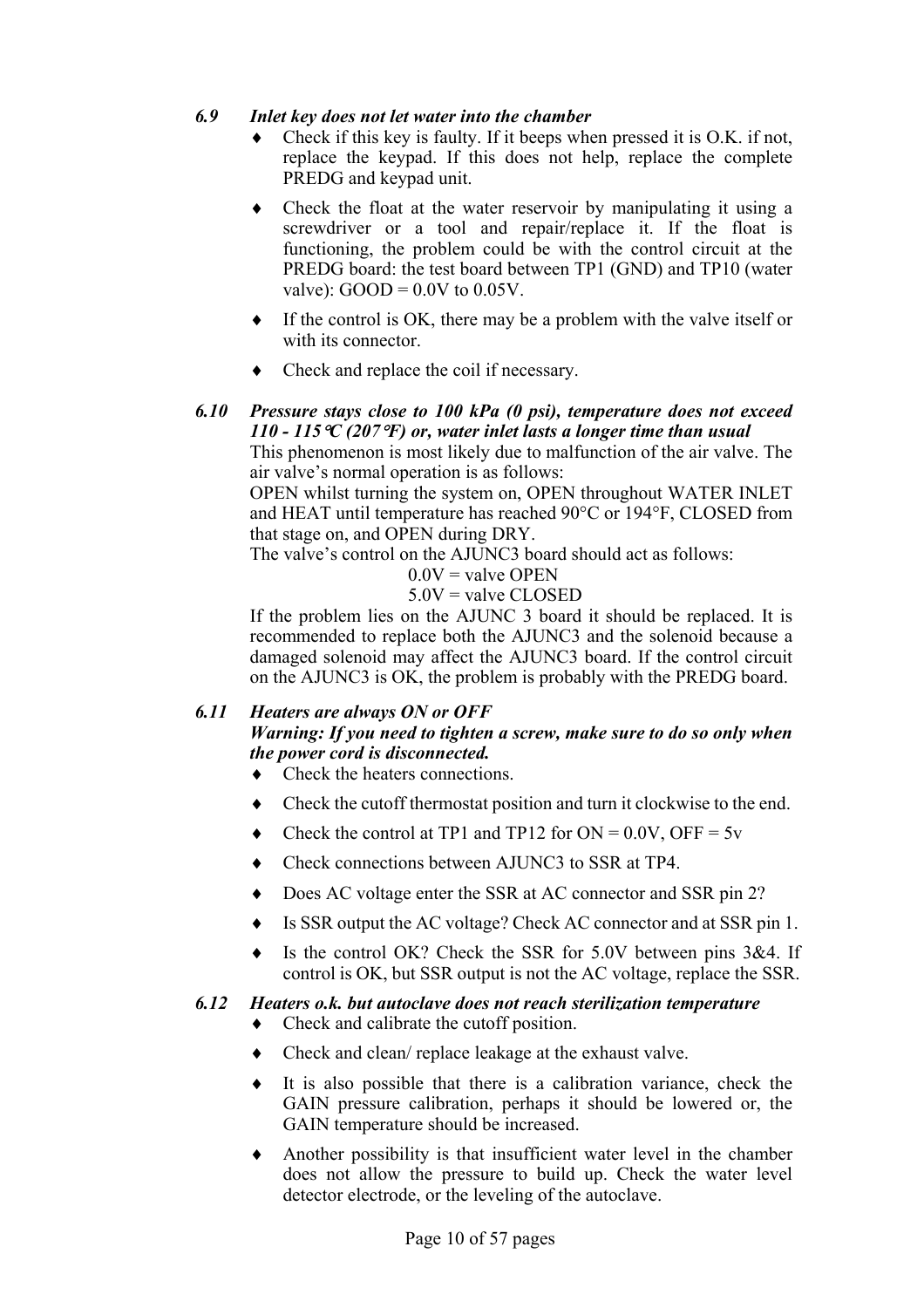### *6.9 Inlet key does not let water into the chamber*

- Check if this key is faulty. If it beeps when pressed it is O.K. if not, replace the keypad. If this does not help, replace the complete PREDG and keypad unit.
- Check the float at the water reservoir by manipulating it using a screwdriver or a tool and repair/replace it. If the float is functioning, the problem could be with the control circuit at the PREDG board: the test board between TP1 (GND) and TP10 (water valve): GOOD = 0.0V to 0.05V.
- If the control is OK, there may be a problem with the valve itself or with its connector.
- Check and replace the coil if necessary.

### *6.10 Pressure stays close to 100 kPa (0 psi), temperature does not exceed 110 - 115°C (207°F) or, water inlet lasts a longer time than usual*

This phenomenon is most likely due to malfunction of the air valve. The air valve's normal operation is as follows:

OPEN whilst turning the system on, OPEN throughout WATER INLET and HEAT until temperature has reached 90°C or 194°F, CLOSED from that stage on, and OPEN during DRY.

The valve's control on the AJUNC3 board should act as follows:

0.0V = valve OPEN
5.0V = valve CLOSED

If the problem lies on the AJUNC 3 board it should be replaced. It is recommended to replace both the AJUNC3 and the solenoid because a damaged solenoid may affect the AJUNC3 board. If the control circuit on the AJUNC3 is OK, the problem is probably with the PREDG board.

### *6.11 Heaters are always ON or OFF*

***Warning: If you need to tighten a screw, make sure to do so only when the power cord is disconnected.***

- Check the heaters connections.
- Check the cutoff thermostat position and turn it clockwise to the end.
- Check the control at TP1 and TP12 for ON = 0.0V, OFF = 5v
- Check connections between AJUNC3 to SSR at TP4.
- Does AC voltage enter the SSR at AC connector and SSR pin 2?
- Is SSR output the AC voltage? Check AC connector and at SSR pin 1.
- Is the control OK? Check the SSR for 5.0V between pins 3&4. If control is OK, but SSR output is not the AC voltage, replace the SSR.

### *6.12 Heaters o.k. but autoclave does not reach sterilization temperature*

- Check and calibrate the cutoff position.
- Check and clean/ replace leakage at the exhaust valve.
- It is also possible that there is a calibration variance, check the GAIN pressure calibration, perhaps it should be lowered or, the GAIN temperature should be increased.
- Another possibility is that insufficient water level in the chamber does not allow the pressure to build up. Check the water level detector electrode, or the leveling of the autoclave.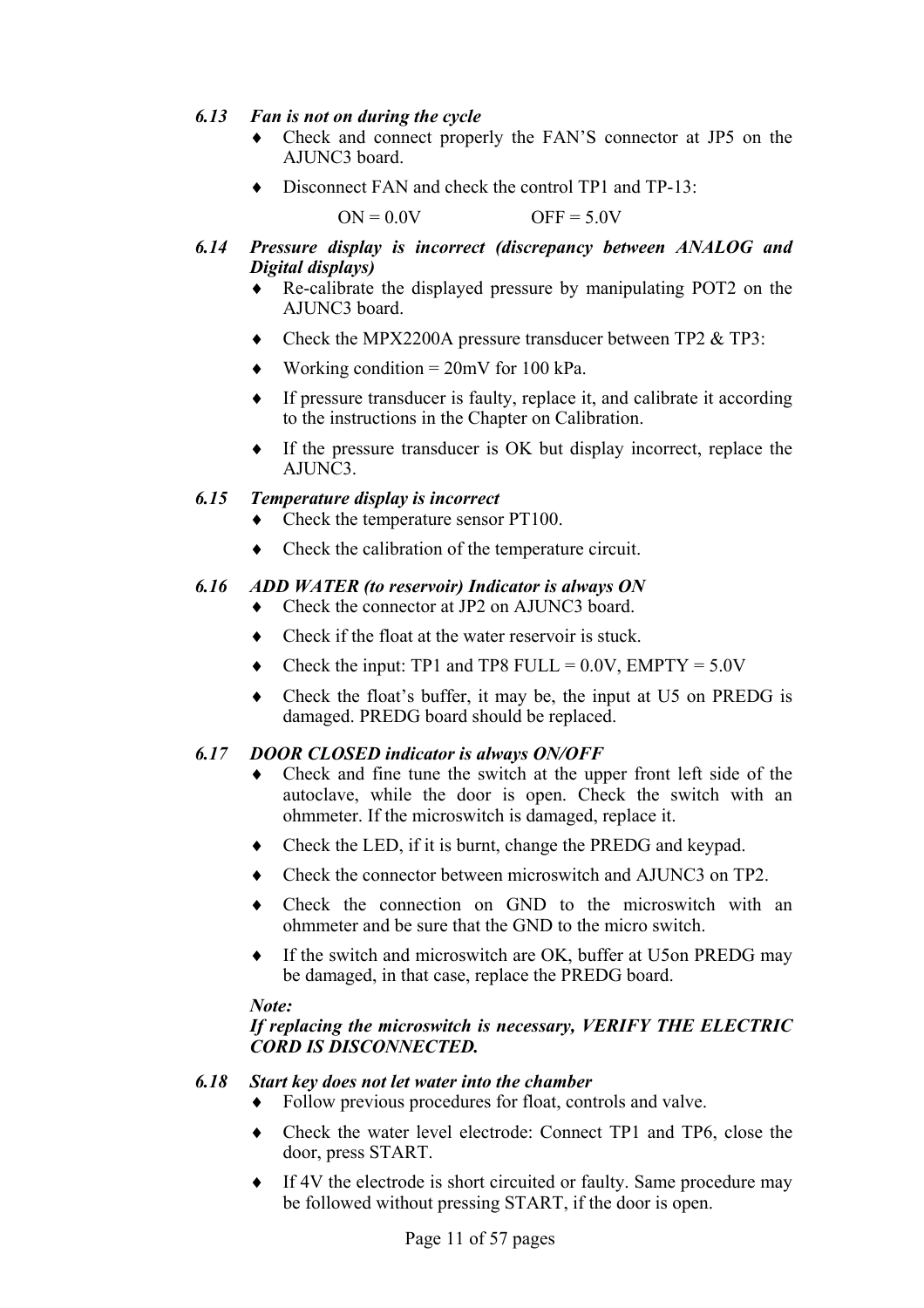### *6.13 Fan is not on during the cycle*

- Check and connect properly the FAN'S connector at JP5 on the AJUNC3 board.
- Disconnect FAN and check the control TP1 and TP-13:

  ON = 0.0V OFF = 5.0V

### *6.14 Pressure display is incorrect (discrepancy between ANALOG and Digital displays)*

- Re-calibrate the displayed pressure by manipulating POT2 on the AJUNC3 board.
- Check the MPX2200A pressure transducer between TP2 & TP3:
- Working condition = 20mV for 100 kPa.
- If pressure transducer is faulty, replace it, and calibrate it according to the instructions in the Chapter on Calibration.
- If the pressure transducer is OK but display incorrect, replace the AJUNC3.

### *6.15 Temperature display is incorrect*

- Check the temperature sensor PT100.
- Check the calibration of the temperature circuit.

### *6.16 ADD WATER (to reservoir) Indicator is always ON*

- Check the connector at JP2 on AJUNC3 board.
- Check if the float at the water reservoir is stuck.
- Check the input: TP1 and TP8 FULL = 0.0V, EMPTY = 5.0V
- Check the float's buffer, it may be, the input at U5 on PREDG is damaged. PREDG board should be replaced.

### *6.17 DOOR CLOSED indicator is always ON/OFF*

- Check and fine tune the switch at the upper front left side of the autoclave, while the door is open. Check the switch with an ohmmeter. If the microswitch is damaged, replace it.
- Check the LED, if it is burnt, change the PREDG and keypad.
- Check the connector between microswitch and AJUNC3 on TP2.
- Check the connection on GND to the microswitch with an ohmmeter and be sure that the GND to the micro switch.
- If the switch and microswitch are OK, buffer at U5on PREDG may be damaged, in that case, replace the PREDG board.

***Note:***
***If replacing the microswitch is necessary, VERIFY THE ELECTRIC CORD IS DISCONNECTED.***

### *6.18 Start key does not let water into the chamber*

- Follow previous procedures for float, controls and valve.
- Check the water level electrode: Connect TP1 and TP6, close the door, press START.
- If 4V the electrode is short circuited or faulty. Same procedure may be followed without pressing START, if the door is open.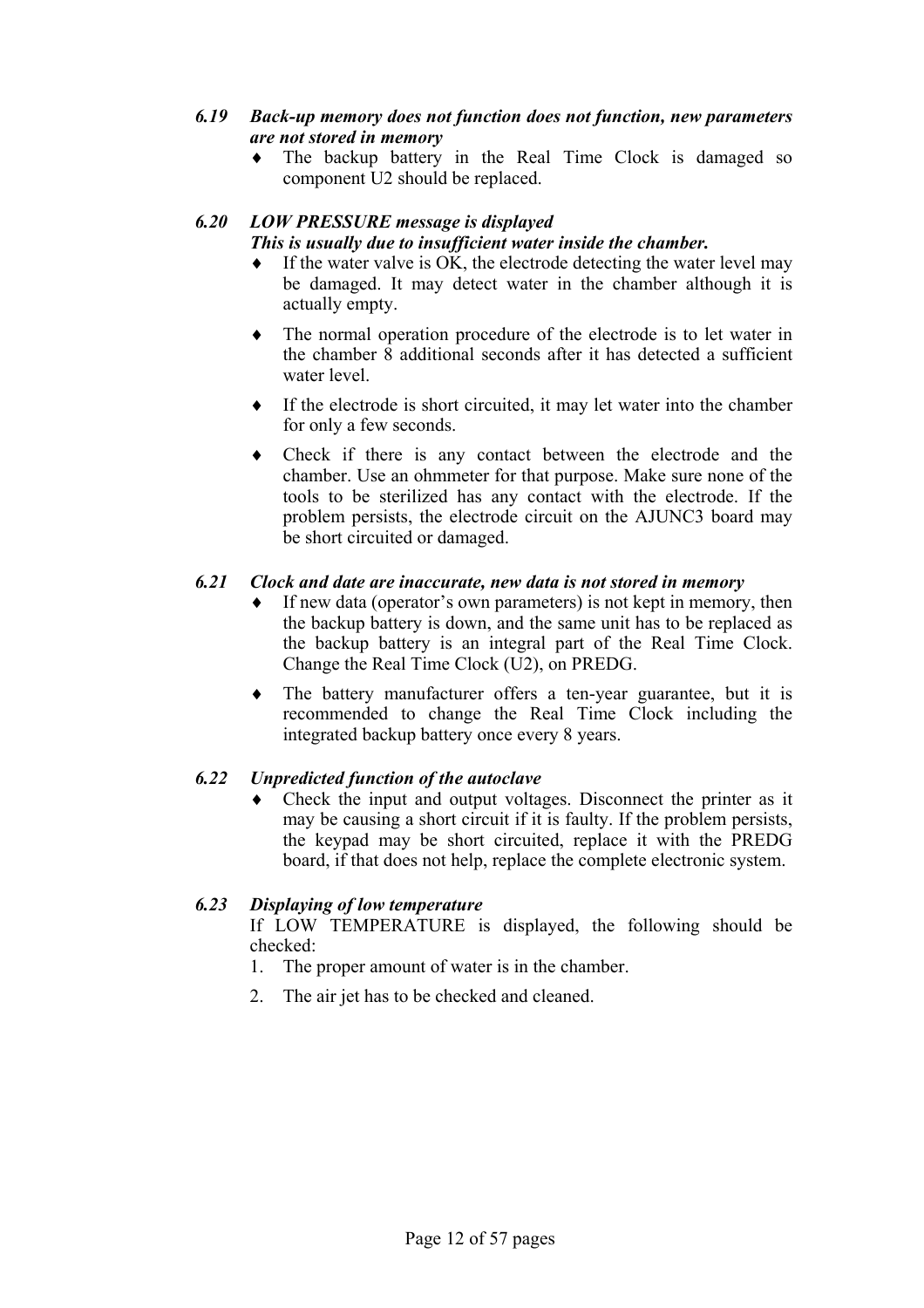### *6.19 Back-up memory does not function does not function, new parameters are not stored in memory*

- The backup battery in the Real Time Clock is damaged so component U2 should be replaced.

### *6.20 LOW PRESSURE message is displayed*

***This is usually due to insufficient water inside the chamber.***

- If the water valve is OK, the electrode detecting the water level may be damaged. It may detect water in the chamber although it is actually empty.
- The normal operation procedure of the electrode is to let water in the chamber 8 additional seconds after it has detected a sufficient water level.
- If the electrode is short circuited, it may let water into the chamber for only a few seconds.
- Check if there is any contact between the electrode and the chamber. Use an ohmmeter for that purpose. Make sure none of the tools to be sterilized has any contact with the electrode. If the problem persists, the electrode circuit on the AJUNC3 board may be short circuited or damaged.

### *6.21 Clock and date are inaccurate, new data is not stored in memory*

- If new data (operator's own parameters) is not kept in memory, then the backup battery is down, and the same unit has to be replaced as the backup battery is an integral part of the Real Time Clock. Change the Real Time Clock (U2), on PREDG.
- The battery manufacturer offers a ten-year guarantee, but it is recommended to change the Real Time Clock including the integrated backup battery once every 8 years.

### *6.22 Unpredicted function of the autoclave*

- Check the input and output voltages. Disconnect the printer as it may be causing a short circuit if it is faulty. If the problem persists, the keypad may be short circuited, replace it with the PREDG board, if that does not help, replace the complete electronic system.

### *6.23 Displaying of low temperature*

If LOW TEMPERATURE is displayed, the following should be checked:

1. The proper amount of water is in the chamber.
2. The air jet has to be checked and cleaned.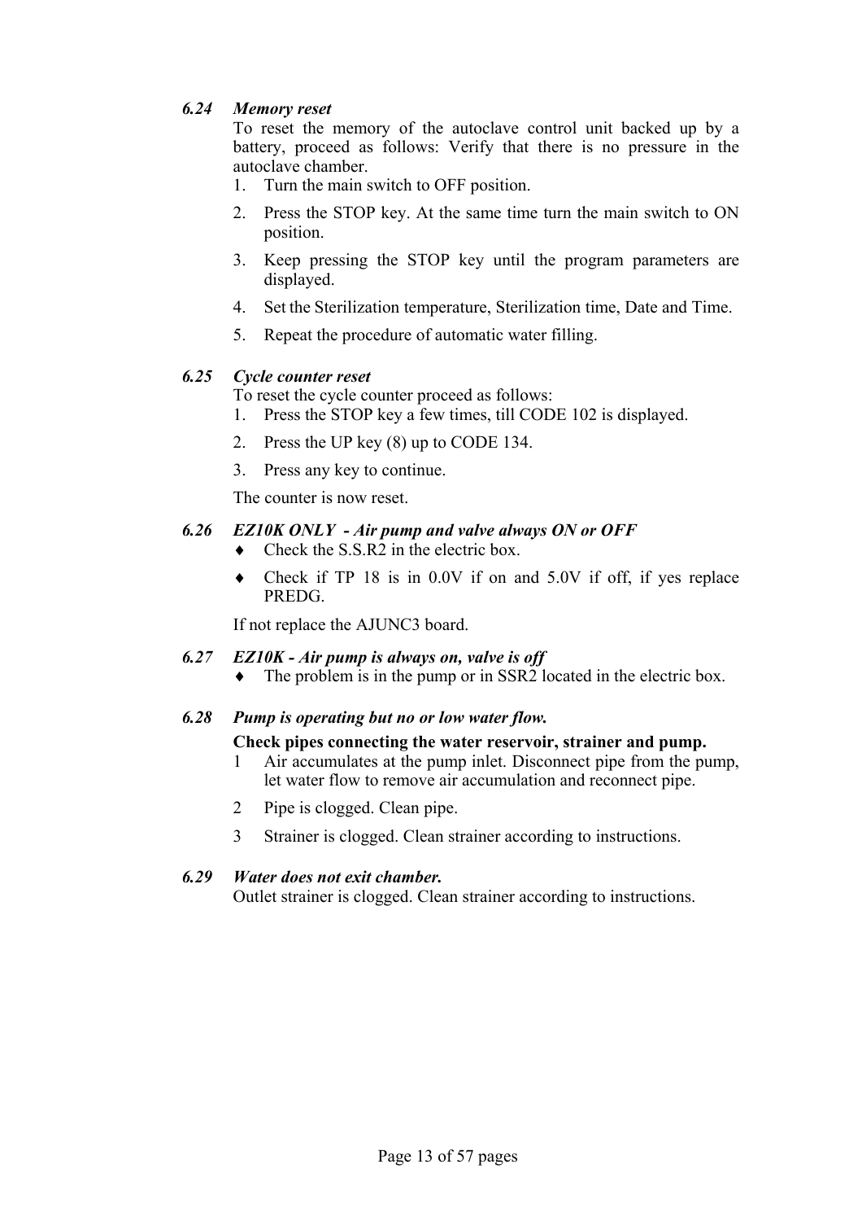### *6.24 Memory reset*

To reset the memory of the autoclave control unit backed up by a battery, proceed as follows: Verify that there is no pressure in the autoclave chamber.

1. Turn the main switch to OFF position.
2. Press the STOP key. At the same time turn the main switch to ON position.
3. Keep pressing the STOP key until the program parameters are displayed.
4. Set the Sterilization temperature, Sterilization time, Date and Time.
5. Repeat the procedure of automatic water filling.

### *6.25 Cycle counter reset*

To reset the cycle counter proceed as follows:

1. Press the STOP key a few times, till CODE 102 is displayed.
2. Press the UP key (8) up to CODE 134.
3. Press any key to continue.

The counter is now reset.

### *6.26 EZ10K ONLY - Air pump and valve always ON or OFF*

- Check the S.S.R2 in the electric box.
- Check if TP 18 is in 0.0V if on and 5.0V if off, if yes replace PREDG.

If not replace the AJUNC3 board.

### *6.27 EZ10K - Air pump is always on, valve is off*

- The problem is in the pump or in SSR2 located in the electric box.

### *6.28 Pump is operating but no or low water flow.*

**Check pipes connecting the water reservoir, strainer and pump.**

1. Air accumulates at the pump inlet. Disconnect pipe from the pump, let water flow to remove air accumulation and reconnect pipe.
2. Pipe is clogged. Clean pipe.
3. Strainer is clogged. Clean strainer according to instructions.

### *6.29 Water does not exit chamber.*

Outlet strainer is clogged. Clean strainer according to instructions.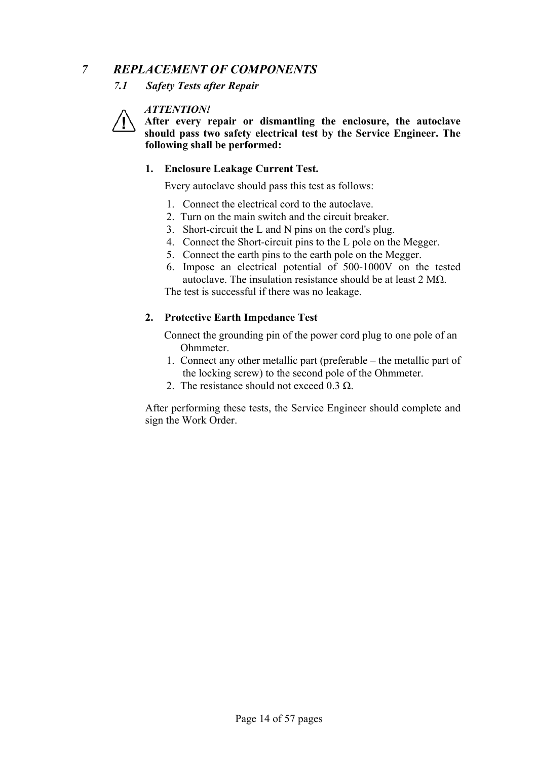# *7 REPLACEMENT OF COMPONENTS*

## *7.1 Safety Tests after Repair*

*ATTENTION!*

**After every repair or dismantling the enclosure, the autoclave should pass two safety electrical test by the Service Engineer. The following shall be performed:**

1. **Enclosure Leakage Current Test.**

   Every autoclave should pass this test as follows:

   1. Connect the electrical cord to the autoclave.
   2. Turn on the main switch and the circuit breaker.
   3. Short-circuit the L and N pins on the cord's plug.
   4. Connect the Short-circuit pins to the L pole on the Megger.
   5. Connect the earth pins to the earth pole on the Megger.
   6. Impose an electrical potential of 500-1000V on the tested autoclave. The insulation resistance should be at least 2 MΩ.

   The test is successful if there was no leakage.

2. **Protective Earth Impedance Test**

   Connect the grounding pin of the power cord plug to one pole of an Ohmmeter.

   1. Connect any other metallic part (preferable – the metallic part of the locking screw) to the second pole of the Ohmmeter.
   2. The resistance should not exceed 0.3 Ω.

After performing these tests, the Service Engineer should complete and sign the Work Order.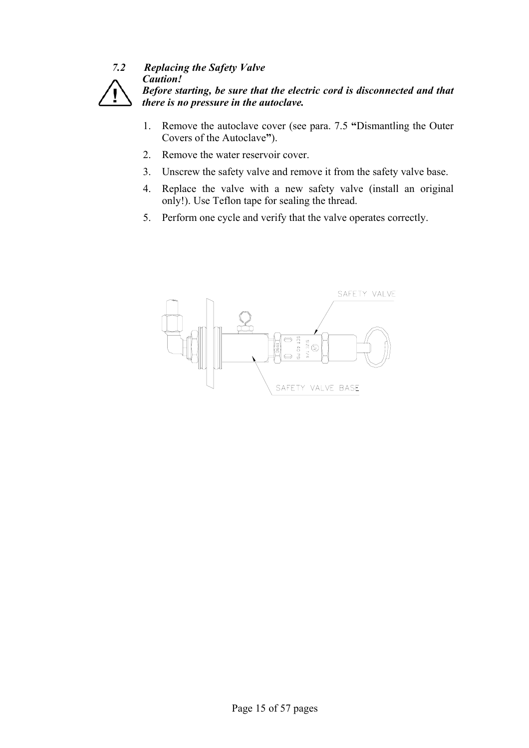### *7.2 Replacing the Safety Valve*

***Caution!***

***Before starting, be sure that the electric cord is disconnected and that there is no pressure in the autoclave.***

1. Remove the autoclave cover (see para. 7.5 **"**Dismantling the Outer Covers of the Autoclave**"**).
2. Remove the water reservoir cover.
3. Unscrew the safety valve and remove it from the safety valve base.
4. Replace the valve with a new safety valve (install an original only!). Use Teflon tape for sealing the thread.
5. Perform one cycle and verify that the valve operates correctly.

SAFETY VALVE

SAFETY VALVE BASE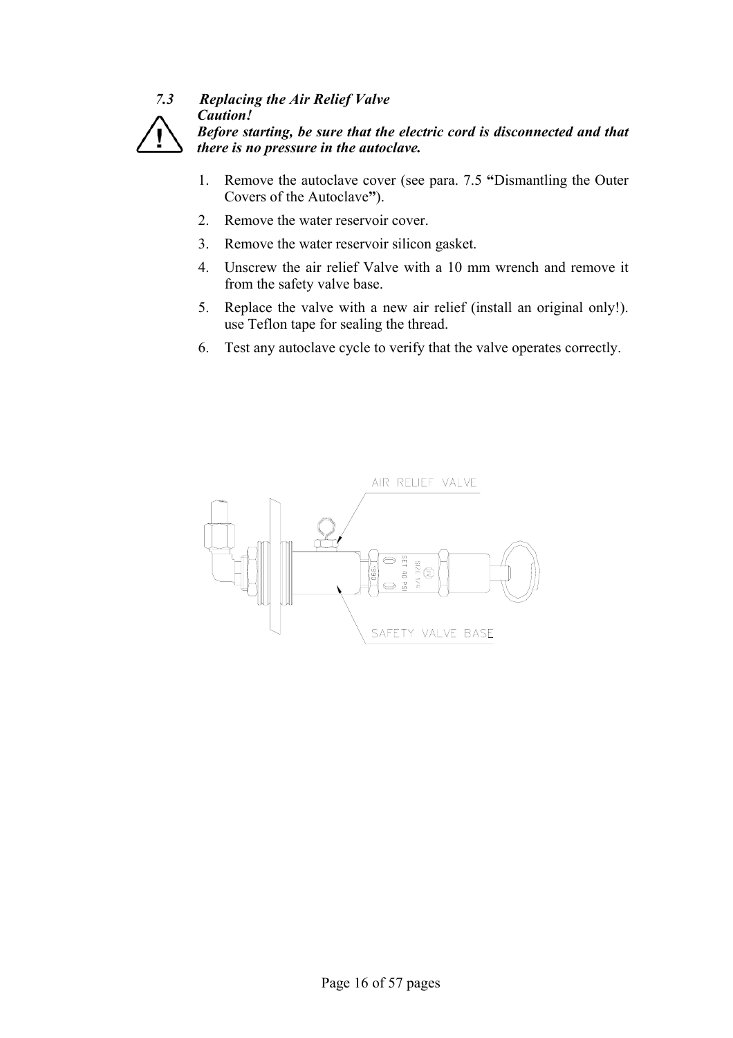### 7.3 Replacing the Air Relief Valve

***Caution!***

***Before starting, be sure that the electric cord is disconnected and that there is no pressure in the autoclave.***

1. Remove the autoclave cover (see para. 7.5 **"**Dismantling the Outer Covers of the Autoclave**"**).
2. Remove the water reservoir cover.
3. Remove the water reservoir silicon gasket.
4. Unscrew the air relief Valve with a 10 mm wrench and remove it from the safety valve base.
5. Replace the valve with a new air relief (install an original only!). use Teflon tape for sealing the thread.
6. Test any autoclave cycle to verify that the valve operates correctly.

AIR RELIEF VALVE

SAFETY VALVE BASE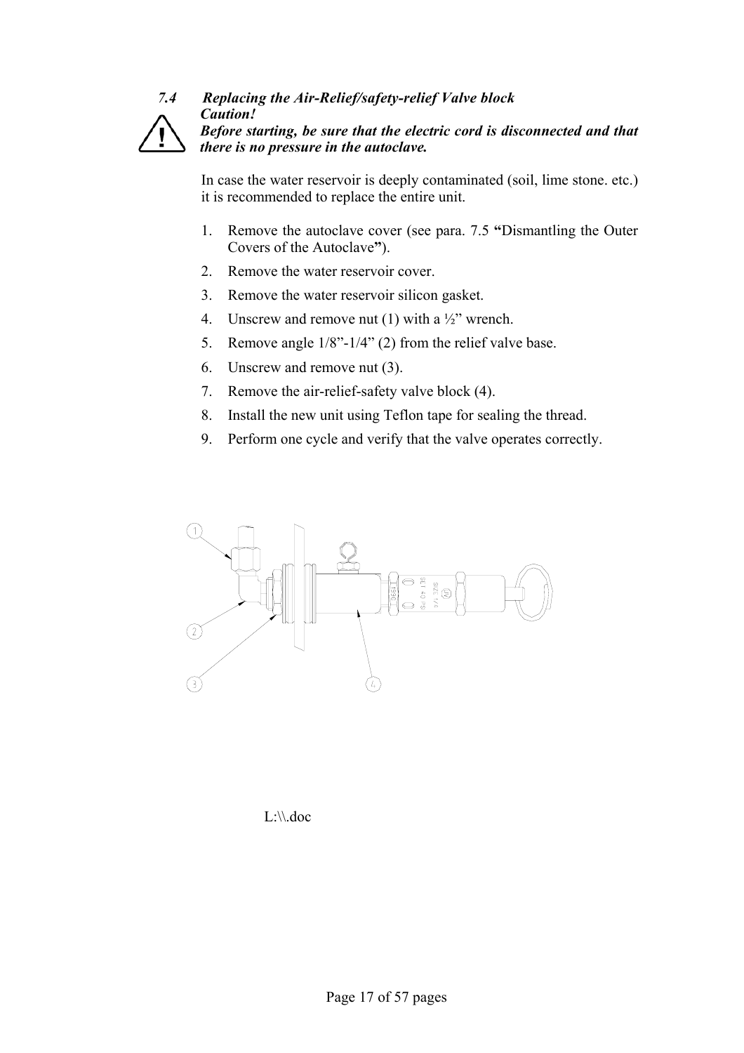### 7.4 Replacing the Air-Relief/safety-relief Valve block

***Caution!***
***Before starting, be sure that the electric cord is disconnected and that there is no pressure in the autoclave.***

In case the water reservoir is deeply contaminated (soil, lime stone. etc.) it is recommended to replace the entire unit.

1. Remove the autoclave cover (see para. 7.5 **"**Dismantling the Outer Covers of the Autoclave**"**).
2. Remove the water reservoir cover.
3. Remove the water reservoir silicon gasket.
4. Unscrew and remove nut (1) with a ½" wrench.
5. Remove angle 1/8"-1/4" (2) from the relief valve base.
6. Unscrew and remove nut (3).
7. Remove the air-relief-safety valve block (4).
8. Install the new unit using Teflon tape for sealing the thread.
9. Perform one cycle and verify that the valve operates correctly.

L:\\.doc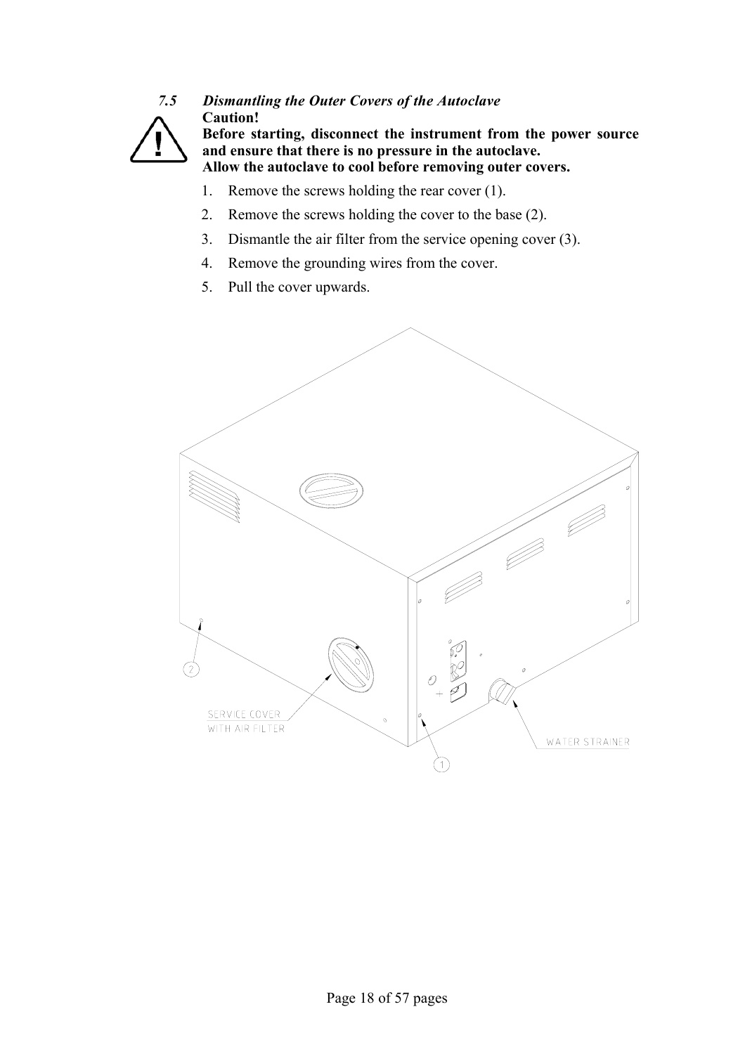## *7.5 Dismantling the Outer Covers of the Autoclave*

**Caution!**
**Before starting, disconnect the instrument from the power source and ensure that there is no pressure in the autoclave.**
**Allow the autoclave to cool before removing outer covers.**

1. Remove the screws holding the rear cover (1).
2. Remove the screws holding the cover to the base (2).
3. Dismantle the air filter from the service opening cover (3).
4. Remove the grounding wires from the cover.
5. Pull the cover upwards.

SERVICE COVER WITH AIR FILTER

WATER STRAINER

1

2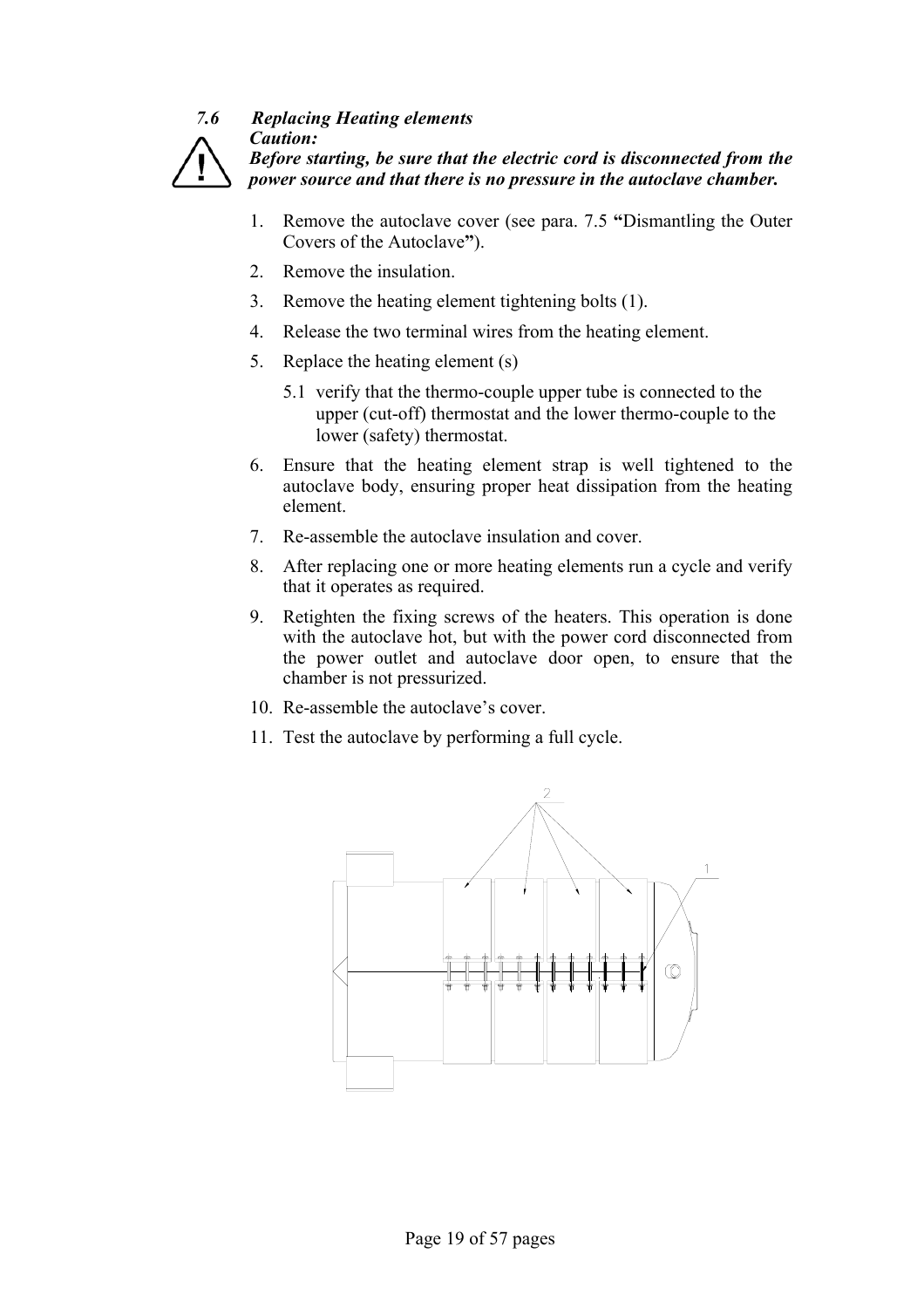## 7.6 *Replacing Heating elements*

***Caution:***

***Before starting, be sure that the electric cord is disconnected from the power source and that there is no pressure in the autoclave chamber.***

1. Remove the autoclave cover (see para. 7.5 **"**Dismantling the Outer Covers of the Autoclave**"**).
2. Remove the insulation.
3. Remove the heating element tightening bolts (1).
4. Release the two terminal wires from the heating element.
5. Replace the heating element (s)
   - 5.1 verify that the thermo-couple upper tube is connected to the upper (cut-off) thermostat and the lower thermo-couple to the lower (safety) thermostat.
6. Ensure that the heating element strap is well tightened to the autoclave body, ensuring proper heat dissipation from the heating element.
7. Re-assemble the autoclave insulation and cover.
8. After replacing one or more heating elements run a cycle and verify that it operates as required.
9. Retighten the fixing screws of the heaters. This operation is done with the autoclave hot, but with the power cord disconnected from the power outlet and autoclave door open, to ensure that the chamber is not pressurized.
10. Re-assemble the autoclave's cover.
11. Test the autoclave by performing a full cycle.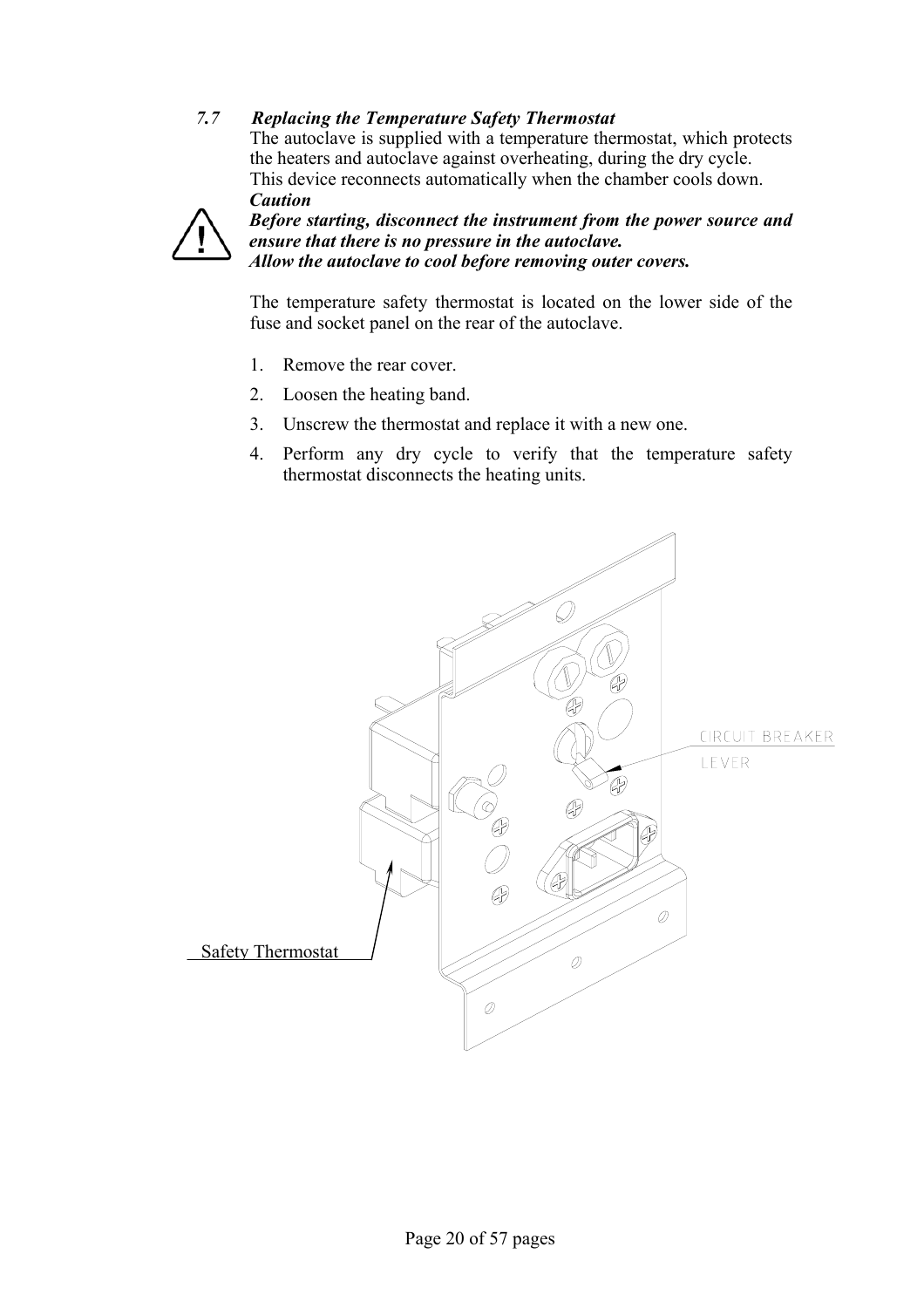### *7.7 Replacing the Temperature Safety Thermostat*

The autoclave is supplied with a temperature thermostat, which protects the heaters and autoclave against overheating, during the dry cycle.
This device reconnects automatically when the chamber cools down.

***Caution***

***Before starting, disconnect the instrument from the power source and ensure that there is no pressure in the autoclave.***
***Allow the autoclave to cool before removing outer covers.***

The temperature safety thermostat is located on the lower side of the fuse and socket panel on the rear of the autoclave.

1. Remove the rear cover.
2. Loosen the heating band.
3. Unscrew the thermostat and replace it with a new one.
4. Perform any dry cycle to verify that the temperature safety thermostat disconnects the heating units.

CIRCUIT BREAKER LEVER

Safety Thermostat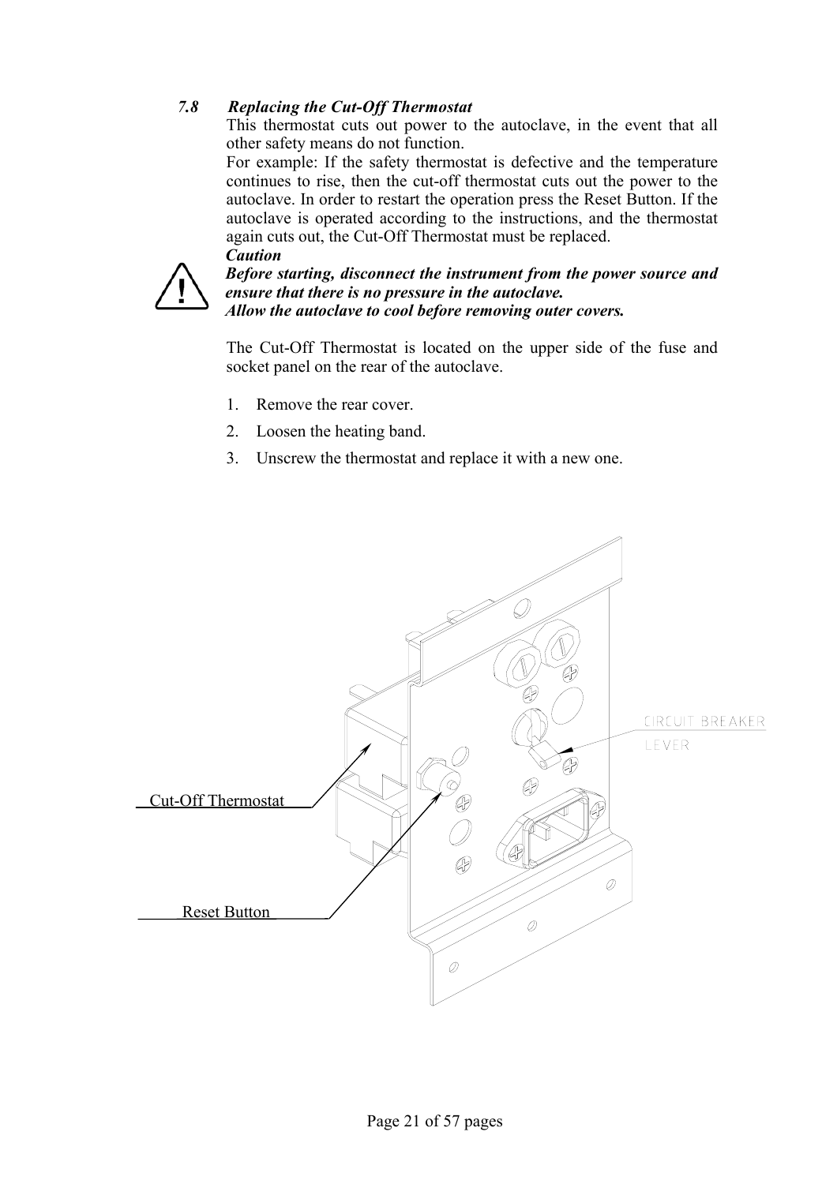### 7.8 *Replacing the Cut-Off Thermostat*

This thermostat cuts out power to the autoclave, in the event that all other safety means do not function.

For example: If the safety thermostat is defective and the temperature continues to rise, then the cut-off thermostat cuts out the power to the autoclave. In order to restart the operation press the Reset Button. If the autoclave is operated according to the instructions, and the thermostat again cuts out, the Cut-Off Thermostat must be replaced.

***Caution***

***Before starting, disconnect the instrument from the power source and ensure that there is no pressure in the autoclave.***

***Allow the autoclave to cool before removing outer covers.***

The Cut-Off Thermostat is located on the upper side of the fuse and socket panel on the rear of the autoclave.

1. Remove the rear cover.
2. Loosen the heating band.
3. Unscrew the thermostat and replace it with a new one.

Cut-Off Thermostat

Reset Button

CIRCUIT BREAKER LEVER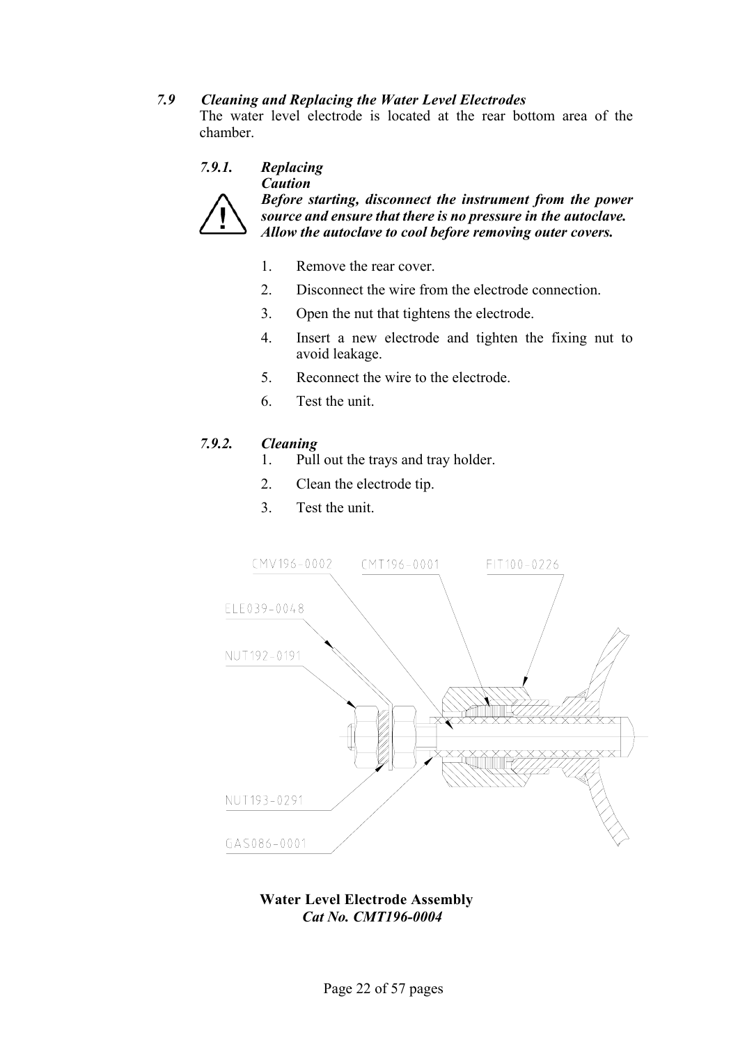### 7.9 Cleaning and Replacing the Water Level Electrodes

The water level electrode is located at the rear bottom area of the chamber.

#### 7.9.1. Replacing

***Caution***

***Before starting, disconnect the instrument from the power source and ensure that there is no pressure in the autoclave. Allow the autoclave to cool before removing outer covers.***

1. Remove the rear cover.
2. Disconnect the wire from the electrode connection.
3. Open the nut that tightens the electrode.
4. Insert a new electrode and tighten the fixing nut to avoid leakage.
5. Reconnect the wire to the electrode.
6. Test the unit.

#### 7.9.2. Cleaning

1. Pull out the trays and tray holder.
2. Clean the electrode tip.
3. Test the unit.

CMV196-0002
CMT196-0001
FIT100-0226
ELE039-0048
NUT192-0191
NUT193-0291
GAS086-0001

**Water Level Electrode Assembly**

***Cat No. CMT196-0004***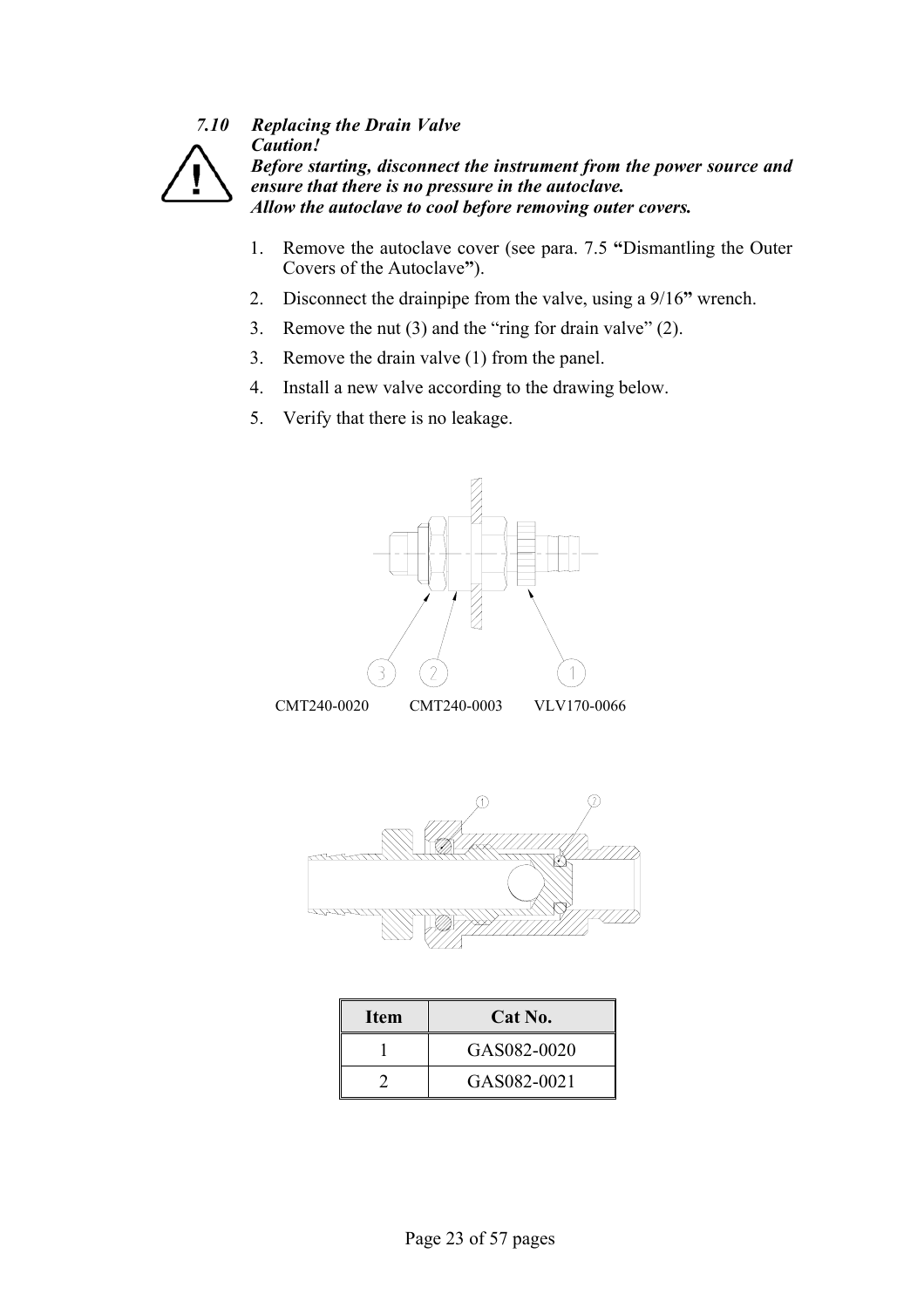## 7.10 Replacing the Drain Valve

***Caution!***

***Before starting, disconnect the instrument from the power source and ensure that there is no pressure in the autoclave.***

***Allow the autoclave to cool before removing outer covers.***

1. Remove the autoclave cover (see para. 7.5 **"**Dismantling the Outer Covers of the Autoclave**"**).
2. Disconnect the drainpipe from the valve, using a 9/16**"** wrench.
3. Remove the nut (3) and the "ring for drain valve" (2).
3. Remove the drain valve (1) from the panel.
4. Install a new valve according to the drawing below.
5. Verify that there is no leakage.

CMT240-0020 CMT240-0003 VLV170-0066

| Item | Cat No. |
| --- | --- |
| 1 | GAS082-0020 |
| 2 | GAS082-0021 |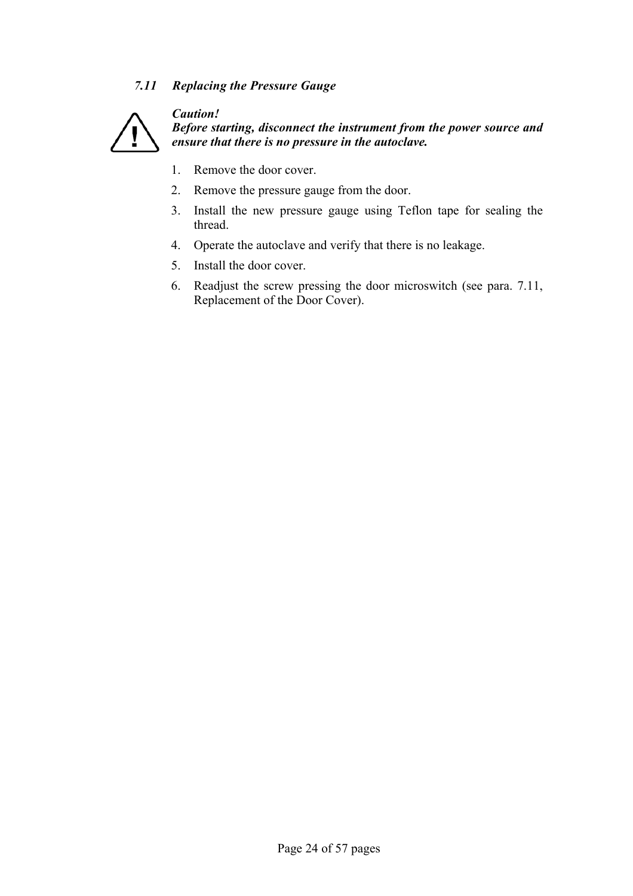### *7.11 Replacing the Pressure Gauge*

***Caution!***
***Before starting, disconnect the instrument from the power source and ensure that there is no pressure in the autoclave.***

1. Remove the door cover.
2. Remove the pressure gauge from the door.
3. Install the new pressure gauge using Teflon tape for sealing the thread.
4. Operate the autoclave and verify that there is no leakage.
5. Install the door cover.
6. Readjust the screw pressing the door microswitch (see para. 7.11, Replacement of the Door Cover).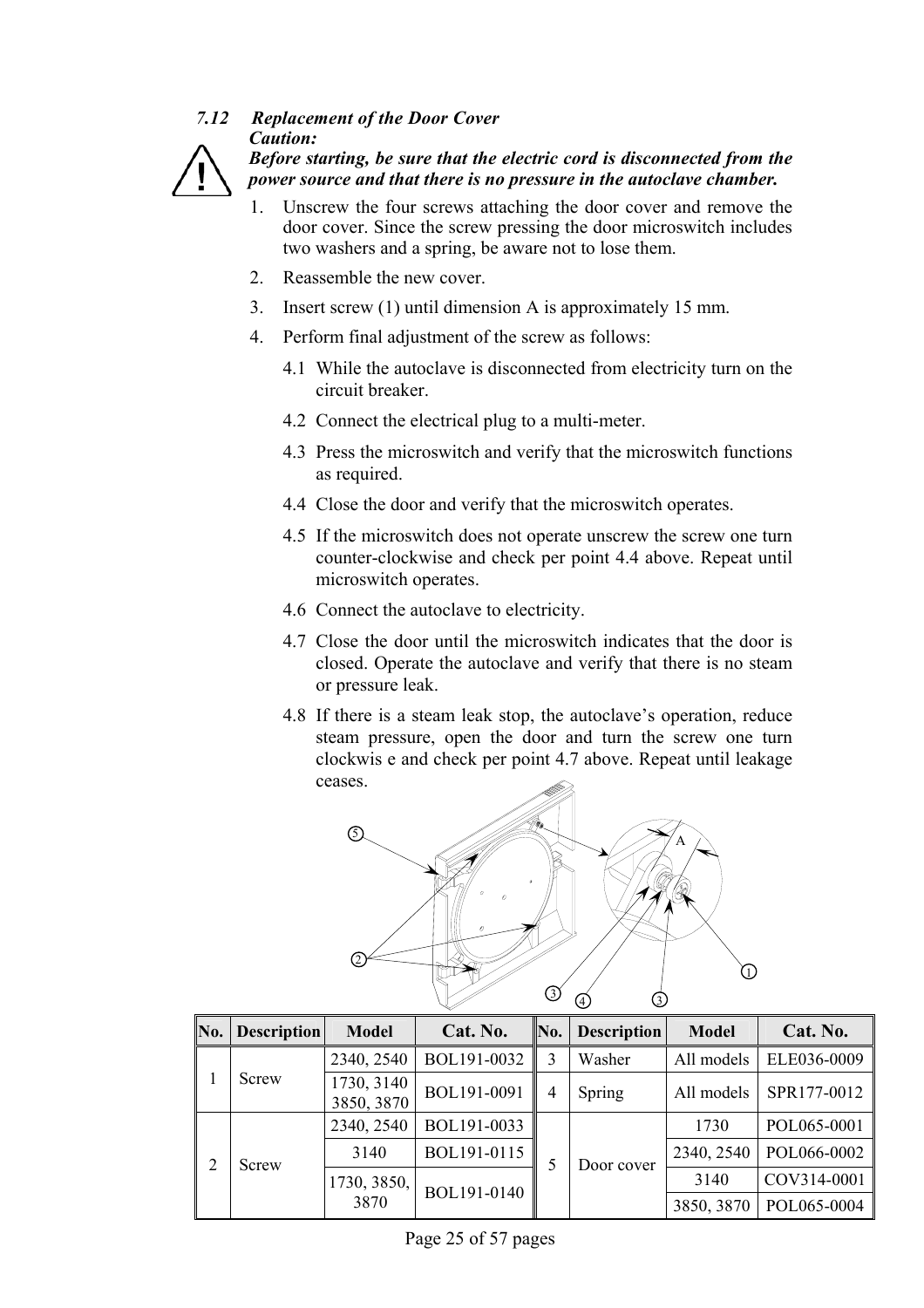### 7.12 Replacement of the Door Cover

***Caution:***
***Before starting, be sure that the electric cord is disconnected from the power source and that there is no pressure in the autoclave chamber.***

1. Unscrew the four screws attaching the door cover and remove the door cover. Since the screw pressing the door microswitch includes two washers and a spring, be aware not to lose them.
2. Reassemble the new cover.
3. Insert screw (1) until dimension A is approximately 15 mm.
4. Perform final adjustment of the screw as follows:
   - 4.1 While the autoclave is disconnected from electricity turn on the circuit breaker.
   - 4.2 Connect the electrical plug to a multi-meter.
   - 4.3 Press the microswitch and verify that the microswitch functions as required.
   - 4.4 Close the door and verify that the microswitch operates.
   - 4.5 If the microswitch does not operate unscrew the screw one turn counter-clockwise and check per point 4.4 above. Repeat until microswitch operates.
   - 4.6 Connect the autoclave to electricity.
   - 4.7 Close the door until the microswitch indicates that the door is closed. Operate the autoclave and verify that there is no steam or pressure leak.
   - 4.8 If there is a steam leak stop, the autoclave's operation, reduce steam pressure, open the door and turn the screw one turn clockwis e and check per point 4.7 above. Repeat until leakage ceases.

| No. | Description | Model | Cat. No. | No. | Description | Model | Cat. No. |
|---|---|---|---|---|---|---|---|
| 1 | Screw | 2340, 2540 | BOL191-0032 | 3 | Washer | All models | ELE036-0009 |
| | | 1730, 3140 3850, 3870 | BOL191-0091 | 4 | Spring | All models | SPR177-0012 |
| 2 | Screw | 2340, 2540 | BOL191-0033 | 5 | Door cover | 1730 | POL065-0001 |
| | | 3140 | BOL191-0115 | | | 2340, 2540 | POL066-0002 |
| | | 1730, 3850, 3870 | BOL191-0140 | | | 3140 | COV314-0001 |
| | | | | | | 3850, 3870 | POL065-0004 |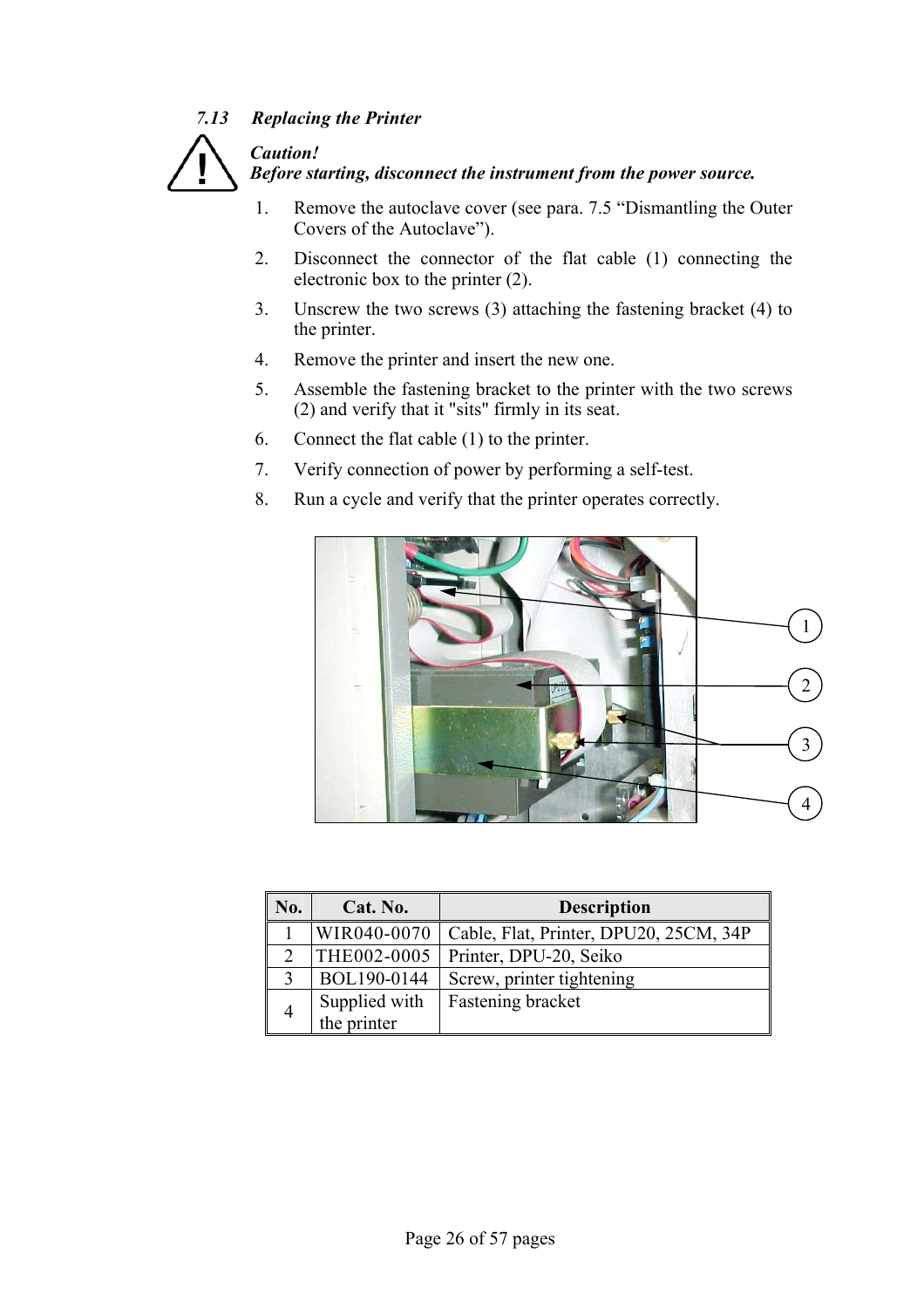### 7.13 Replacing the Printer

***Caution!***
***Before starting, disconnect the instrument from the power source.***

1. Remove the autoclave cover (see para. 7.5 "Dismantling the Outer Covers of the Autoclave").
2. Disconnect the connector of the flat cable (1) connecting the electronic box to the printer (2).
3. Unscrew the two screws (3) attaching the fastening bracket (4) to the printer.
4. Remove the printer and insert the new one.
5. Assemble the fastening bracket to the printer with the two screws (2) and verify that it "sits" firmly in its seat.
6. Connect the flat cable (1) to the printer.
7. Verify connection of power by performing a self-test.
8. Run a cycle and verify that the printer operates correctly.

| No. | Cat. No. | Description |
|---|---|---|
| 1 | WIR040-0070 | Cable, Flat, Printer, DPU20, 25CM, 34P |
| 2 | THE002-0005 | Printer, DPU-20, Seiko |
| 3 | BOL190-0144 | Screw, printer tightening |
| 4 | Supplied with the printer | Fastening bracket |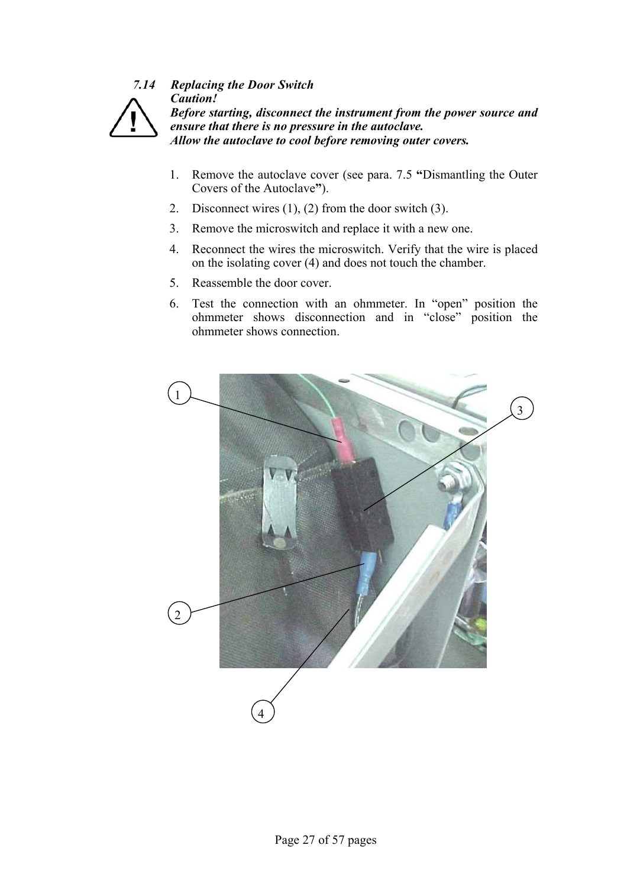### 7.14 Replacing the Door Switch

***Caution!***

***Before starting, disconnect the instrument from the power source and ensure that there is no pressure in the autoclave.***

***Allow the autoclave to cool before removing outer covers.***

1. Remove the autoclave cover (see para. 7.5 **"**Dismantling the Outer Covers of the Autoclave**"**).
2. Disconnect wires (1), (2) from the door switch (3).
3. Remove the microswitch and replace it with a new one.
4. Reconnect the wires the microswitch. Verify that the wire is placed on the isolating cover (4) and does not touch the chamber.
5. Reassemble the door cover.
6. Test the connection with an ohmmeter. In "open" position the ohmmeter shows disconnection and in "close" position the ohmmeter shows connection.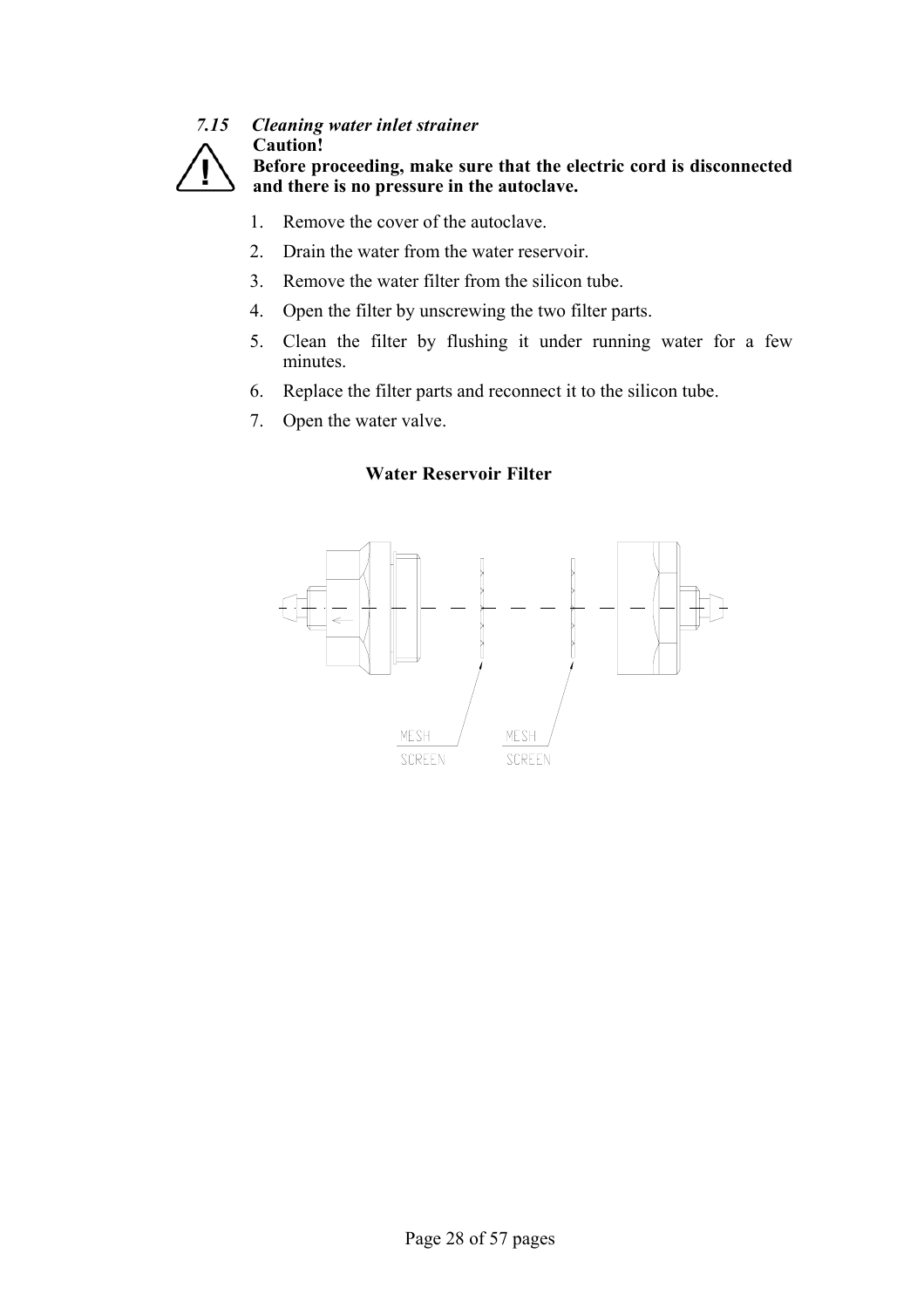### 7.15 *Cleaning water inlet strainer*

**Caution!**

**Before proceeding, make sure that the electric cord is disconnected and there is no pressure in the autoclave.**

1. Remove the cover of the autoclave.
2. Drain the water from the water reservoir.
3. Remove the water filter from the silicon tube.
4. Open the filter by unscrewing the two filter parts.
5. Clean the filter by flushing it under running water for a few minutes.
6. Replace the filter parts and reconnect it to the silicon tube.
7. Open the water valve.

**Water Reservoir Filter**

MESH SCREEN

MESH SCREEN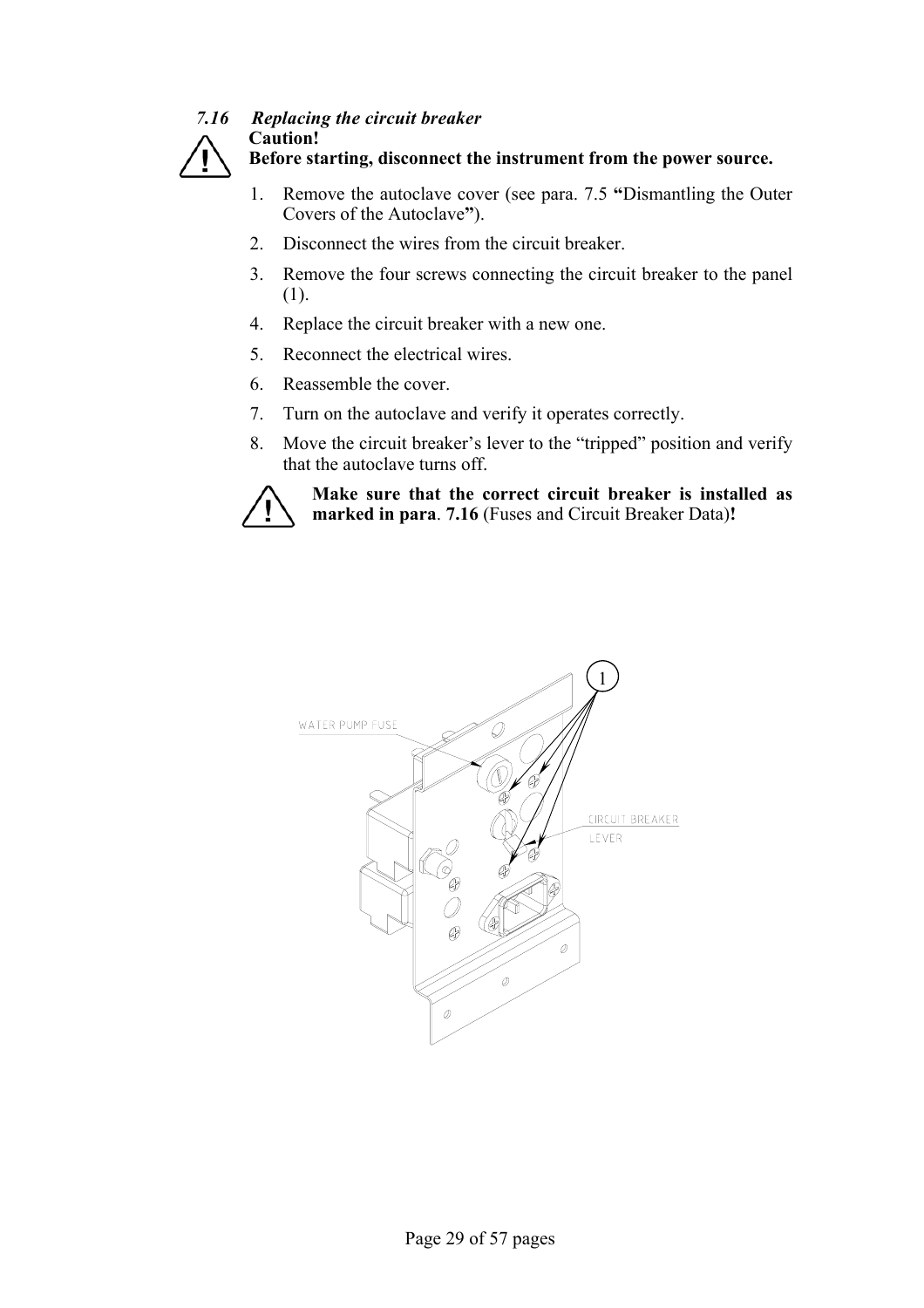### *7.16 Replacing the circuit breaker*

**Caution!**
**Before starting, disconnect the instrument from the power source.**

1. Remove the autoclave cover (see para. 7.5 **"**Dismantling the Outer Covers of the Autoclave**"**).
2. Disconnect the wires from the circuit breaker.
3. Remove the four screws connecting the circuit breaker to the panel (1).
4. Replace the circuit breaker with a new one.
5. Reconnect the electrical wires.
6. Reassemble the cover.
7. Turn on the autoclave and verify it operates correctly.
8. Move the circuit breaker's lever to the "tripped" position and verify that the autoclave turns off.

**Make sure that the correct circuit breaker is installed as marked in para**. **7.16** (Fuses and Circuit Breaker Data)**!**

1

WATER PUMP FUSE

CIRCUIT BREAKER LEVER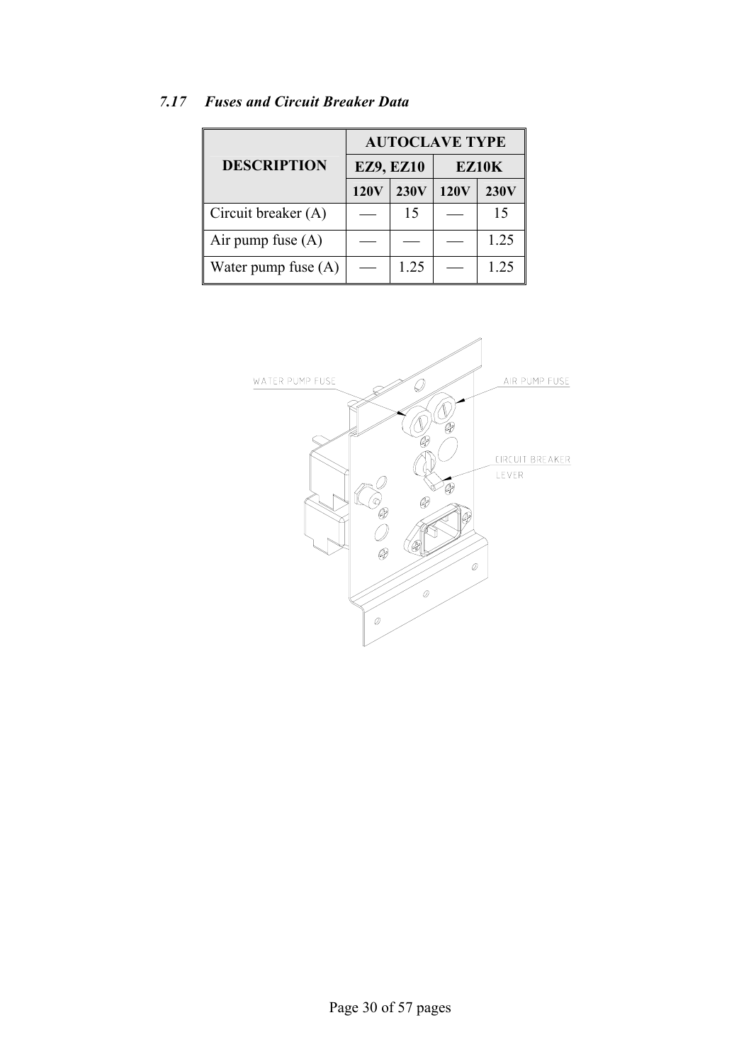### *7.17 Fuses and Circuit Breaker Data*

| DESCRIPTION | AUTOCLAVE TYPE | | | |
|---|---|---|---|---|
| | EZ9, EZ10 | | EZ10K | |
| | 120V | 230V | 120V | 230V |
| Circuit breaker (A) | — | 15 | — | 15 |
| Air pump fuse (A) | — | — | — | 1.25 |
| Water pump fuse (A) | — | 1.25 | — | 1.25 |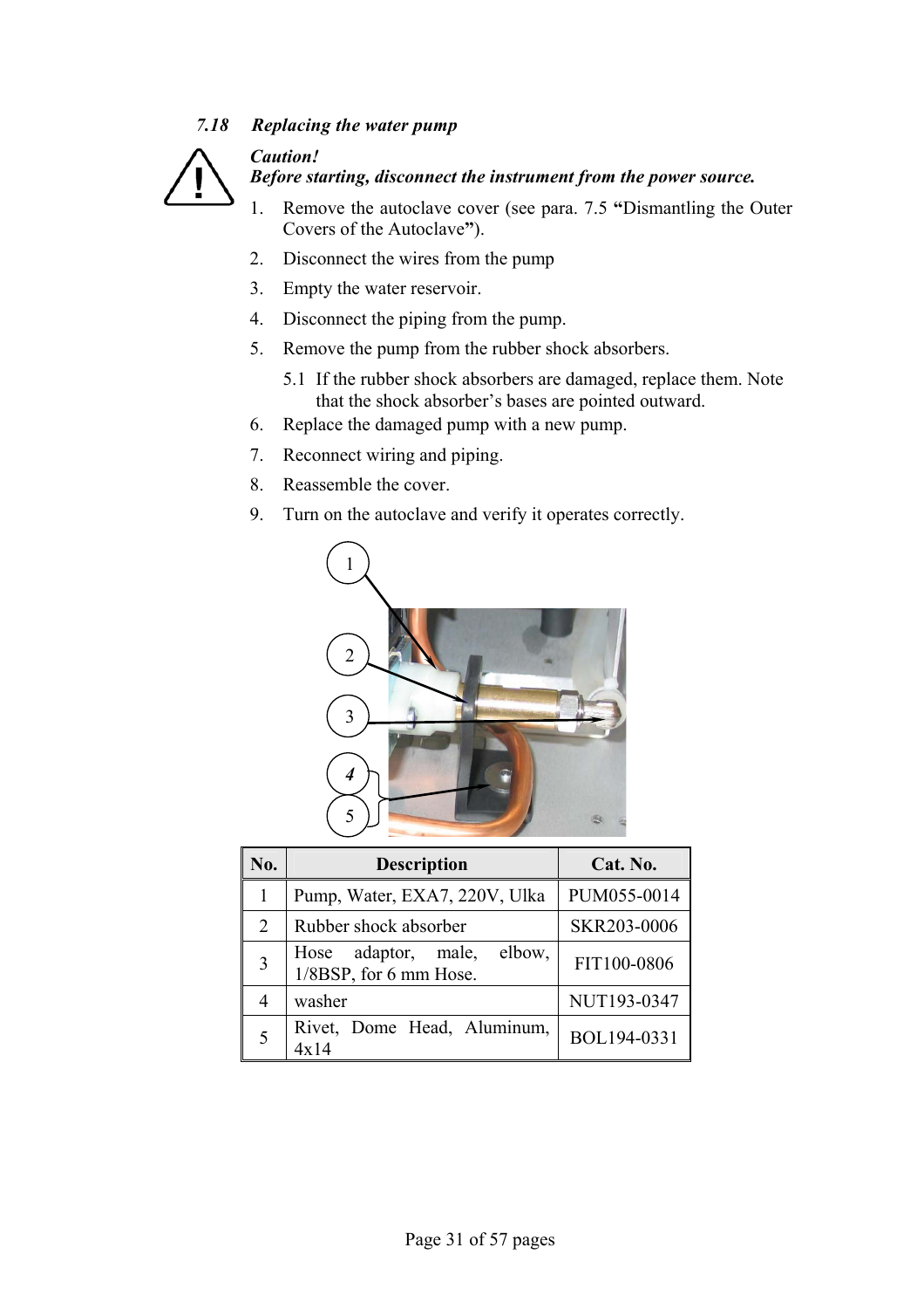### 7.18 Replacing the water pump

***Caution!***
***Before starting, disconnect the instrument from the power source.***

1. Remove the autoclave cover (see para. 7.5 **"**Dismantling the Outer Covers of the Autoclave**"**).
2. Disconnect the wires from the pump
3. Empty the water reservoir.
4. Disconnect the piping from the pump.
5. Remove the pump from the rubber shock absorbers.
   5.1 If the rubber shock absorbers are damaged, replace them. Note that the shock absorber's bases are pointed outward.
6. Replace the damaged pump with a new pump.
7. Reconnect wiring and piping.
8. Reassemble the cover.
9. Turn on the autoclave and verify it operates correctly.

| No. | Description | Cat. No. |
|---|---|---|
| 1 | Pump, Water, EXA7, 220V, Ulka | PUM055-0014 |
| 2 | Rubber shock absorber | SKR203-0006 |
| 3 | Hose adaptor, male, elbow, 1/8BSP, for 6 mm Hose. | FIT100-0806 |
| 4 | washer | NUT193-0347 |
| 5 | Rivet, Dome Head, Aluminum, 4x14 | BOL194-0331 |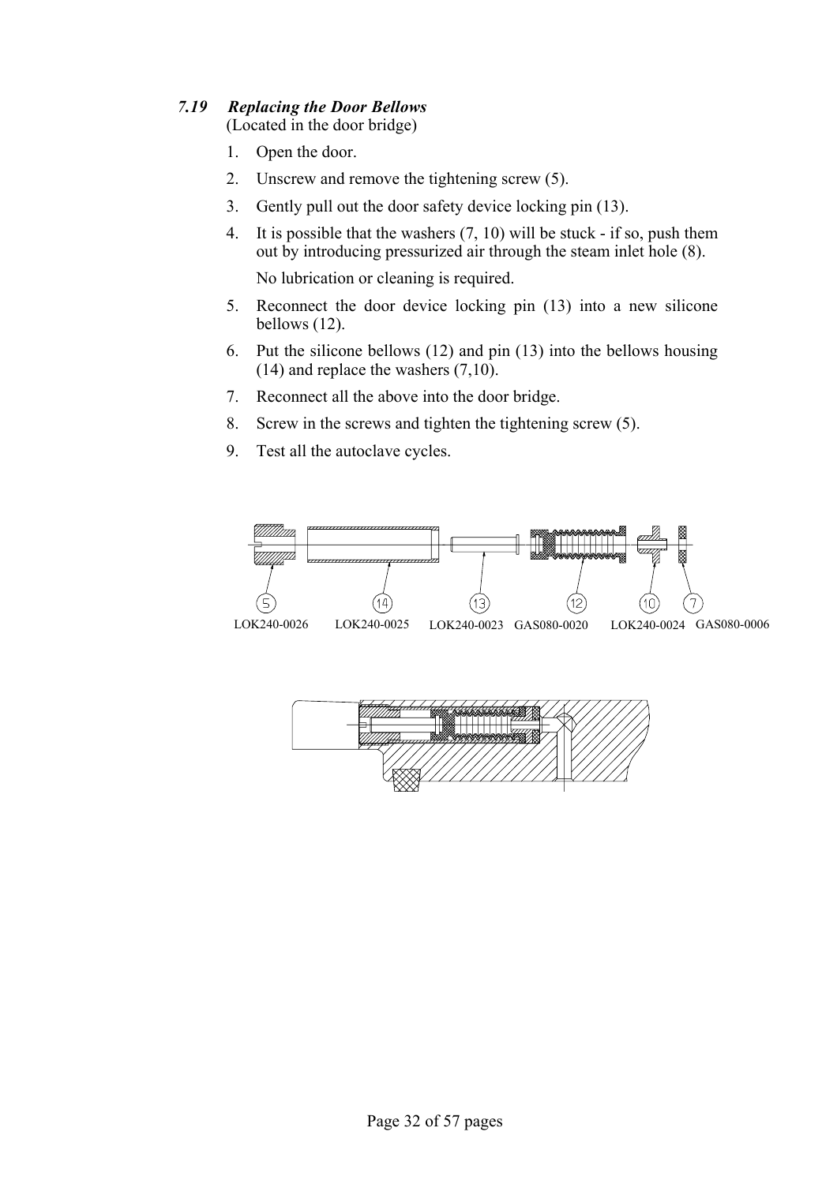### *7.19 Replacing the Door Bellows*

(Located in the door bridge)

1. Open the door.
2. Unscrew and remove the tightening screw (5).
3. Gently pull out the door safety device locking pin (13).
4. It is possible that the washers (7, 10) will be stuck - if so, push them out by introducing pressurized air through the steam inlet hole (8).

   No lubrication or cleaning is required.
5. Reconnect the door device locking pin (13) into a new silicone bellows (12).
6. Put the silicone bellows (12) and pin (13) into the bellows housing (14) and replace the washers (7,10).
7. Reconnect all the above into the door bridge.
8. Screw in the screws and tighten the tightening screw (5).
9. Test all the autoclave cycles.

5 LOK240-0026 &nbsp; 14 LOK240-0025 &nbsp; 13 LOK240-0023 &nbsp; 12 GAS080-0020 &nbsp; 10 LOK240-0024 &nbsp; 7 GAS080-0006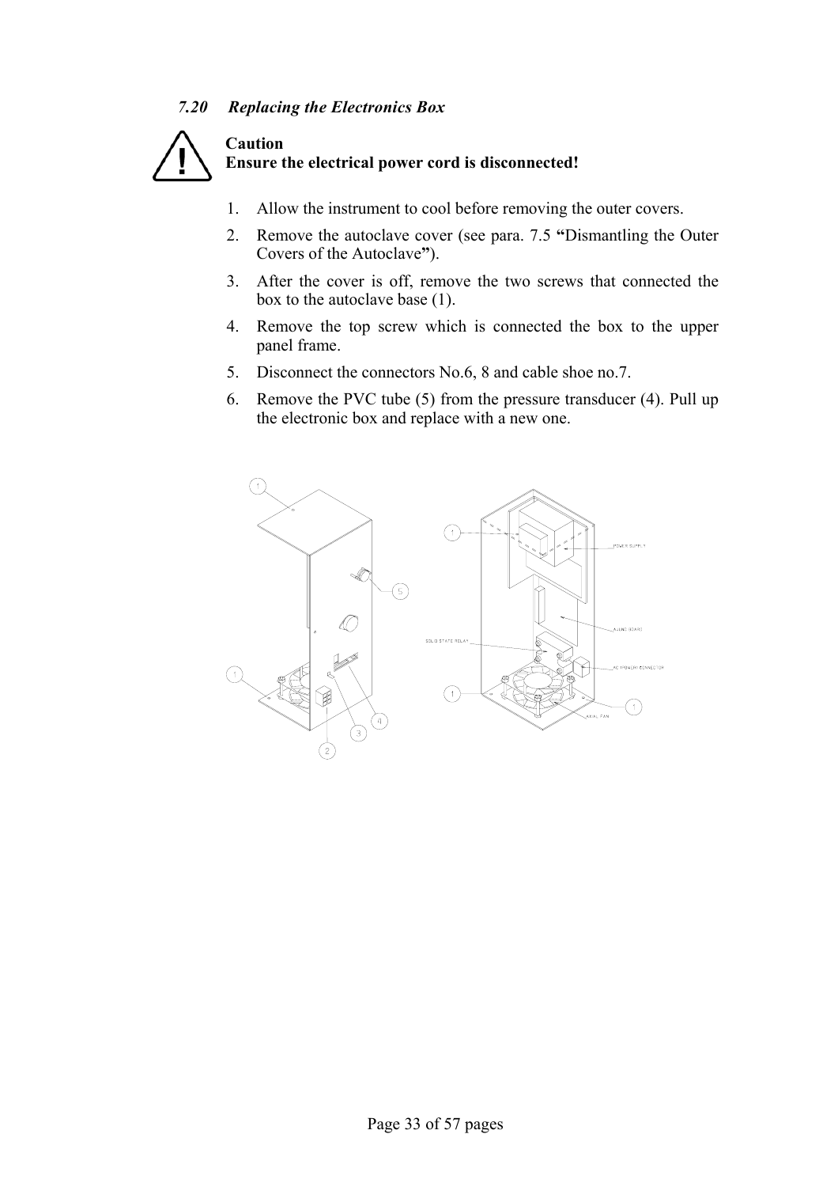### *7.20 Replacing the Electronics Box*

**Caution**
**Ensure the electrical power cord is disconnected!**

1. Allow the instrument to cool before removing the outer covers.
2. Remove the autoclave cover (see para. 7.5 **"**Dismantling the Outer Covers of the Autoclave**"**).
3. After the cover is off, remove the two screws that connected the box to the autoclave base (1).
4. Remove the top screw which is connected the box to the upper panel frame.
5. Disconnect the connectors No.6, 8 and cable shoe no.7.
6. Remove the PVC tube (5) from the pressure transducer (4). Pull up the electronic box and replace with a new one.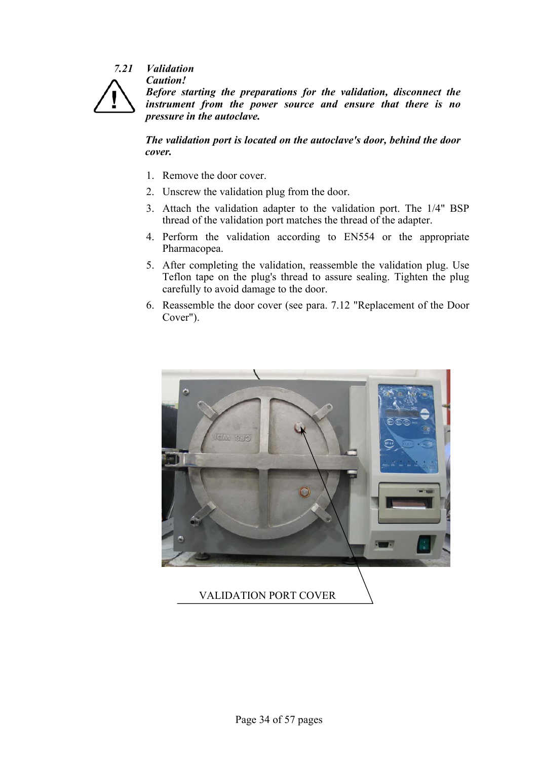## 7.21 Validation

***Caution!***

***Before starting the preparations for the validation, disconnect the instrument from the power source and ensure that there is no pressure in the autoclave.***

***The validation port is located on the autoclave's door, behind the door cover.***

1. Remove the door cover.
2. Unscrew the validation plug from the door.
3. Attach the validation adapter to the validation port. The 1/4" BSP thread of the validation port matches the thread of the adapter.
4. Perform the validation according to EN554 or the appropriate Pharmacopea.
5. After completing the validation, reassemble the validation plug. Use Teflon tape on the plug's thread to assure sealing. Tighten the plug carefully to avoid damage to the door.
6. Reassemble the door cover (see para. 7.12 "Replacement of the Door Cover").

VALIDATION PORT COVER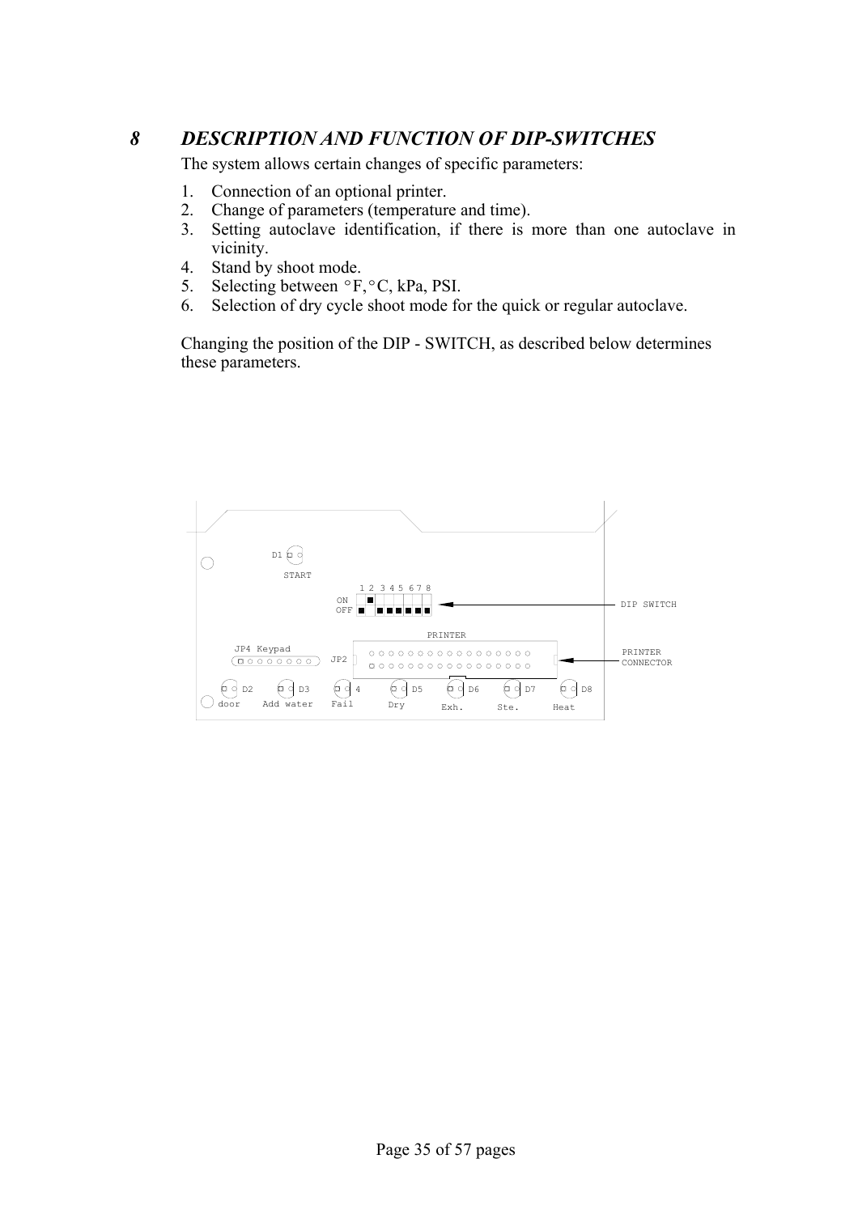## 8 DESCRIPTION AND FUNCTION OF DIP-SWITCHES

The system allows certain changes of specific parameters:

1. Connection of an optional printer.
2. Change of parameters (temperature and time).
3. Setting autoclave identification, if there is more than one autoclave in vicinity.
4. Stand by shoot mode.
5. Selecting between °F, °C, kPa, PSI.
6. Selection of dry cycle shoot mode for the quick or regular autoclave.

Changing the position of the DIP - SWITCH, as described below determines these parameters.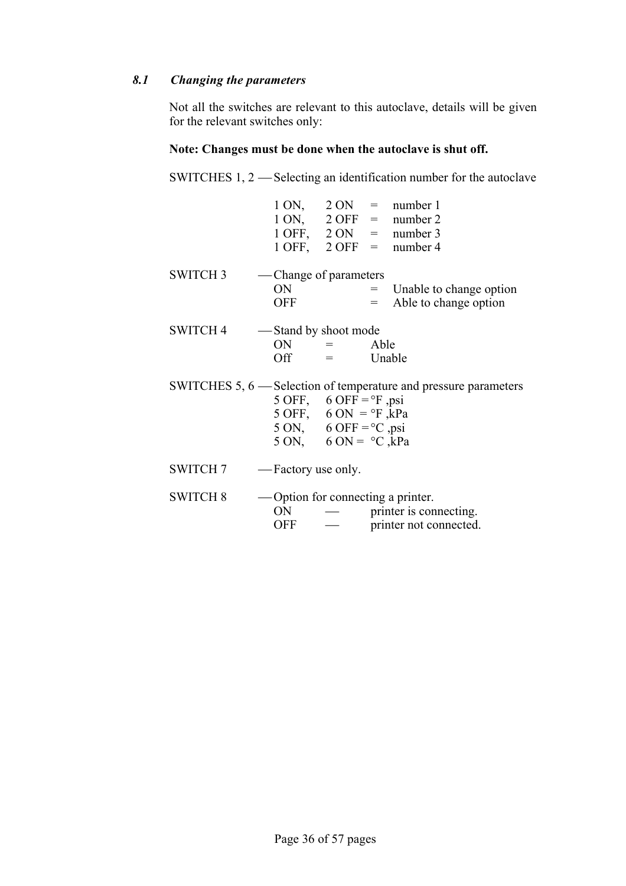### *8.1 Changing the parameters*

Not all the switches are relevant to this autoclave, details will be given for the relevant switches only:

**Note: Changes must be done when the autoclave is shut off.**

SWITCHES 1, 2 — Selecting an identification number for the autoclave

| | | | |
|---|---|---|---|
| 1 ON, | 2 ON | = | number 1 |
| 1 ON, | 2 OFF | = | number 2 |
| 1 OFF, | 2 ON | = | number 3 |
| 1 OFF, | 2 OFF | = | number 4 |

SWITCH 3 — Change of parameters

| | | |
|---|---|---|
| ON | = | Unable to change option |
| OFF | = | Able to change option |

SWITCH 4 — Stand by shoot mode

| | | |
|---|---|---|
| ON | = | Able |
| Off | = | Unable |

SWITCHES 5, 6 — Selection of temperature and pressure parameters

| | | |
|---|---|---|
| 5 OFF, | 6 OFF = | °F ,psi |
| 5 OFF, | 6 ON = | °F ,kPa |
| 5 ON, | 6 OFF = | °C ,psi |
| 5 ON, | 6 ON = | °C ,kPa |

SWITCH 7 — Factory use only.

SWITCH 8 — Option for connecting a printer.

| | | |
|---|---|---|
| ON | — | printer is connecting. |
| OFF | — | printer not connected. |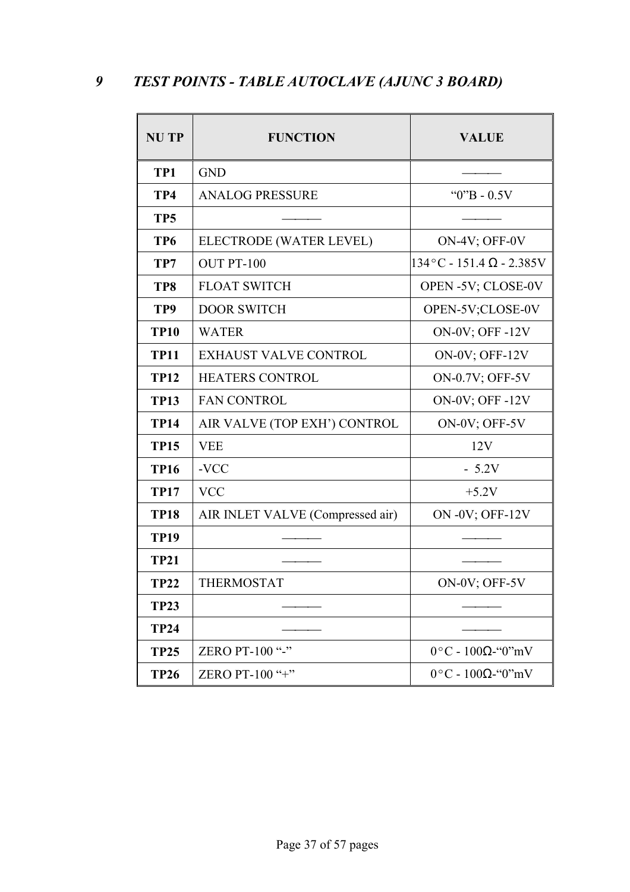## 9 *TEST POINTS - TABLE AUTOCLAVE (AJUNC 3 BOARD)*

| NU TP | FUNCTION | VALUE |
|---|---|---|
| **TP1** | GND | ——— |
| **TP4** | ANALOG PRESSURE | "0"B - 0.5V |
| **TP5** | ——— | ——— |
| **TP6** | ELECTRODE (WATER LEVEL) | ON-4V; OFF-0V |
| **TP7** | OUT PT-100 | 134°C - 151.4 Ω - 2.385V |
| **TP8** | FLOAT SWITCH | OPEN -5V; CLOSE-0V |
| **TP9** | DOOR SWITCH | OPEN-5V;CLOSE-0V |
| **TP10** | WATER | ON-0V; OFF -12V |
| **TP11** | EXHAUST VALVE CONTROL | ON-0V; OFF-12V |
| **TP12** | HEATERS CONTROL | ON-0.7V; OFF-5V |
| **TP13** | FAN CONTROL | ON-0V; OFF -12V |
| **TP14** | AIR VALVE (TOP EXH') CONTROL | ON-0V; OFF-5V |
| **TP15** | VEE | 12V |
| **TP16** | -VCC | - 5.2V |
| **TP17** | VCC | +5.2V |
| **TP18** | AIR INLET VALVE (Compressed air) | ON -0V; OFF-12V |
| **TP19** | ——— | ——— |
| **TP21** | ——— | ——— |
| **TP22** | THERMOSTAT | ON-0V; OFF-5V |
| **TP23** | ——— | ——— |
| **TP24** | ——— | ——— |
| **TP25** | ZERO PT-100 "-" | 0°C - 100Ω-"0"mV |
| **TP26** | ZERO PT-100 "+" | 0°C - 100Ω-"0"mV |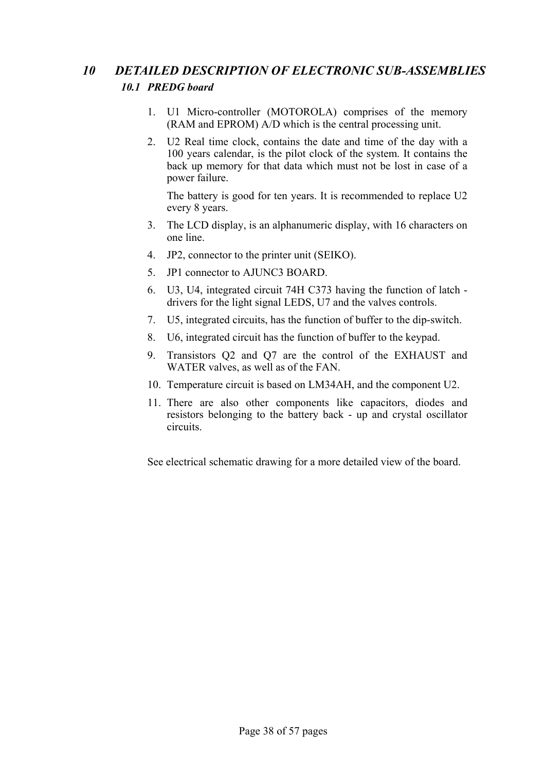# *10 DETAILED DESCRIPTION OF ELECTRONIC SUB-ASSEMBLIES*

## *10.1 PREDG board*

1. U1 Micro-controller (MOTOROLA) comprises of the memory (RAM and EPROM) A/D which is the central processing unit.
2. U2 Real time clock, contains the date and time of the day with a 100 years calendar, is the pilot clock of the system. It contains the back up memory for that data which must not be lost in case of a power failure.

   The battery is good for ten years. It is recommended to replace U2 every 8 years.
3. The LCD display, is an alphanumeric display, with 16 characters on one line.
4. JP2, connector to the printer unit (SEIKO).
5. JP1 connector to AJUNC3 BOARD.
6. U3, U4, integrated circuit 74H C373 having the function of latch - drivers for the light signal LEDS, U7 and the valves controls.
7. U5, integrated circuits, has the function of buffer to the dip-switch.
8. U6, integrated circuit has the function of buffer to the keypad.
9. Transistors Q2 and Q7 are the control of the EXHAUST and WATER valves, as well as of the FAN.
10. Temperature circuit is based on LM34AH, and the component U2.
11. There are also other components like capacitors, diodes and resistors belonging to the battery back - up and crystal oscillator circuits.

See electrical schematic drawing for a more detailed view of the board.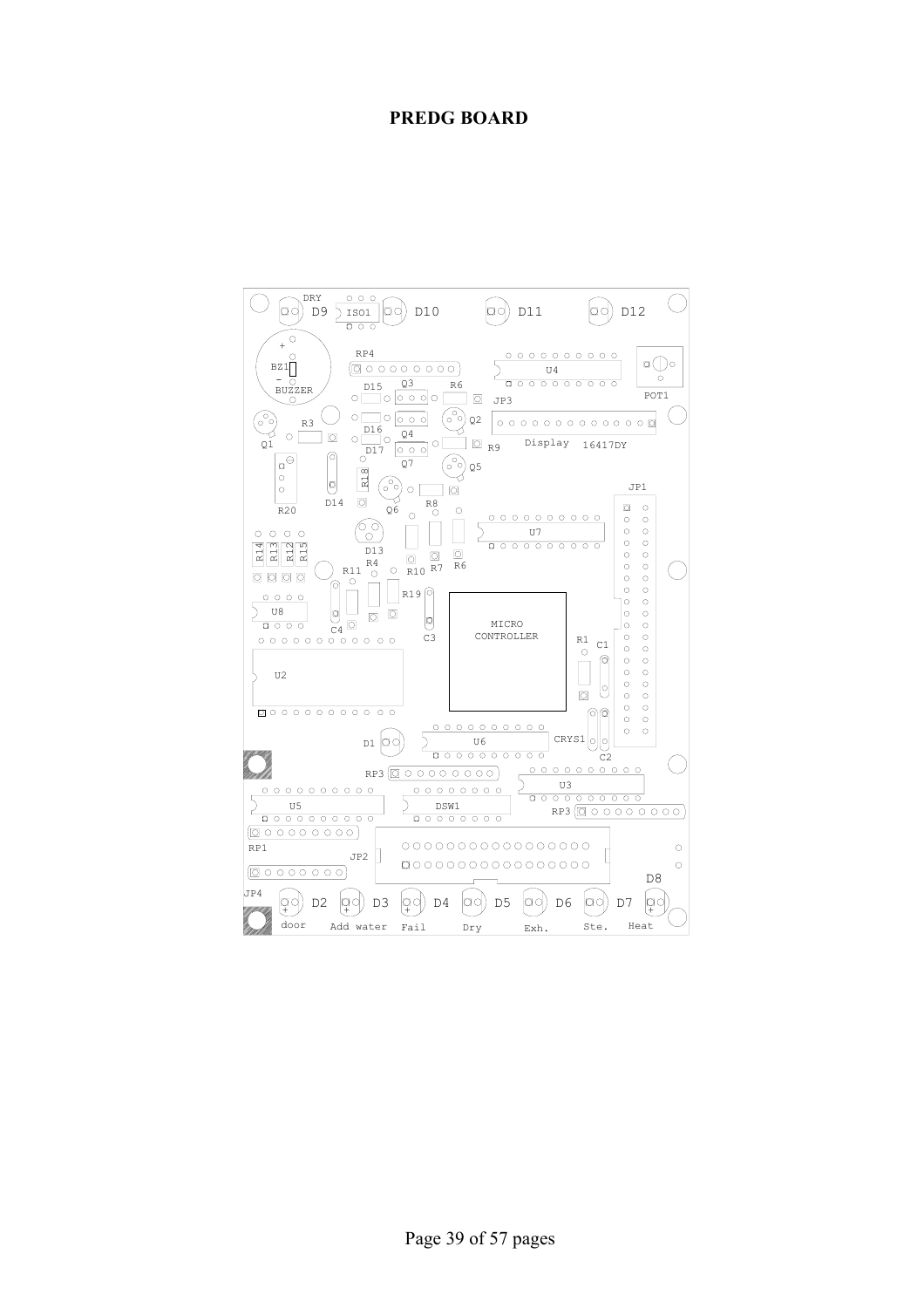# PREDG BOARD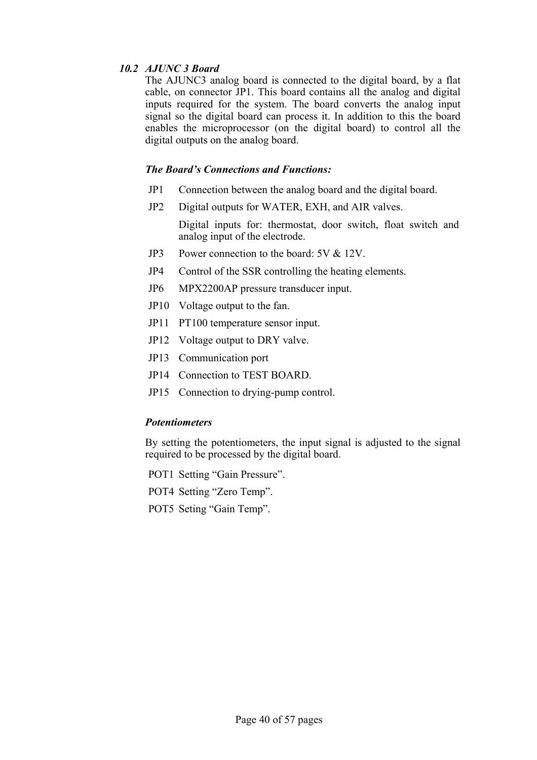### *10.2 AJUNC 3 Board*

The AJUNC3 analog board is connected to the digital board, by a flat cable, on connector JP1. This board contains all the analog and digital inputs required for the system. The board converts the analog input signal so the digital board can process it. In addition to this the board enables the microprocessor (on the digital board) to control all the digital outputs on the analog board.

***The Board's Connections and Functions:***

| | |
|---|---|
| JP1 | Connection between the analog board and the digital board. |
| JP2 | Digital outputs for WATER, EXH, and AIR valves. |
| | Digital inputs for: thermostat, door switch, float switch and analog input of the electrode. |
| JP3 | Power connection to the board: 5V & 12V. |
| JP4 | Control of the SSR controlling the heating elements. |
| JP6 | MPX2200AP pressure transducer input. |
| JP10 | Voltage output to the fan. |
| JP11 | PT100 temperature sensor input. |
| JP12 | Voltage output to DRY valve. |
| JP13 | Communication port |
| JP14 | Connection to TEST BOARD. |
| JP15 | Connection to drying-pump control. |

***Potentiometers***

By setting the potentiometers, the input signal is adjusted to the signal required to be processed by the digital board.

| | |
|---|---|
| POT1 | Setting "Gain Pressure". |
| POT4 | Setting "Zero Temp". |
| POT5 | Seting "Gain Temp". |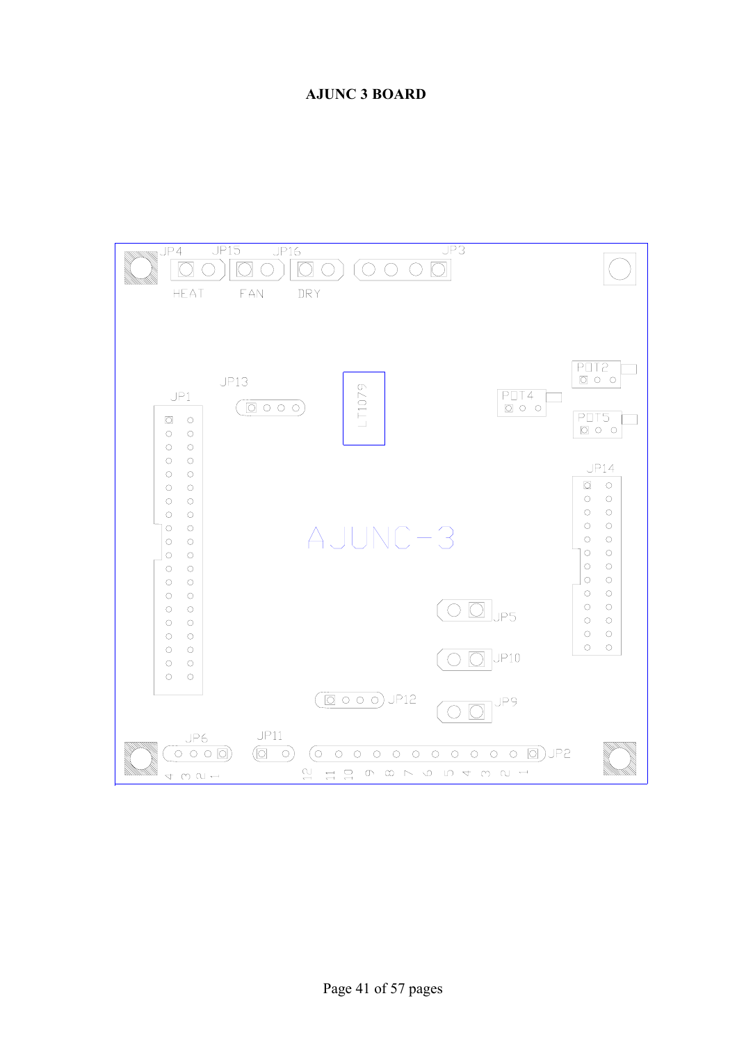# AJUNC 3 BOARD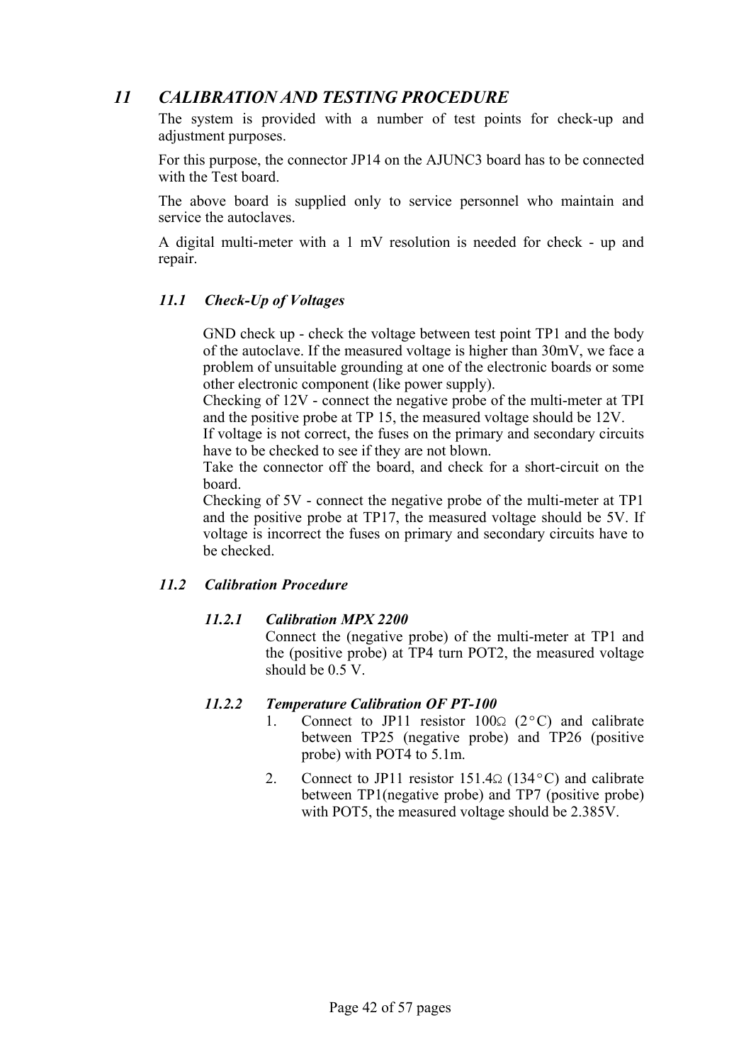# 11 CALIBRATION AND TESTING PROCEDURE

The system is provided with a number of test points for check-up and adjustment purposes.

For this purpose, the connector JP14 on the AJUNC3 board has to be connected with the Test board.

The above board is supplied only to service personnel who maintain and service the autoclaves.

A digital multi-meter with a 1 mV resolution is needed for check - up and repair.

## 11.1 Check-Up of Voltages

GND check up - check the voltage between test point TP1 and the body of the autoclave. If the measured voltage is higher than 30mV, we face a problem of unsuitable grounding at one of the electronic boards or some other electronic component (like power supply).
Checking of 12V - connect the negative probe of the multi-meter at TPI and the positive probe at TP 15, the measured voltage should be 12V.
If voltage is not correct, the fuses on the primary and secondary circuits have to be checked to see if they are not blown.
Take the connector off the board, and check for a short-circuit on the board.
Checking of 5V - connect the negative probe of the multi-meter at TP1 and the positive probe at TP17, the measured voltage should be 5V. If voltage is incorrect the fuses on primary and secondary circuits have to be checked.

## 11.2 Calibration Procedure

### 11.2.1 Calibration MPX 2200

Connect the (negative probe) of the multi-meter at TP1 and the (positive probe) at TP4 turn POT2, the measured voltage should be 0.5 V.

### 11.2.2 Temperature Calibration OF PT-100

1. Connect to JP11 resistor 100Ω (2°C) and calibrate between TP25 (negative probe) and TP26 (positive probe) with POT4 to 5.1m.
2. Connect to JP11 resistor 151.4Ω (134°C) and calibrate between TP1(negative probe) and TP7 (positive probe) with POT5, the measured voltage should be 2.385V.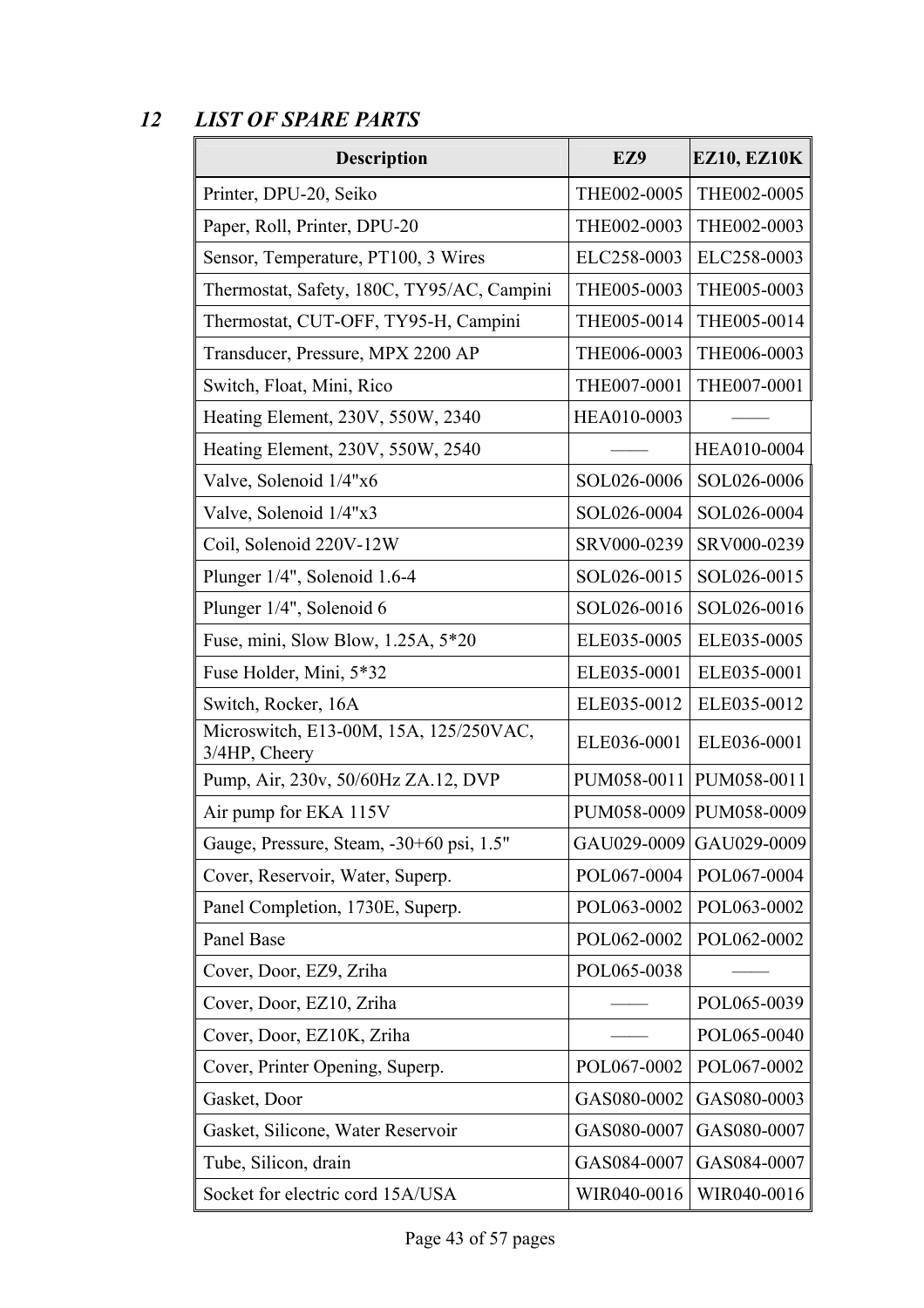## 12 *LIST OF SPARE PARTS*

| Description | EZ9 | EZ10, EZ10K |
|---|---|---|
| Printer, DPU-20, Seiko | THE002-0005 | THE002-0005 |
| Paper, Roll, Printer, DPU-20 | THE002-0003 | THE002-0003 |
| Sensor, Temperature, PT100, 3 Wires | ELC258-0003 | ELC258-0003 |
| Thermostat, Safety, 180C, TY95/AC, Campini | THE005-0003 | THE005-0003 |
| Thermostat, CUT-OFF, TY95-H, Campini | THE005-0014 | THE005-0014 |
| Transducer, Pressure, MPX 2200 AP | THE006-0003 | THE006-0003 |
| Switch, Float, Mini, Rico | THE007-0001 | THE007-0001 |
| Heating Element, 230V, 550W, 2340 | HEA010-0003 | —— |
| Heating Element, 230V, 550W, 2540 | —— | HEA010-0004 |
| Valve, Solenoid 1/4"x6 | SOL026-0006 | SOL026-0006 |
| Valve, Solenoid 1/4"x3 | SOL026-0004 | SOL026-0004 |
| Coil, Solenoid 220V-12W | SRV000-0239 | SRV000-0239 |
| Plunger 1/4", Solenoid 1.6-4 | SOL026-0015 | SOL026-0015 |
| Plunger 1/4", Solenoid 6 | SOL026-0016 | SOL026-0016 |
| Fuse, mini, Slow Blow, 1.25A, 5*20 | ELE035-0005 | ELE035-0005 |
| Fuse Holder, Mini, 5*32 | ELE035-0001 | ELE035-0001 |
| Switch, Rocker, 16A | ELE035-0012 | ELE035-0012 |
| Microswitch, E13-00M, 15A, 125/250VAC, 3/4HP, Cheery | ELE036-0001 | ELE036-0001 |
| Pump, Air, 230v, 50/60Hz ZA.12, DVP | PUM058-0011 | PUM058-0011 |
| Air pump for EKA 115V | PUM058-0009 | PUM058-0009 |
| Gauge, Pressure, Steam, -30+60 psi, 1.5" | GAU029-0009 | GAU029-0009 |
| Cover, Reservoir, Water, Superp. | POL067-0004 | POL067-0004 |
| Panel Completion, 1730E, Superp. | POL063-0002 | POL063-0002 |
| Panel Base | POL062-0002 | POL062-0002 |
| Cover, Door, EZ9, Zriha | POL065-0038 | —— |
| Cover, Door, EZ10, Zriha | —— | POL065-0039 |
| Cover, Door, EZ10K, Zriha | —— | POL065-0040 |
| Cover, Printer Opening, Superp. | POL067-0002 | POL067-0002 |
| Gasket, Door | GAS080-0002 | GAS080-0003 |
| Gasket, Silicone, Water Reservoir | GAS080-0007 | GAS080-0007 |
| Tube, Silicon, drain | GAS084-0007 | GAS084-0007 |
| Socket for electric cord 15A/USA | WIR040-0016 | WIR040-0016 |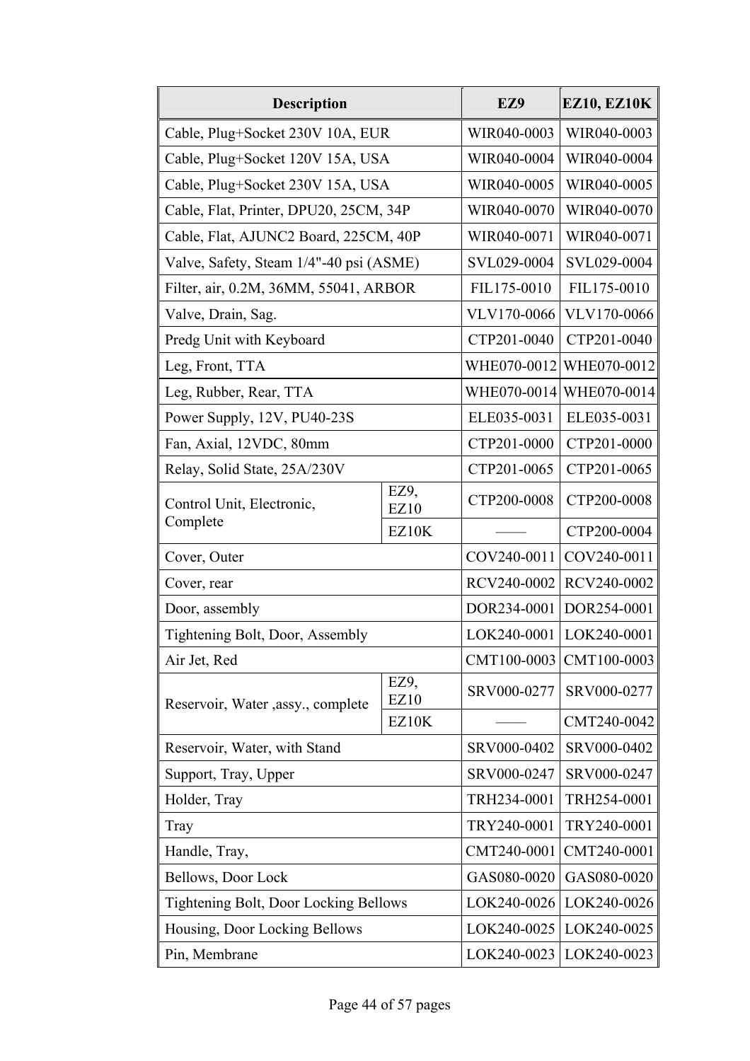| Description | | EZ9 | EZ10, EZ10K |
|---|---|---|---|
| Cable, Plug+Socket 230V 10A, EUR | | WIR040-0003 | WIR040-0003 |
| Cable, Plug+Socket 120V 15A, USA | | WIR040-0004 | WIR040-0004 |
| Cable, Plug+Socket 230V 15A, USA | | WIR040-0005 | WIR040-0005 |
| Cable, Flat, Printer, DPU20, 25CM, 34P | | WIR040-0070 | WIR040-0070 |
| Cable, Flat, AJUNC2 Board, 225CM, 40P | | WIR040-0071 | WIR040-0071 |
| Valve, Safety, Steam 1/4"-40 psi (ASME) | | SVL029-0004 | SVL029-0004 |
| Filter, air, 0.2M, 36MM, 55041, ARBOR | | FIL175-0010 | FIL175-0010 |
| Valve, Drain, Sag. | | VLV170-0066 | VLV170-0066 |
| Predg Unit with Keyboard | | CTP201-0040 | CTP201-0040 |
| Leg, Front, TTA | | WHE070-0012 | WHE070-0012 |
| Leg, Rubber, Rear, TTA | | WHE070-0014 | WHE070-0014 |
| Power Supply, 12V, PU40-23S | | ELE035-0031 | ELE035-0031 |
| Fan, Axial, 12VDC, 80mm | | CTP201-0000 | CTP201-0000 |
| Relay, Solid State, 25A/230V | | CTP201-0065 | CTP201-0065 |
| Control Unit, Electronic, Complete | EZ9, EZ10 | CTP200-0008 | CTP200-0008 |
| | EZ10K | —— | CTP200-0004 |
| Cover, Outer | | COV240-0011 | COV240-0011 |
| Cover, rear | | RCV240-0002 | RCV240-0002 |
| Door, assembly | | DOR234-0001 | DOR254-0001 |
| Tightening Bolt, Door, Assembly | | LOK240-0001 | LOK240-0001 |
| Air Jet, Red | | CMT100-0003 | CMT100-0003 |
| Reservoir, Water ,assy., complete | EZ9, EZ10 | SRV000-0277 | SRV000-0277 |
| | EZ10K | —— | CMT240-0042 |
| Reservoir, Water, with Stand | | SRV000-0402 | SRV000-0402 |
| Support, Tray, Upper | | SRV000-0247 | SRV000-0247 |
| Holder, Tray | | TRH234-0001 | TRH254-0001 |
| Tray | | TRY240-0001 | TRY240-0001 |
| Handle, Tray, | | CMT240-0001 | CMT240-0001 |
| Bellows, Door Lock | | GAS080-0020 | GAS080-0020 |
| Tightening Bolt, Door Locking Bellows | | LOK240-0026 | LOK240-0026 |
| Housing, Door Locking Bellows | | LOK240-0025 | LOK240-0025 |
| Pin, Membrane | | LOK240-0023 | LOK240-0023 |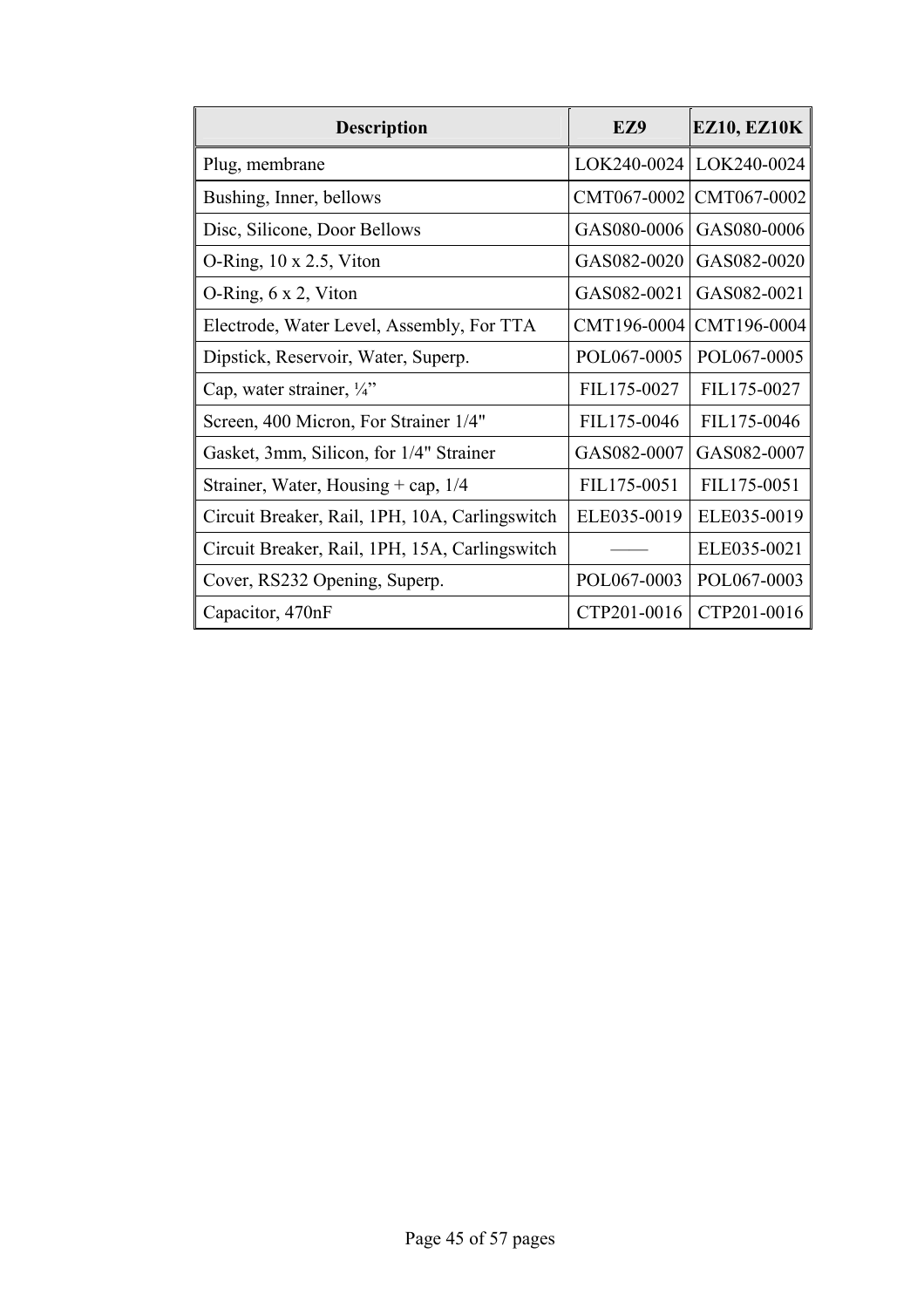| Description | EZ9 | EZ10, EZ10K |
|---|---|---|
| Plug, membrane | LOK240-0024 | LOK240-0024 |
| Bushing, Inner, bellows | CMT067-0002 | CMT067-0002 |
| Disc, Silicone, Door Bellows | GAS080-0006 | GAS080-0006 |
| O-Ring, 10 x 2.5, Viton | GAS082-0020 | GAS082-0020 |
| O-Ring, 6 x 2, Viton | GAS082-0021 | GAS082-0021 |
| Electrode, Water Level, Assembly, For TTA | CMT196-0004 | CMT196-0004 |
| Dipstick, Reservoir, Water, Superp. | POL067-0005 | POL067-0005 |
| Cap, water strainer, ¼” | FIL175-0027 | FIL175-0027 |
| Screen, 400 Micron, For Strainer 1/4" | FIL175-0046 | FIL175-0046 |
| Gasket, 3mm, Silicon, for 1/4" Strainer | GAS082-0007 | GAS082-0007 |
| Strainer, Water, Housing + cap, 1/4 | FIL175-0051 | FIL175-0051 |
| Circuit Breaker, Rail, 1PH, 10A, Carlingswitch | ELE035-0019 | ELE035-0019 |
| Circuit Breaker, Rail, 1PH, 15A, Carlingswitch | —— | ELE035-0021 |
| Cover, RS232 Opening, Superp. | POL067-0003 | POL067-0003 |
| Capacitor, 470nF | CTP201-0016 | CTP201-0016 |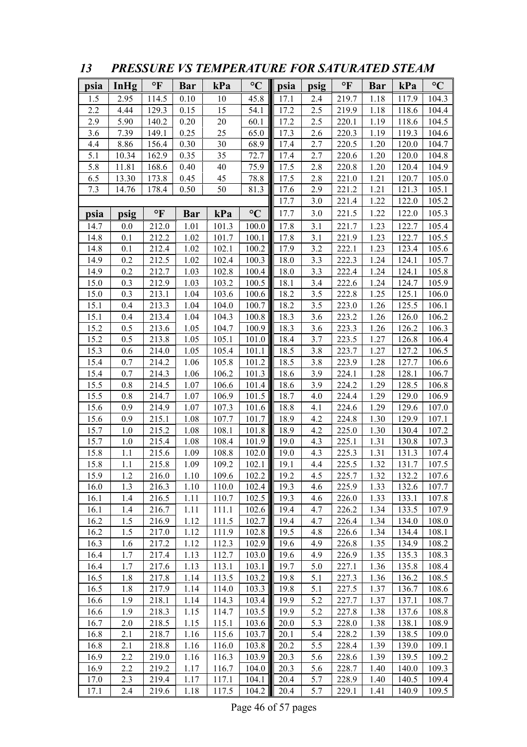## 13 PRESSURE VS TEMPERATURE FOR SATURATED STEAM

| psia | InHg | °F | Bar | kPa | °C |
|---|---|---|---|---|---|
| 1.5 | 2.95 | 114.5 | 0.10 | 10 | 45.8 |
| 2.2 | 4.44 | 129.3 | 0.15 | 15 | 54.1 |
| 2.9 | 5.90 | 140.2 | 0.20 | 20 | 60.1 |
| 3.6 | 7.39 | 149.1 | 0.25 | 25 | 65.0 |
| 4.4 | 8.86 | 156.4 | 0.30 | 30 | 68.9 |
| 5.1 | 10.34 | 162.9 | 0.35 | 35 | 72.7 |
| 5.8 | 11.81 | 168.6 | 0.40 | 40 | 75.9 |
| 6.5 | 13.30 | 173.8 | 0.45 | 45 | 78.8 |
| 7.3 | 14.76 | 178.4 | 0.50 | 50 | 81.3 |

| psia | psig | °F | Bar | kPa | °C |
|---|---|---|---|---|---|
| 14.7 | 0.0 | 212.0 | 1.01 | 101.3 | 100.0 |
| 14.8 | 0.1 | 212.2 | 1.02 | 101.7 | 100.1 |
| 14.8 | 0.1 | 212.4 | 1.02 | 102.1 | 100.2 |
| 14.9 | 0.2 | 212.5 | 1.02 | 102.4 | 100.3 |
| 14.9 | 0.2 | 212.7 | 1.03 | 102.8 | 100.4 |
| 15.0 | 0.3 | 212.9 | 1.03 | 103.2 | 100.5 |
| 15.0 | 0.3 | 213.1 | 1.04 | 103.6 | 100.6 |
| 15.1 | 0.4 | 213.3 | 1.04 | 104.0 | 100.7 |
| 15.1 | 0.4 | 213.4 | 1.04 | 104.3 | 100.8 |
| 15.2 | 0.5 | 213.6 | 1.05 | 104.7 | 100.9 |
| 15.2 | 0.5 | 213.8 | 1.05 | 105.1 | 101.0 |
| 15.3 | 0.6 | 214.0 | 1.05 | 105.4 | 101.1 |
| 15.4 | 0.7 | 214.2 | 1.06 | 105.8 | 101.2 |
| 15.4 | 0.7 | 214.3 | 1.06 | 106.2 | 101.3 |
| 15.5 | 0.8 | 214.5 | 1.07 | 106.6 | 101.4 |
| 15.5 | 0.8 | 214.7 | 1.07 | 106.9 | 101.5 |
| 15.6 | 0.9 | 214.9 | 1.07 | 107.3 | 101.6 |
| 15.6 | 0.9 | 215.1 | 1.08 | 107.7 | 101.7 |
| 15.7 | 1.0 | 215.2 | 1.08 | 108.1 | 101.8 |
| 15.7 | 1.0 | 215.4 | 1.08 | 108.4 | 101.9 |
| 15.8 | 1.1 | 215.6 | 1.09 | 108.8 | 102.0 |
| 15.8 | 1.1 | 215.8 | 1.09 | 109.2 | 102.1 |
| 15.9 | 1.2 | 216.0 | 1.10 | 109.6 | 102.2 |
| 16.0 | 1.3 | 216.3 | 1.10 | 110.0 | 102.4 |
| 16.1 | 1.4 | 216.5 | 1.11 | 110.7 | 102.5 |
| 16.1 | 1.4 | 216.7 | 1.11 | 111.1 | 102.6 |
| 16.2 | 1.5 | 216.9 | 1.12 | 111.5 | 102.7 |
| 16.2 | 1.5 | 217.0 | 1.12 | 111.9 | 102.8 |
| 16.3 | 1.6 | 217.2 | 1.12 | 112.3 | 102.9 |
| 16.4 | 1.7 | 217.4 | 1.13 | 112.7 | 103.0 |
| 16.4 | 1.7 | 217.6 | 1.13 | 113.1 | 103.1 |
| 16.5 | 1.8 | 217.8 | 1.14 | 113.5 | 103.2 |
| 16.5 | 1.8 | 217.9 | 1.14 | 114.0 | 103.3 |
| 16.6 | 1.9 | 218.1 | 1.14 | 114.3 | 103.4 |
| 16.6 | 1.9 | 218.3 | 1.15 | 114.7 | 103.5 |
| 16.7 | 2.0 | 218.5 | 1.15 | 115.1 | 103.6 |
| 16.8 | 2.1 | 218.7 | 1.16 | 115.6 | 103.7 |
| 16.8 | 2.1 | 218.8 | 1.16 | 116.0 | 103.8 |
| 16.9 | 2.2 | 219.0 | 1.16 | 116.3 | 103.9 |
| 16.9 | 2.2 | 219.2 | 1.17 | 116.7 | 104.0 |
| 17.0 | 2.3 | 219.4 | 1.17 | 117.1 | 104.1 |
| 17.1 | 2.4 | 219.6 | 1.18 | 117.5 | 104.2 |
| 17.1 | 2.4 | 219.7 | 1.18 | 117.9 | 104.3 |
| 17.2 | 2.5 | 219.9 | 1.18 | 118.6 | 104.4 |
| 17.2 | 2.5 | 220.1 | 1.19 | 118.6 | 104.5 |
| 17.3 | 2.6 | 220.3 | 1.19 | 119.3 | 104.6 |
| 17.4 | 2.7 | 220.5 | 1.20 | 120.0 | 104.7 |
| 17.4 | 2.7 | 220.6 | 1.20 | 120.0 | 104.8 |
| 17.5 | 2.8 | 220.8 | 1.20 | 120.4 | 104.9 |
| 17.5 | 2.8 | 221.0 | 1.21 | 120.7 | 105.0 |
| 17.6 | 2.9 | 221.2 | 1.21 | 121.3 | 105.1 |
| 17.7 | 3.0 | 221.4 | 1.22 | 122.0 | 105.2 |
| 17.7 | 3.0 | 221.5 | 1.22 | 122.0 | 105.3 |
| 17.8 | 3.1 | 221.7 | 1.23 | 122.7 | 105.4 |
| 17.8 | 3.1 | 221.9 | 1.23 | 122.7 | 105.5 |
| 17.9 | 3.2 | 222.1 | 1.23 | 123.4 | 105.6 |
| 18.0 | 3.3 | 222.3 | 1.24 | 124.1 | 105.7 |
| 18.0 | 3.3 | 222.4 | 1.24 | 124.1 | 105.8 |
| 18.1 | 3.4 | 222.6 | 1.24 | 124.7 | 105.9 |
| 18.2 | 3.5 | 222.8 | 1.25 | 125.1 | 106.0 |
| 18.2 | 3.5 | 223.0 | 1.26 | 125.5 | 106.1 |
| 18.3 | 3.6 | 223.2 | 1.26 | 126.0 | 106.2 |
| 18.3 | 3.6 | 223.3 | 1.26 | 126.2 | 106.3 |
| 18.4 | 3.7 | 223.5 | 1.27 | 126.8 | 106.4 |
| 18.5 | 3.8 | 223.7 | 1.27 | 127.2 | 106.5 |
| 18.5 | 3.8 | 223.9 | 1.28 | 127.7 | 106.6 |
| 18.6 | 3.9 | 224.1 | 1.28 | 128.1 | 106.7 |
| 18.6 | 3.9 | 224.2 | 1.29 | 128.5 | 106.8 |
| 18.7 | 4.0 | 224.4 | 1.29 | 129.0 | 106.9 |
| 18.8 | 4.1 | 224.6 | 1.29 | 129.6 | 107.0 |
| 18.9 | 4.2 | 224.8 | 1.30 | 129.9 | 107.1 |
| 18.9 | 4.2 | 225.0 | 1.30 | 130.4 | 107.2 |
| 19.0 | 4.3 | 225.1 | 1.31 | 130.8 | 107.3 |
| 19.0 | 4.3 | 225.3 | 1.31 | 131.3 | 107.4 |
| 19.1 | 4.4 | 225.5 | 1.32 | 131.7 | 107.5 |
| 19.2 | 4.5 | 225.7 | 1.32 | 132.2 | 107.6 |
| 19.3 | 4.6 | 225.9 | 1.33 | 132.6 | 107.7 |
| 19.3 | 4.6 | 226.0 | 1.33 | 133.1 | 107.8 |
| 19.4 | 4.7 | 226.2 | 1.34 | 133.5 | 107.9 |
| 19.4 | 4.7 | 226.4 | 1.34 | 134.0 | 108.0 |
| 19.5 | 4.8 | 226.6 | 1.34 | 134.4 | 108.1 |
| 19.6 | 4.9 | 226.8 | 1.35 | 134.9 | 108.2 |
| 19.6 | 4.9 | 226.9 | 1.35 | 135.3 | 108.3 |
| 19.7 | 5.0 | 227.1 | 1.36 | 135.8 | 108.4 |
| 19.8 | 5.1 | 227.3 | 1.36 | 136.2 | 108.5 |
| 19.8 | 5.1 | 227.5 | 1.37 | 136.7 | 108.6 |
| 19.9 | 5.2 | 227.7 | 1.37 | 137.1 | 108.7 |
| 19.9 | 5.2 | 227.8 | 1.38 | 137.6 | 108.8 |
| 20.0 | 5.3 | 228.0 | 1.38 | 138.1 | 108.9 |
| 20.1 | 5.4 | 228.2 | 1.39 | 138.5 | 109.0 |
| 20.2 | 5.5 | 228.4 | 1.39 | 139.0 | 109.1 |
| 20.3 | 5.6 | 228.6 | 1.39 | 139.5 | 109.2 |
| 20.3 | 5.6 | 228.7 | 1.40 | 140.0 | 109.3 |
| 20.4 | 5.7 | 228.9 | 1.40 | 140.5 | 109.4 |
| 20.4 | 5.7 | 229.1 | 1.41 | 140.9 | 109.5 |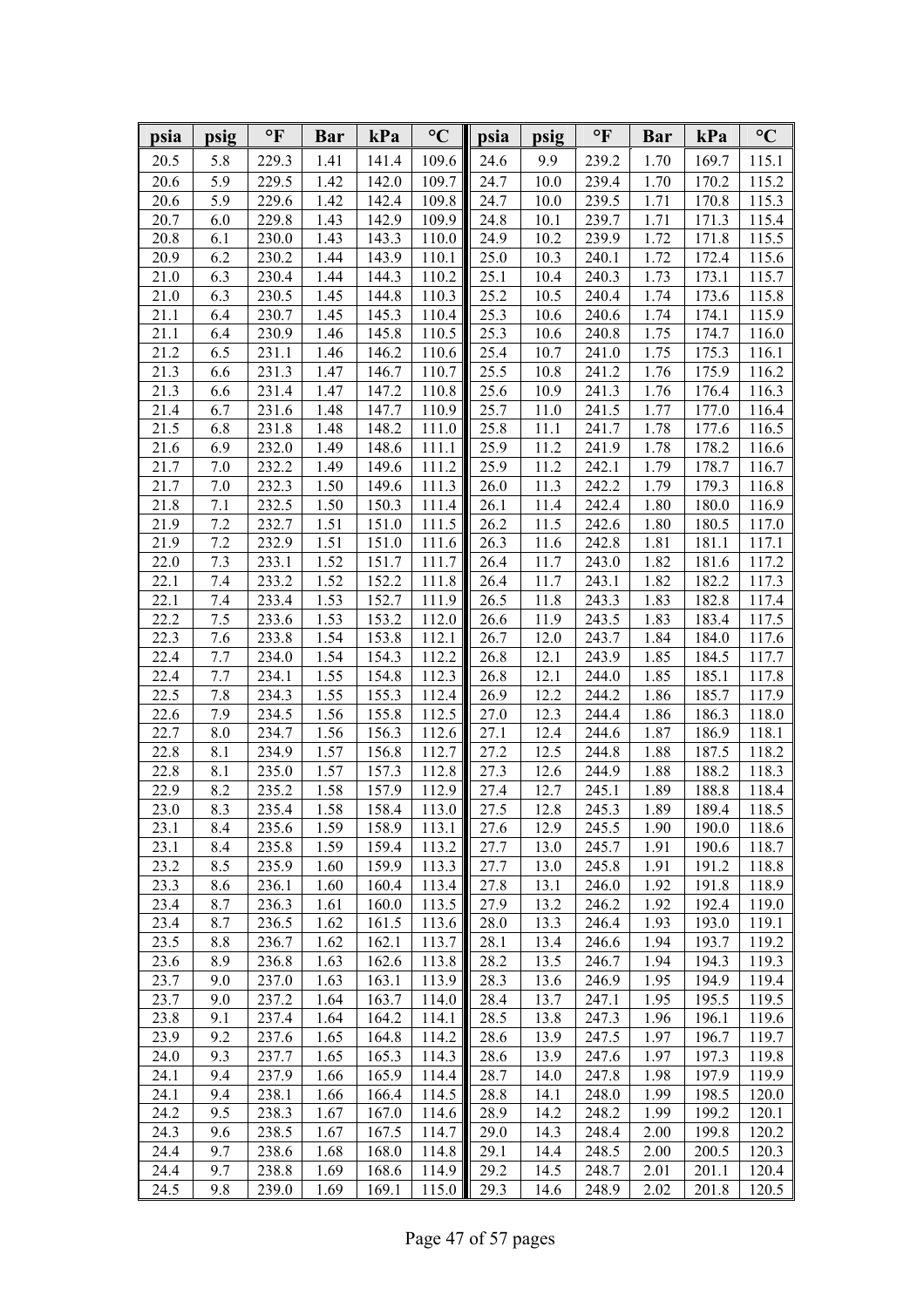| psia | psig | °F | Bar | kPa | °C | psia | psig | °F | Bar | kPa | °C |
|---|---|---|---|---|---|---|---|---|---|---|---|
| 20.5 | 5.8 | 229.3 | 1.41 | 141.4 | 109.6 | 24.6 | 9.9 | 239.2 | 1.70 | 169.7 | 115.1 |
| 20.6 | 5.9 | 229.5 | 1.42 | 142.0 | 109.7 | 24.7 | 10.0 | 239.4 | 1.70 | 170.2 | 115.2 |
| 20.6 | 5.9 | 229.6 | 1.42 | 142.4 | 109.8 | 24.7 | 10.0 | 239.5 | 1.71 | 170.8 | 115.3 |
| 20.7 | 6.0 | 229.8 | 1.43 | 142.9 | 109.9 | 24.8 | 10.1 | 239.7 | 1.71 | 171.3 | 115.4 |
| 20.8 | 6.1 | 230.0 | 1.43 | 143.3 | 110.0 | 24.9 | 10.2 | 239.9 | 1.72 | 171.8 | 115.5 |
| 20.9 | 6.2 | 230.2 | 1.44 | 143.9 | 110.1 | 25.0 | 10.3 | 240.1 | 1.72 | 172.4 | 115.6 |
| 21.0 | 6.3 | 230.4 | 1.44 | 144.3 | 110.2 | 25.1 | 10.4 | 240.3 | 1.73 | 173.1 | 115.7 |
| 21.0 | 6.3 | 230.5 | 1.45 | 144.8 | 110.3 | 25.2 | 10.5 | 240.4 | 1.74 | 173.6 | 115.8 |
| 21.1 | 6.4 | 230.7 | 1.45 | 145.3 | 110.4 | 25.3 | 10.6 | 240.6 | 1.74 | 174.1 | 115.9 |
| 21.1 | 6.4 | 230.9 | 1.46 | 145.8 | 110.5 | 25.3 | 10.6 | 240.8 | 1.75 | 174.7 | 116.0 |
| 21.2 | 6.5 | 231.1 | 1.46 | 146.2 | 110.6 | 25.4 | 10.7 | 241.0 | 1.75 | 175.3 | 116.1 |
| 21.3 | 6.6 | 231.3 | 1.47 | 146.7 | 110.7 | 25.5 | 10.8 | 241.2 | 1.76 | 175.9 | 116.2 |
| 21.3 | 6.6 | 231.4 | 1.47 | 147.2 | 110.8 | 25.6 | 10.9 | 241.3 | 1.76 | 176.4 | 116.3 |
| 21.4 | 6.7 | 231.6 | 1.48 | 147.7 | 110.9 | 25.7 | 11.0 | 241.5 | 1.77 | 177.0 | 116.4 |
| 21.5 | 6.8 | 231.8 | 1.48 | 148.2 | 111.0 | 25.8 | 11.1 | 241.7 | 1.78 | 177.6 | 116.5 |
| 21.6 | 6.9 | 232.0 | 1.49 | 148.6 | 111.1 | 25.9 | 11.2 | 241.9 | 1.78 | 178.2 | 116.6 |
| 21.7 | 7.0 | 232.2 | 1.49 | 149.6 | 111.2 | 25.9 | 11.2 | 242.1 | 1.79 | 178.7 | 116.7 |
| 21.7 | 7.0 | 232.3 | 1.50 | 149.6 | 111.3 | 26.0 | 11.3 | 242.2 | 1.79 | 179.3 | 116.8 |
| 21.8 | 7.1 | 232.5 | 1.50 | 150.3 | 111.4 | 26.1 | 11.4 | 242.4 | 1.80 | 180.0 | 116.9 |
| 21.9 | 7.2 | 232.7 | 1.51 | 151.0 | 111.5 | 26.2 | 11.5 | 242.6 | 1.80 | 180.5 | 117.0 |
| 21.9 | 7.2 | 232.9 | 1.51 | 151.0 | 111.6 | 26.3 | 11.6 | 242.8 | 1.81 | 181.1 | 117.1 |
| 22.0 | 7.3 | 233.1 | 1.52 | 151.7 | 111.7 | 26.4 | 11.7 | 243.0 | 1.82 | 181.6 | 117.2 |
| 22.1 | 7.4 | 233.2 | 1.52 | 152.2 | 111.8 | 26.4 | 11.7 | 243.1 | 1.82 | 182.2 | 117.3 |
| 22.1 | 7.4 | 233.4 | 1.53 | 152.7 | 111.9 | 26.5 | 11.8 | 243.3 | 1.83 | 182.8 | 117.4 |
| 22.2 | 7.5 | 233.6 | 1.53 | 153.2 | 112.0 | 26.6 | 11.9 | 243.5 | 1.83 | 183.4 | 117.5 |
| 22.3 | 7.6 | 233.8 | 1.54 | 153.8 | 112.1 | 26.7 | 12.0 | 243.7 | 1.84 | 184.0 | 117.6 |
| 22.4 | 7.7 | 234.0 | 1.54 | 154.3 | 112.2 | 26.8 | 12.1 | 243.9 | 1.85 | 184.5 | 117.7 |
| 22.4 | 7.7 | 234.1 | 1.55 | 154.8 | 112.3 | 26.8 | 12.1 | 244.0 | 1.85 | 185.1 | 117.8 |
| 22.5 | 7.8 | 234.3 | 1.55 | 155.3 | 112.4 | 26.9 | 12.2 | 244.2 | 1.86 | 185.7 | 117.9 |
| 22.6 | 7.9 | 234.5 | 1.56 | 155.8 | 112.5 | 27.0 | 12.3 | 244.4 | 1.86 | 186.3 | 118.0 |
| 22.7 | 8.0 | 234.7 | 1.56 | 156.3 | 112.6 | 27.1 | 12.4 | 244.6 | 1.87 | 186.9 | 118.1 |
| 22.8 | 8.1 | 234.9 | 1.57 | 156.8 | 112.7 | 27.2 | 12.5 | 244.8 | 1.88 | 187.5 | 118.2 |
| 22.8 | 8.1 | 235.0 | 1.57 | 157.3 | 112.8 | 27.3 | 12.6 | 244.9 | 1.88 | 188.2 | 118.3 |
| 22.9 | 8.2 | 235.2 | 1.58 | 157.9 | 112.9 | 27.4 | 12.7 | 245.1 | 1.89 | 188.8 | 118.4 |
| 23.0 | 8.3 | 235.4 | 1.58 | 158.4 | 113.0 | 27.5 | 12.8 | 245.3 | 1.89 | 189.4 | 118.5 |
| 23.1 | 8.4 | 235.6 | 1.59 | 158.9 | 113.1 | 27.6 | 12.9 | 245.5 | 1.90 | 190.0 | 118.6 |
| 23.1 | 8.4 | 235.8 | 1.59 | 159.4 | 113.2 | 27.7 | 13.0 | 245.7 | 1.91 | 190.6 | 118.7 |
| 23.2 | 8.5 | 235.9 | 1.60 | 159.9 | 113.3 | 27.7 | 13.0 | 245.8 | 1.91 | 191.2 | 118.8 |
| 23.3 | 8.6 | 236.1 | 1.60 | 160.4 | 113.4 | 27.8 | 13.1 | 246.0 | 1.92 | 191.8 | 118.9 |
| 23.4 | 8.7 | 236.3 | 1.61 | 160.0 | 113.5 | 27.9 | 13.2 | 246.2 | 1.92 | 192.4 | 119.0 |
| 23.4 | 8.7 | 236.5 | 1.62 | 161.5 | 113.6 | 28.0 | 13.3 | 246.4 | 1.93 | 193.0 | 119.1 |
| 23.5 | 8.8 | 236.7 | 1.62 | 162.1 | 113.7 | 28.1 | 13.4 | 246.6 | 1.94 | 193.7 | 119.2 |
| 23.6 | 8.9 | 236.8 | 1.63 | 162.6 | 113.8 | 28.2 | 13.5 | 246.7 | 1.94 | 194.3 | 119.3 |
| 23.7 | 9.0 | 237.0 | 1.63 | 163.1 | 113.9 | 28.3 | 13.6 | 246.9 | 1.95 | 194.9 | 119.4 |
| 23.7 | 9.0 | 237.2 | 1.64 | 163.7 | 114.0 | 28.4 | 13.7 | 247.1 | 1.95 | 195.5 | 119.5 |
| 23.8 | 9.1 | 237.4 | 1.64 | 164.2 | 114.1 | 28.5 | 13.8 | 247.3 | 1.96 | 196.1 | 119.6 |
| 23.9 | 9.2 | 237.6 | 1.65 | 164.8 | 114.2 | 28.6 | 13.9 | 247.5 | 1.97 | 196.7 | 119.7 |
| 24.0 | 9.3 | 237.7 | 1.65 | 165.3 | 114.3 | 28.6 | 13.9 | 247.6 | 1.97 | 197.3 | 119.8 |
| 24.1 | 9.4 | 237.9 | 1.66 | 165.9 | 114.4 | 28.7 | 14.0 | 247.8 | 1.98 | 197.9 | 119.9 |
| 24.1 | 9.4 | 238.1 | 1.66 | 166.4 | 114.5 | 28.8 | 14.1 | 248.0 | 1.99 | 198.5 | 120.0 |
| 24.2 | 9.5 | 238.3 | 1.67 | 167.0 | 114.6 | 28.9 | 14.2 | 248.2 | 1.99 | 199.2 | 120.1 |
| 24.3 | 9.6 | 238.5 | 1.67 | 167.5 | 114.7 | 29.0 | 14.3 | 248.4 | 2.00 | 199.8 | 120.2 |
| 24.4 | 9.7 | 238.6 | 1.68 | 168.0 | 114.8 | 29.1 | 14.4 | 248.5 | 2.00 | 200.5 | 120.3 |
| 24.4 | 9.7 | 238.8 | 1.69 | 168.6 | 114.9 | 29.2 | 14.5 | 248.7 | 2.01 | 201.1 | 120.4 |
| 24.5 | 9.8 | 239.0 | 1.69 | 169.1 | 115.0 | 29.3 | 14.6 | 248.9 | 2.02 | 201.8 | 120.5 |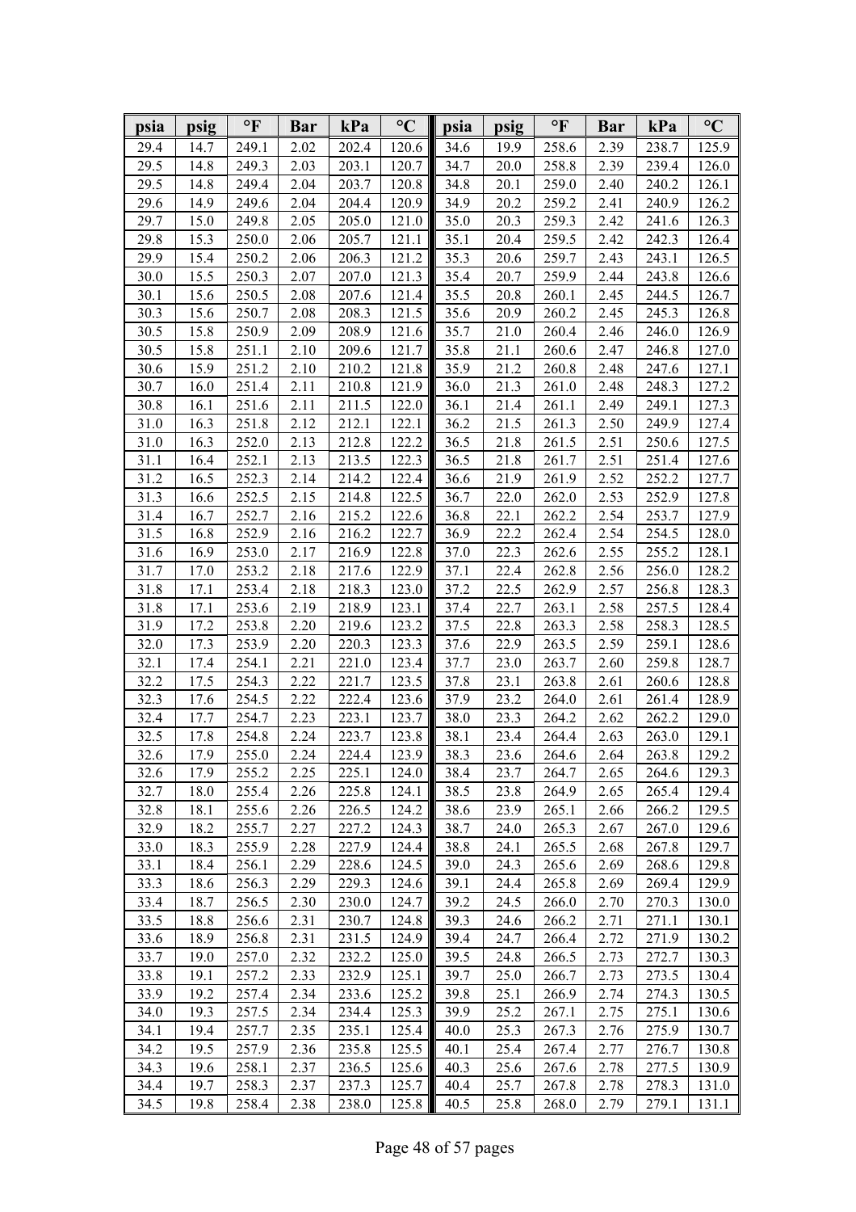| psia | psig | °F | Bar | kPa | °C | psia | psig | °F | Bar | kPa | °C |
|---|---|---|---|---|---|---|---|---|---|---|---|
| 29.4 | 14.7 | 249.1 | 2.02 | 202.4 | 120.6 | 34.6 | 19.9 | 258.6 | 2.39 | 238.7 | 125.9 |
| 29.5 | 14.8 | 249.3 | 2.03 | 203.1 | 120.7 | 34.7 | 20.0 | 258.8 | 2.39 | 239.4 | 126.0 |
| 29.5 | 14.8 | 249.4 | 2.04 | 203.7 | 120.8 | 34.8 | 20.1 | 259.0 | 2.40 | 240.2 | 126.1 |
| 29.6 | 14.9 | 249.6 | 2.04 | 204.4 | 120.9 | 34.9 | 20.2 | 259.2 | 2.41 | 240.9 | 126.2 |
| 29.7 | 15.0 | 249.8 | 2.05 | 205.0 | 121.0 | 35.0 | 20.3 | 259.3 | 2.42 | 241.6 | 126.3 |
| 29.8 | 15.3 | 250.0 | 2.06 | 205.7 | 121.1 | 35.1 | 20.4 | 259.5 | 2.42 | 242.3 | 126.4 |
| 29.9 | 15.4 | 250.2 | 2.06 | 206.3 | 121.2 | 35.3 | 20.6 | 259.7 | 2.43 | 243.1 | 126.5 |
| 30.0 | 15.5 | 250.3 | 2.07 | 207.0 | 121.3 | 35.4 | 20.7 | 259.9 | 2.44 | 243.8 | 126.6 |
| 30.1 | 15.6 | 250.5 | 2.08 | 207.6 | 121.4 | 35.5 | 20.8 | 260.1 | 2.45 | 244.5 | 126.7 |
| 30.3 | 15.6 | 250.7 | 2.08 | 208.3 | 121.5 | 35.6 | 20.9 | 260.2 | 2.45 | 245.3 | 126.8 |
| 30.5 | 15.8 | 250.9 | 2.09 | 208.9 | 121.6 | 35.7 | 21.0 | 260.4 | 2.46 | 246.0 | 126.9 |
| 30.5 | 15.8 | 251.1 | 2.10 | 209.6 | 121.7 | 35.8 | 21.1 | 260.6 | 2.47 | 246.8 | 127.0 |
| 30.6 | 15.9 | 251.2 | 2.10 | 210.2 | 121.8 | 35.9 | 21.2 | 260.8 | 2.48 | 247.6 | 127.1 |
| 30.7 | 16.0 | 251.4 | 2.11 | 210.8 | 121.9 | 36.0 | 21.3 | 261.0 | 2.48 | 248.3 | 127.2 |
| 30.8 | 16.1 | 251.6 | 2.11 | 211.5 | 122.0 | 36.1 | 21.4 | 261.1 | 2.49 | 249.1 | 127.3 |
| 31.0 | 16.3 | 251.8 | 2.12 | 212.1 | 122.1 | 36.2 | 21.5 | 261.3 | 2.50 | 249.9 | 127.4 |
| 31.0 | 16.3 | 252.0 | 2.13 | 212.8 | 122.2 | 36.5 | 21.8 | 261.5 | 2.51 | 250.6 | 127.5 |
| 31.1 | 16.4 | 252.1 | 2.13 | 213.5 | 122.3 | 36.5 | 21.8 | 261.7 | 2.51 | 251.4 | 127.6 |
| 31.2 | 16.5 | 252.3 | 2.14 | 214.2 | 122.4 | 36.6 | 21.9 | 261.9 | 2.52 | 252.2 | 127.7 |
| 31.3 | 16.6 | 252.5 | 2.15 | 214.8 | 122.5 | 36.7 | 22.0 | 262.0 | 2.53 | 252.9 | 127.8 |
| 31.4 | 16.7 | 252.7 | 2.16 | 215.2 | 122.6 | 36.8 | 22.1 | 262.2 | 2.54 | 253.7 | 127.9 |
| 31.5 | 16.8 | 252.9 | 2.16 | 216.2 | 122.7 | 36.9 | 22.2 | 262.4 | 2.54 | 254.5 | 128.0 |
| 31.6 | 16.9 | 253.0 | 2.17 | 216.9 | 122.8 | 37.0 | 22.3 | 262.6 | 2.55 | 255.2 | 128.1 |
| 31.7 | 17.0 | 253.2 | 2.18 | 217.6 | 122.9 | 37.1 | 22.4 | 262.8 | 2.56 | 256.0 | 128.2 |
| 31.8 | 17.1 | 253.4 | 2.18 | 218.3 | 123.0 | 37.2 | 22.5 | 262.9 | 2.57 | 256.8 | 128.3 |
| 31.8 | 17.1 | 253.6 | 2.19 | 218.9 | 123.1 | 37.4 | 22.7 | 263.1 | 2.58 | 257.5 | 128.4 |
| 31.9 | 17.2 | 253.8 | 2.20 | 219.6 | 123.2 | 37.5 | 22.8 | 263.3 | 2.58 | 258.3 | 128.5 |
| 32.0 | 17.3 | 253.9 | 2.20 | 220.3 | 123.3 | 37.6 | 22.9 | 263.5 | 2.59 | 259.1 | 128.6 |
| 32.1 | 17.4 | 254.1 | 2.21 | 221.0 | 123.4 | 37.7 | 23.0 | 263.7 | 2.60 | 259.8 | 128.7 |
| 32.2 | 17.5 | 254.3 | 2.22 | 221.7 | 123.5 | 37.8 | 23.1 | 263.8 | 2.61 | 260.6 | 128.8 |
| 32.3 | 17.6 | 254.5 | 2.22 | 222.4 | 123.6 | 37.9 | 23.2 | 264.0 | 2.61 | 261.4 | 128.9 |
| 32.4 | 17.7 | 254.7 | 2.23 | 223.1 | 123.7 | 38.0 | 23.3 | 264.2 | 2.62 | 262.2 | 129.0 |
| 32.5 | 17.8 | 254.8 | 2.24 | 223.7 | 123.8 | 38.1 | 23.4 | 264.4 | 2.63 | 263.0 | 129.1 |
| 32.6 | 17.9 | 255.0 | 2.24 | 224.4 | 123.9 | 38.3 | 23.6 | 264.6 | 2.64 | 263.8 | 129.2 |
| 32.6 | 17.9 | 255.2 | 2.25 | 225.1 | 124.0 | 38.4 | 23.7 | 264.7 | 2.65 | 264.6 | 129.3 |
| 32.7 | 18.0 | 255.4 | 2.26 | 225.8 | 124.1 | 38.5 | 23.8 | 264.9 | 2.65 | 265.4 | 129.4 |
| 32.8 | 18.1 | 255.6 | 2.26 | 226.5 | 124.2 | 38.6 | 23.9 | 265.1 | 2.66 | 266.2 | 129.5 |
| 32.9 | 18.2 | 255.7 | 2.27 | 227.2 | 124.3 | 38.7 | 24.0 | 265.3 | 2.67 | 267.0 | 129.6 |
| 33.0 | 18.3 | 255.9 | 2.28 | 227.9 | 124.4 | 38.8 | 24.1 | 265.5 | 2.68 | 267.8 | 129.7 |
| 33.1 | 18.4 | 256.1 | 2.29 | 228.6 | 124.5 | 39.0 | 24.3 | 265.6 | 2.69 | 268.6 | 129.8 |
| 33.3 | 18.6 | 256.3 | 2.29 | 229.3 | 124.6 | 39.1 | 24.4 | 265.8 | 2.69 | 269.4 | 129.9 |
| 33.4 | 18.7 | 256.5 | 2.30 | 230.0 | 124.7 | 39.2 | 24.5 | 266.0 | 2.70 | 270.3 | 130.0 |
| 33.5 | 18.8 | 256.6 | 2.31 | 230.7 | 124.8 | 39.3 | 24.6 | 266.2 | 2.71 | 271.1 | 130.1 |
| 33.6 | 18.9 | 256.8 | 2.31 | 231.5 | 124.9 | 39.4 | 24.7 | 266.4 | 2.72 | 271.9 | 130.2 |
| 33.7 | 19.0 | 257.0 | 2.32 | 232.2 | 125.0 | 39.5 | 24.8 | 266.5 | 2.73 | 272.7 | 130.3 |
| 33.8 | 19.1 | 257.2 | 2.33 | 232.9 | 125.1 | 39.7 | 25.0 | 266.7 | 2.73 | 273.5 | 130.4 |
| 33.9 | 19.2 | 257.4 | 2.34 | 233.6 | 125.2 | 39.8 | 25.1 | 266.9 | 2.74 | 274.3 | 130.5 |
| 34.0 | 19.3 | 257.5 | 2.34 | 234.4 | 125.3 | 39.9 | 25.2 | 267.1 | 2.75 | 275.1 | 130.6 |
| 34.1 | 19.4 | 257.7 | 2.35 | 235.1 | 125.4 | 40.0 | 25.3 | 267.3 | 2.76 | 275.9 | 130.7 |
| 34.2 | 19.5 | 257.9 | 2.36 | 235.8 | 125.5 | 40.1 | 25.4 | 267.4 | 2.77 | 276.7 | 130.8 |
| 34.3 | 19.6 | 258.1 | 2.37 | 236.5 | 125.6 | 40.3 | 25.6 | 267.6 | 2.78 | 277.5 | 130.9 |
| 34.4 | 19.7 | 258.3 | 2.37 | 237.3 | 125.7 | 40.4 | 25.7 | 267.8 | 2.78 | 278.3 | 131.0 |
| 34.5 | 19.8 | 258.4 | 2.38 | 238.0 | 125.8 | 40.5 | 25.8 | 268.0 | 2.79 | 279.1 | 131.1 |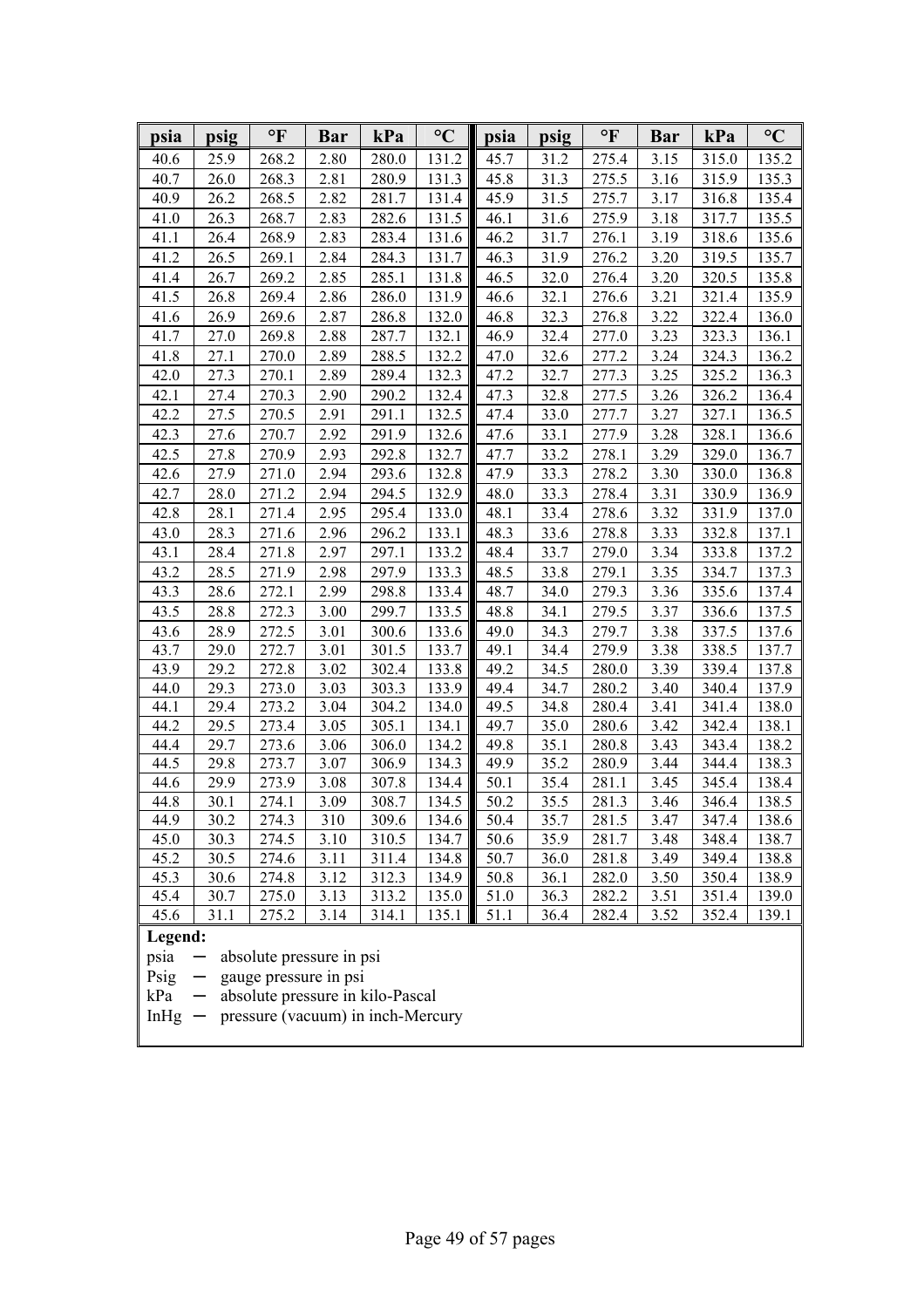| psia | psig | °F | Bar | kPa | °C | psia | psig | °F | Bar | kPa | °C |
|---|---|---|---|---|---|---|---|---|---|---|---|
| 40.6 | 25.9 | 268.2 | 2.80 | 280.0 | 131.2 | 45.7 | 31.2 | 275.4 | 3.15 | 315.0 | 135.2 |
| 40.7 | 26.0 | 268.3 | 2.81 | 280.9 | 131.3 | 45.8 | 31.3 | 275.5 | 3.16 | 315.9 | 135.3 |
| 40.9 | 26.2 | 268.5 | 2.82 | 281.7 | 131.4 | 45.9 | 31.5 | 275.7 | 3.17 | 316.8 | 135.4 |
| 41.0 | 26.3 | 268.7 | 2.83 | 282.6 | 131.5 | 46.1 | 31.6 | 275.9 | 3.18 | 317.7 | 135.5 |
| 41.1 | 26.4 | 268.9 | 2.83 | 283.4 | 131.6 | 46.2 | 31.7 | 276.1 | 3.19 | 318.6 | 135.6 |
| 41.2 | 26.5 | 269.1 | 2.84 | 284.3 | 131.7 | 46.3 | 31.9 | 276.2 | 3.20 | 319.5 | 135.7 |
| 41.4 | 26.7 | 269.2 | 2.85 | 285.1 | 131.8 | 46.5 | 32.0 | 276.4 | 3.20 | 320.5 | 135.8 |
| 41.5 | 26.8 | 269.4 | 2.86 | 286.0 | 131.9 | 46.6 | 32.1 | 276.6 | 3.21 | 321.4 | 135.9 |
| 41.6 | 26.9 | 269.6 | 2.87 | 286.8 | 132.0 | 46.8 | 32.3 | 276.8 | 3.22 | 322.4 | 136.0 |
| 41.7 | 27.0 | 269.8 | 2.88 | 287.7 | 132.1 | 46.9 | 32.4 | 277.0 | 3.23 | 323.3 | 136.1 |
| 41.8 | 27.1 | 270.0 | 2.89 | 288.5 | 132.2 | 47.0 | 32.6 | 277.2 | 3.24 | 324.3 | 136.2 |
| 42.0 | 27.3 | 270.1 | 2.89 | 289.4 | 132.3 | 47.2 | 32.7 | 277.3 | 3.25 | 325.2 | 136.3 |
| 42.1 | 27.4 | 270.3 | 2.90 | 290.2 | 132.4 | 47.3 | 32.8 | 277.5 | 3.26 | 326.2 | 136.4 |
| 42.2 | 27.5 | 270.5 | 2.91 | 291.1 | 132.5 | 47.4 | 33.0 | 277.7 | 3.27 | 327.1 | 136.5 |
| 42.3 | 27.6 | 270.7 | 2.92 | 291.9 | 132.6 | 47.6 | 33.1 | 277.9 | 3.28 | 328.1 | 136.6 |
| 42.5 | 27.8 | 270.9 | 2.93 | 292.8 | 132.7 | 47.7 | 33.2 | 278.1 | 3.29 | 329.0 | 136.7 |
| 42.6 | 27.9 | 271.0 | 2.94 | 293.6 | 132.8 | 47.9 | 33.3 | 278.2 | 3.30 | 330.0 | 136.8 |
| 42.7 | 28.0 | 271.2 | 2.94 | 294.5 | 132.9 | 48.0 | 33.3 | 278.4 | 3.31 | 330.9 | 136.9 |
| 42.8 | 28.1 | 271.4 | 2.95 | 295.4 | 133.0 | 48.1 | 33.4 | 278.6 | 3.32 | 331.9 | 137.0 |
| 43.0 | 28.3 | 271.6 | 2.96 | 296.2 | 133.1 | 48.3 | 33.6 | 278.8 | 3.33 | 332.8 | 137.1 |
| 43.1 | 28.4 | 271.8 | 2.97 | 297.1 | 133.2 | 48.4 | 33.7 | 279.0 | 3.34 | 333.8 | 137.2 |
| 43.2 | 28.5 | 271.9 | 2.98 | 297.9 | 133.3 | 48.5 | 33.8 | 279.1 | 3.35 | 334.7 | 137.3 |
| 43.3 | 28.6 | 272.1 | 2.99 | 298.8 | 133.4 | 48.7 | 34.0 | 279.3 | 3.36 | 335.6 | 137.4 |
| 43.5 | 28.8 | 272.3 | 3.00 | 299.7 | 133.5 | 48.8 | 34.1 | 279.5 | 3.37 | 336.6 | 137.5 |
| 43.6 | 28.9 | 272.5 | 3.01 | 300.6 | 133.6 | 49.0 | 34.3 | 279.7 | 3.38 | 337.5 | 137.6 |
| 43.7 | 29.0 | 272.7 | 3.01 | 301.5 | 133.7 | 49.1 | 34.4 | 279.9 | 3.38 | 338.5 | 137.7 |
| 43.9 | 29.2 | 272.8 | 3.02 | 302.4 | 133.8 | 49.2 | 34.5 | 280.0 | 3.39 | 339.4 | 137.8 |
| 44.0 | 29.3 | 273.0 | 3.03 | 303.3 | 133.9 | 49.4 | 34.7 | 280.2 | 3.40 | 340.4 | 137.9 |
| 44.1 | 29.4 | 273.2 | 3.04 | 304.2 | 134.0 | 49.5 | 34.8 | 280.4 | 3.41 | 341.4 | 138.0 |
| 44.2 | 29.5 | 273.4 | 3.05 | 305.1 | 134.1 | 49.7 | 35.0 | 280.6 | 3.42 | 342.4 | 138.1 |
| 44.4 | 29.7 | 273.6 | 3.06 | 306.0 | 134.2 | 49.8 | 35.1 | 280.8 | 3.43 | 343.4 | 138.2 |
| 44.5 | 29.8 | 273.7 | 3.07 | 306.9 | 134.3 | 49.9 | 35.2 | 280.9 | 3.44 | 344.4 | 138.3 |
| 44.6 | 29.9 | 273.9 | 3.08 | 307.8 | 134.4 | 50.1 | 35.4 | 281.1 | 3.45 | 345.4 | 138.4 |
| 44.8 | 30.1 | 274.1 | 3.09 | 308.7 | 134.5 | 50.2 | 35.5 | 281.3 | 3.46 | 346.4 | 138.5 |
| 44.9 | 30.2 | 274.3 | 310 | 309.6 | 134.6 | 50.4 | 35.7 | 281.5 | 3.47 | 347.4 | 138.6 |
| 45.0 | 30.3 | 274.5 | 3.10 | 310.5 | 134.7 | 50.6 | 35.9 | 281.7 | 3.48 | 348.4 | 138.7 |
| 45.2 | 30.5 | 274.6 | 3.11 | 311.4 | 134.8 | 50.7 | 36.0 | 281.8 | 3.49 | 349.4 | 138.8 |
| 45.3 | 30.6 | 274.8 | 3.12 | 312.3 | 134.9 | 50.8 | 36.1 | 282.0 | 3.50 | 350.4 | 138.9 |
| 45.4 | 30.7 | 275.0 | 3.13 | 313.2 | 135.0 | 51.0 | 36.3 | 282.2 | 3.51 | 351.4 | 139.0 |
| 45.6 | 31.1 | 275.2 | 3.14 | 314.1 | 135.1 | 51.1 | 36.4 | 282.4 | 3.52 | 352.4 | 139.1 |

**Legend:**

psia — absolute pressure in psi
Psig — gauge pressure in psi
kPa — absolute pressure in kilo-Pascal
InHg — pressure (vacuum) in inch-Mercury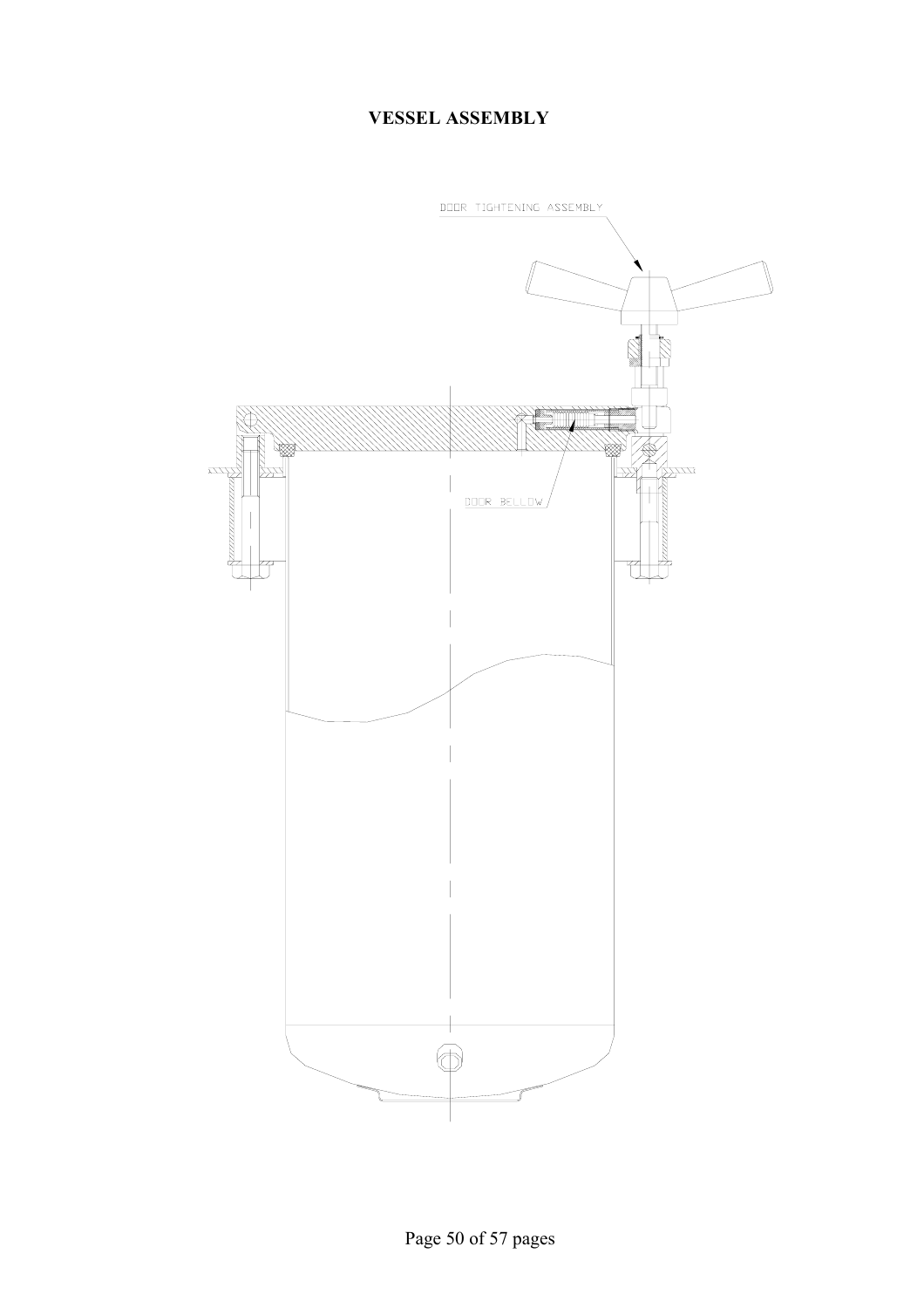# VESSEL ASSEMBLY

DOOR TIGHTENING ASSEMBLY

DOOR BELLOW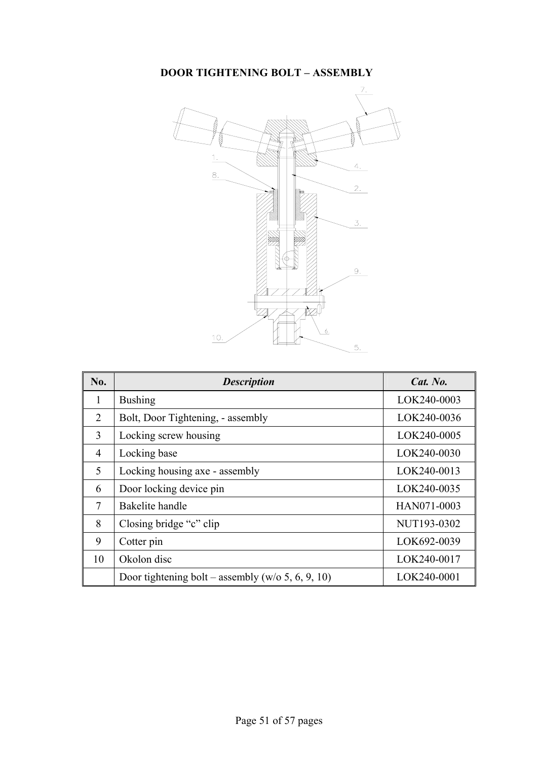# DOOR TIGHTENING BOLT – ASSEMBLY

| No. | *Description* | *Cat. No.* |
|---|---|---|
| 1 | Bushing | LOK240-0003 |
| 2 | Bolt, Door Tightening, - assembly | LOK240-0036 |
| 3 | Locking screw housing | LOK240-0005 |
| 4 | Locking base | LOK240-0030 |
| 5 | Locking housing axe - assembly | LOK240-0013 |
| 6 | Door locking device pin | LOK240-0035 |
| 7 | Bakelite handle | HAN071-0003 |
| 8 | Closing bridge “c” clip | NUT193-0302 |
| 9 | Cotter pin | LOK692-0039 |
| 10 | Okolon disc | LOK240-0017 |
| | Door tightening bolt – assembly (w/o 5, 6, 9, 10) | LOK240-0001 |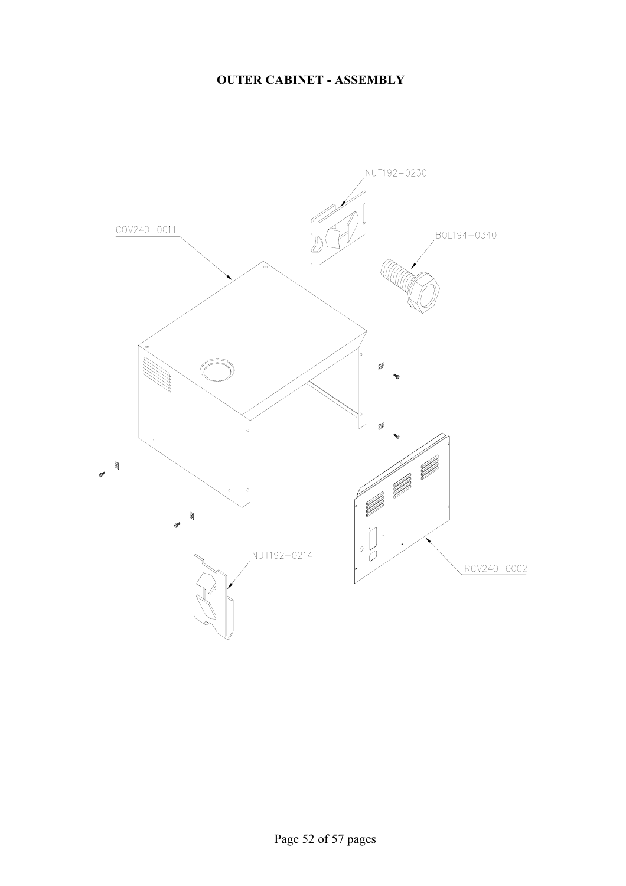# OUTER CABINET - ASSEMBLY

NUT192-0230

COV240-0011

BOL194-0340

NUT192-0214

RCV240-0002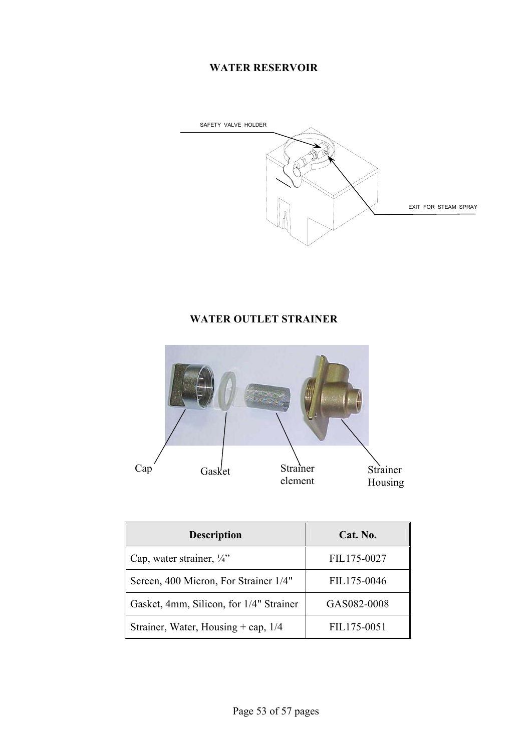# WATER RESERVOIR

SAFETY VALVE HOLDER

EXIT FOR STEAM SPRAY

# WATER OUTLET STRAINER

Cap Gasket Strainer element Strainer Housing

| Description | Cat. No. |
|---|---|
| Cap, water strainer, ¼” | FIL175-0027 |
| Screen, 400 Micron, For Strainer 1/4" | FIL175-0046 |
| Gasket, 4mm, Silicon, for 1/4" Strainer | GAS082-0008 |
| Strainer, Water, Housing + cap, 1/4 | FIL175-0051 |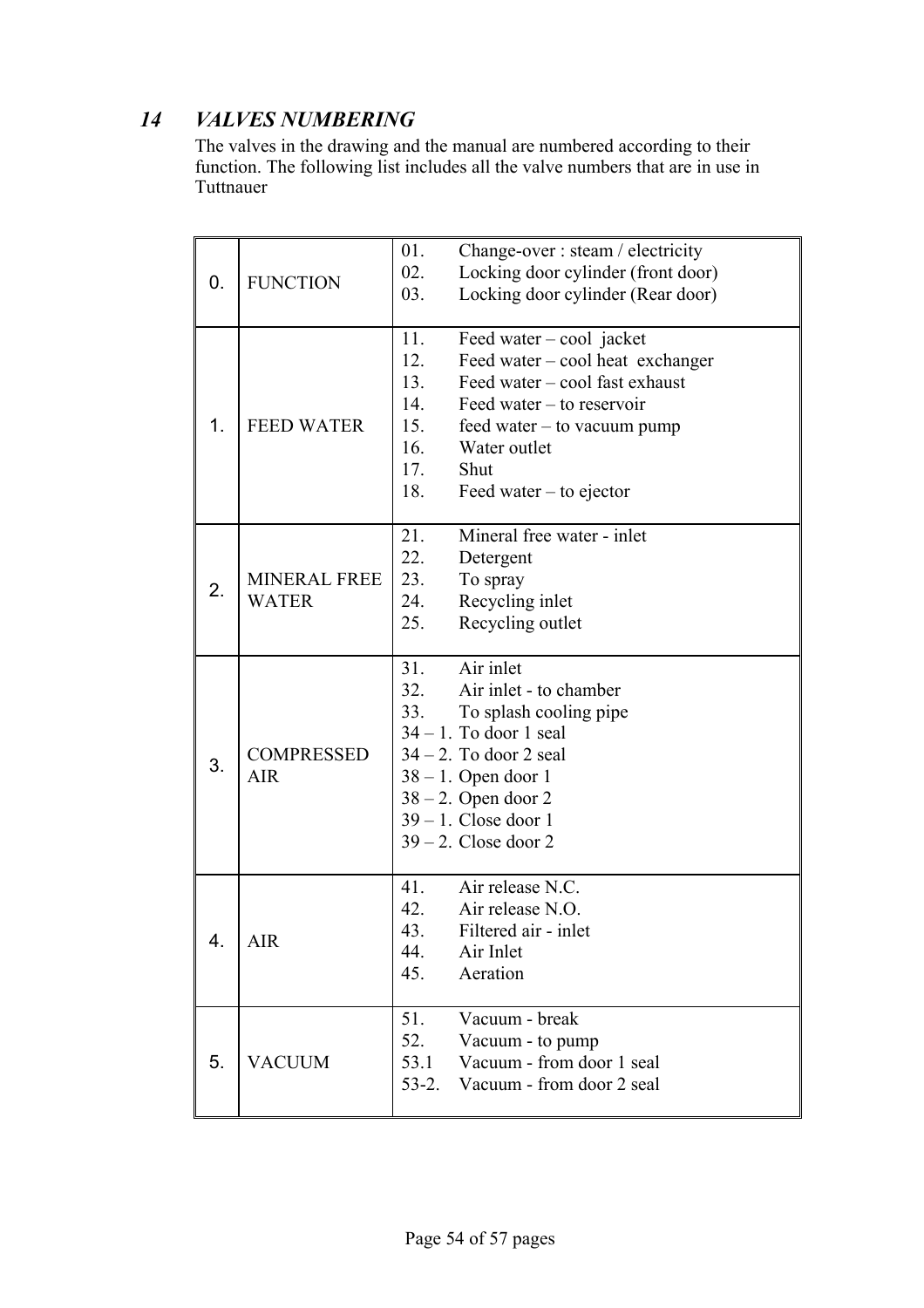## *14 VALVES NUMBERING*

The valves in the drawing and the manual are numbered according to their function. The following list includes all the valve numbers that are in use in Tuttnauer

| | | |
|---|---|---|
| 0. | FUNCTION | 01. Change-over : steam / electricity<br>02. Locking door cylinder (front door)<br>03. Locking door cylinder (Rear door) |
| 1. | FEED WATER | 11. Feed water – cool jacket<br>12. Feed water – cool heat exchanger<br>13. Feed water – cool fast exhaust<br>14. Feed water – to reservoir<br>15. feed water – to vacuum pump<br>16. Water outlet<br>17. Shut<br>18. Feed water – to ejector |
| 2. | MINERAL FREE WATER | 21. Mineral free water - inlet<br>22. Detergent<br>23. To spray<br>24. Recycling inlet<br>25. Recycling outlet |
| 3. | COMPRESSED AIR | 31. Air inlet<br>32. Air inlet - to chamber<br>33. To splash cooling pipe<br>34 – 1. To door 1 seal<br>34 – 2. To door 2 seal<br>38 – 1. Open door 1<br>38 – 2. Open door 2<br>39 – 1. Close door 1<br>39 – 2. Close door 2 |
| 4. | AIR | 41. Air release N.C.<br>42. Air release N.O.<br>43. Filtered air - inlet<br>44. Air Inlet<br>45. Aeration |
| 5. | VACUUM | 51. Vacuum - break<br>52. Vacuum - to pump<br>53.1 Vacuum - from door 1 seal<br>53-2. Vacuum - from door 2 seal |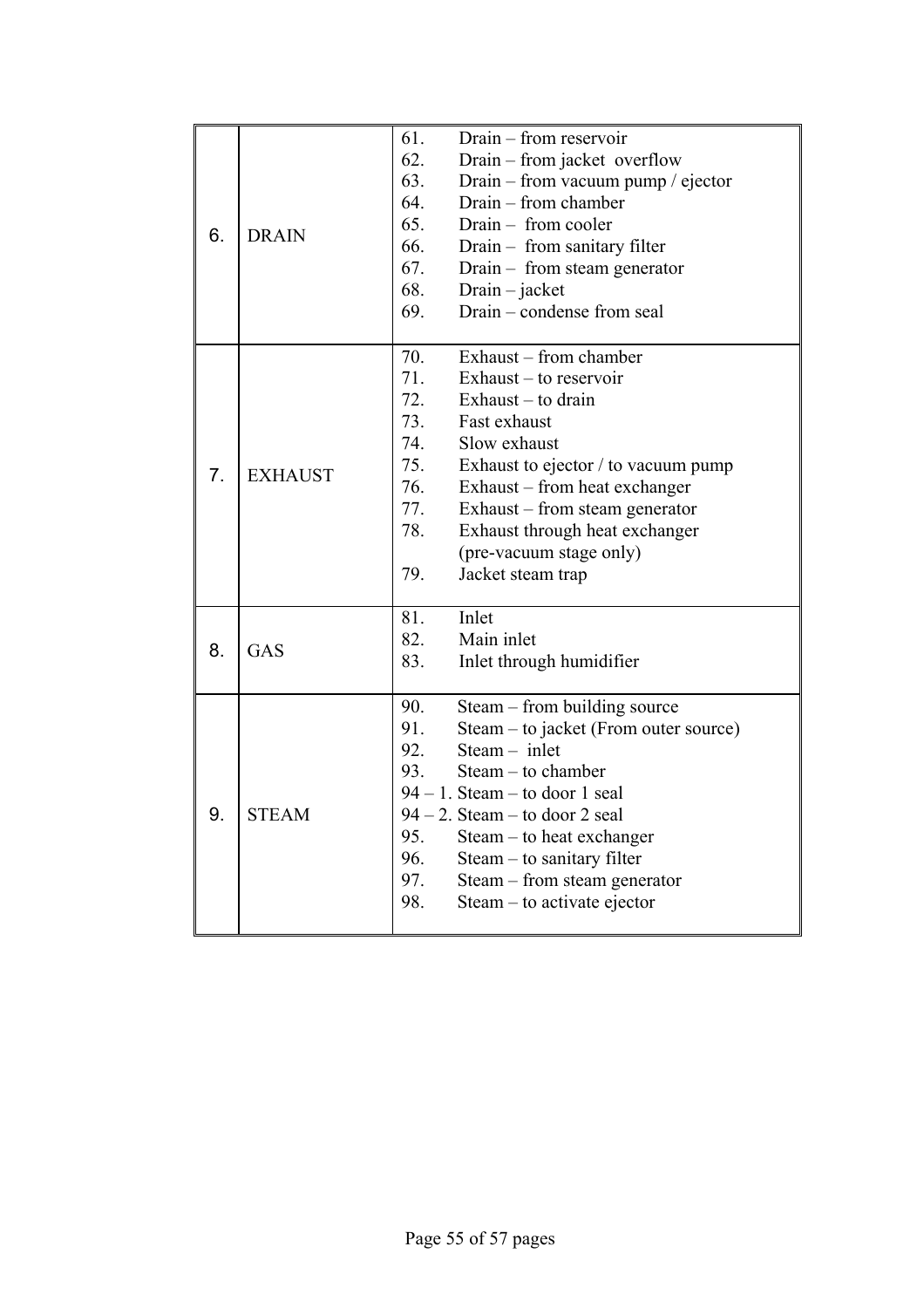| | | |
|---|---|---|
| 6. | DRAIN | 61. Drain – from reservoir<br>62. Drain – from jacket overflow<br>63. Drain – from vacuum pump / ejector<br>64. Drain – from chamber<br>65. Drain – from cooler<br>66. Drain – from sanitary filter<br>67. Drain – from steam generator<br>68. Drain – jacket<br>69. Drain – condense from seal |
| 7. | EXHAUST | 70. Exhaust – from chamber<br>71. Exhaust – to reservoir<br>72. Exhaust – to drain<br>73. Fast exhaust<br>74. Slow exhaust<br>75. Exhaust to ejector / to vacuum pump<br>76. Exhaust – from heat exchanger<br>77. Exhaust – from steam generator<br>78. Exhaust through heat exchanger (pre-vacuum stage only)<br>79. Jacket steam trap |
| 8. | GAS | 81. Inlet<br>82. Main inlet<br>83. Inlet through humidifier |
| 9. | STEAM | 90. Steam – from building source<br>91. Steam – to jacket (From outer source)<br>92. Steam – inlet<br>93. Steam – to chamber<br>94 – 1. Steam – to door 1 seal<br>94 – 2. Steam – to door 2 seal<br>95. Steam – to heat exchanger<br>96. Steam – to sanitary filter<br>97. Steam – from steam generator<br>98. Steam – to activate ejector |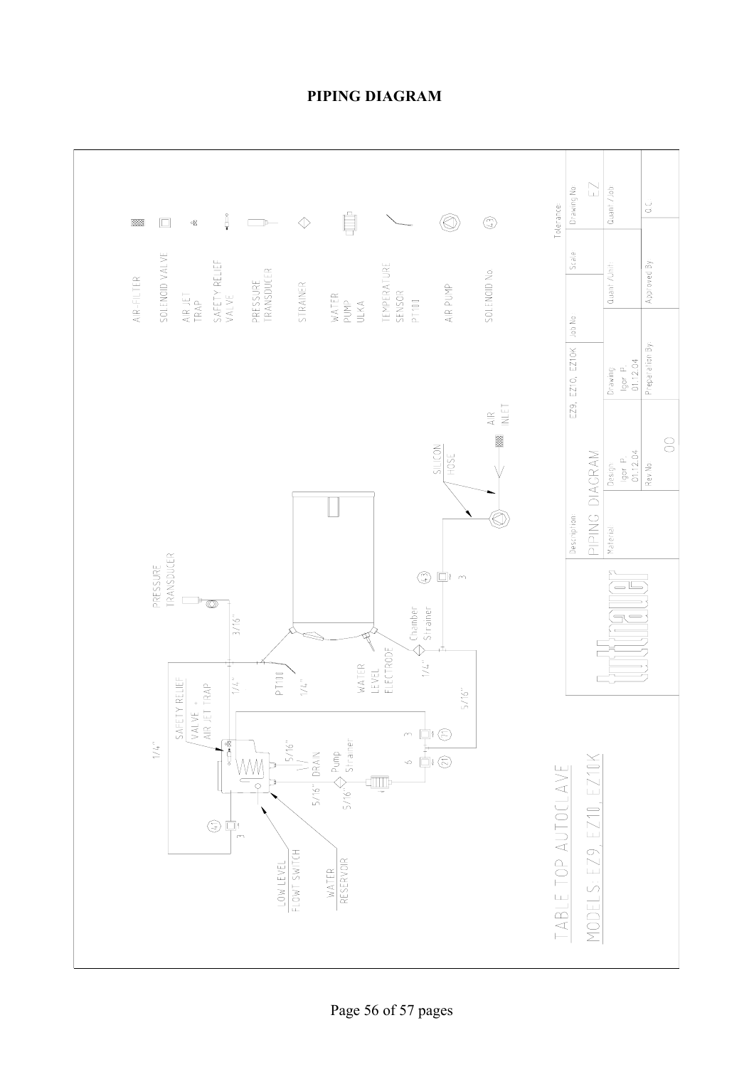# PIPING DIAGRAM

TABLE TOP AUTOCLAVE

MODELS: EZ9, EZ10, EZ10K

| Symbol | Description |
|---|---|
| | AIR-FILTER |
| | SOLENOID VALVE |
| | AIR JET TRAP |
| | SAFETY RELIEF VALVE |
| | PRESSURE TRANSDUCER |
| | STRAINER |
| | WATER PUMP ULKA |
| | TEMPERATURE SENSOR PT100 |
| | AIR PUMP |
| | SOLENOID No. |

PRESSURE TRANSDUCER

3/16"

1/4"

1/4"

1/4"

SAFETY RELIEF VALVE + AIR JET TRAP

PT100

1/4"

WATER LEVEL ELECTRODE

Chamber Strainer

1/4"

5/16"

5/16"

DRAIN

5/16"

Pump Strainer

5/16"

3

6

3

3

3

LOW LEVEL FLOAT SWITCH

WATER RESERVOIR

SILICON HOSE

AIR INLET

| Description: | | EZ9, EZ10, EZ10K | Job No: | Scale | Tolerance | Drawing No |
|---|---|---|---|---|---|---|
| PIPING DIAGRAM | | | | | | EZ |
| Material | Design: Igor P. 01.12.04 | Drawing: Igor P. 01.12.04 | Quant./Unit: | | | Quant./Job |
| | Rev No 00 | Preparation By: | Approved By: | | | Q.C. |

tuttnauer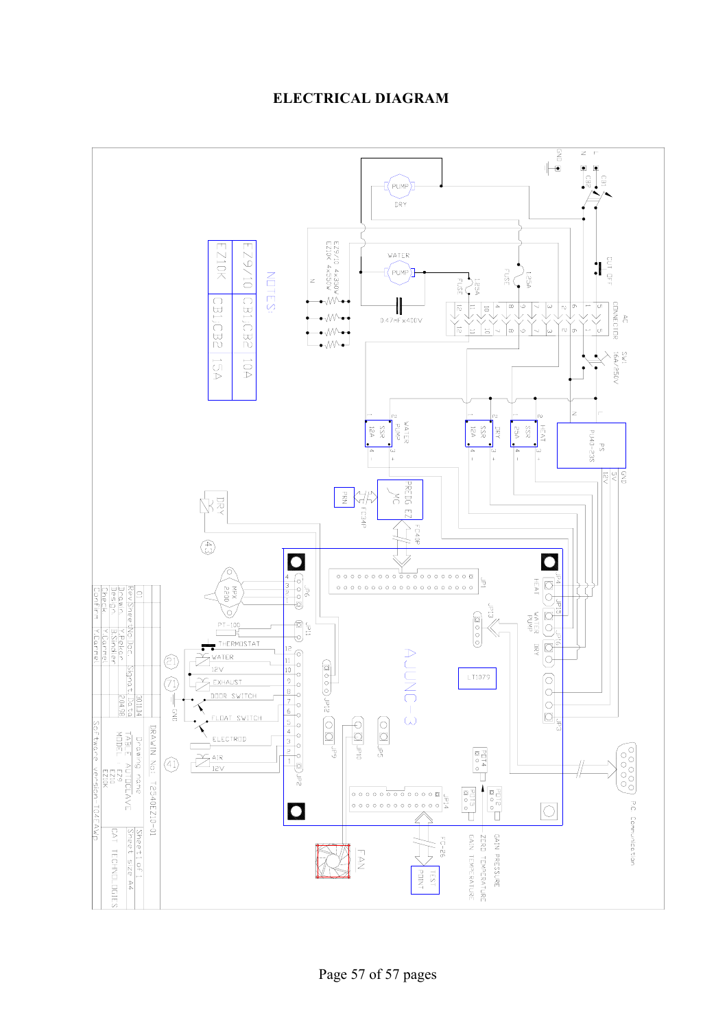# ELECTRICAL DIAGRAM

GND

N

L

CB1

CB2

CUT OFF

AC CONNECTOR

SW1 16A/250V

PUMP

DRY

WATER

PUMP

EZ9/10 4x430W

EZ10K 4x550W

1.25A FUSE

1.25A FUSE

0.47mFx400V

N

L

SSR 12A WATER PUMP

SSR 12A DRY

SSR 25A HEAT

PS PU40-23S

GND

5V

12V

PRN

FC34P

PREDG EZ MC

FC40P

DRY

43

RPX P200

PT-100

THERMOSTAT

WATER

12V

EXHAUST

DOOR SWITCH

FLOAT SWITCH

ELECTROD

AIR

12V

21

71

41

GND

JP1

JP4 HEAT

JP5 WATER PUMP

JP6 DRY

JP13

JP3

JP6

JP11

JP12

JP9

JP10

JP5

JP2

AJUNC-3

LT1079

POT4

POT3

POT2

JP14

FC-26

FAN

TEST POINT

GAIN TEMPERATURE

ZERO TEMPERATURE

GAIN PRESSURE

PC Communication

NOTES:

| | | |
|---|---|---|
| EZ9/10 | CB1,CB2 | 10A |
| EZ10K | CB1,CB2 | 15A |

| | | | | |
|---|---|---|---|---|
| 01 | | | | 301104 |
| Rev. | Sheet | No. Doc. | Signat. | Date |
| Drawn | Y.Pelor | | | 20498 |
| Design | B.Sinder | | | |
| Check | Y.Cornel | | | |
| Confirm | Y.Cornel | | | |

DRAWIN No: T2540EZ10-01

Drawing name: TABLE AUTOCLAVE MODEL EZ9 EZ10 EZ10K

Sheet 1 of 1

Sheet size A4

Software version T04FAXp

CAT TECHNOLOGIES